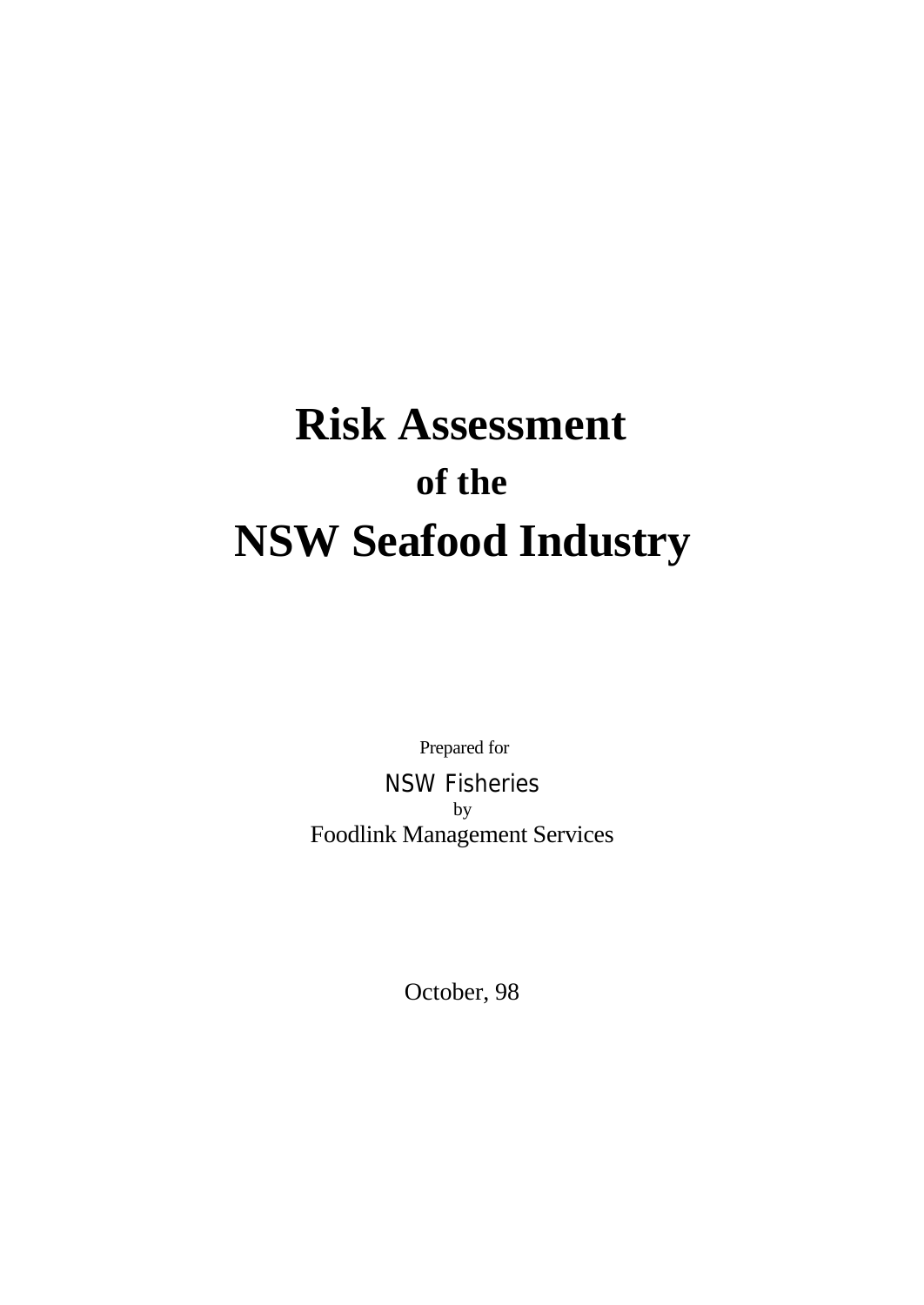# Risk Assessment
## of the
# NSW Seafood Industry

Prepared for

NSW Fisheries

by

Foodlink Management Services

October, 98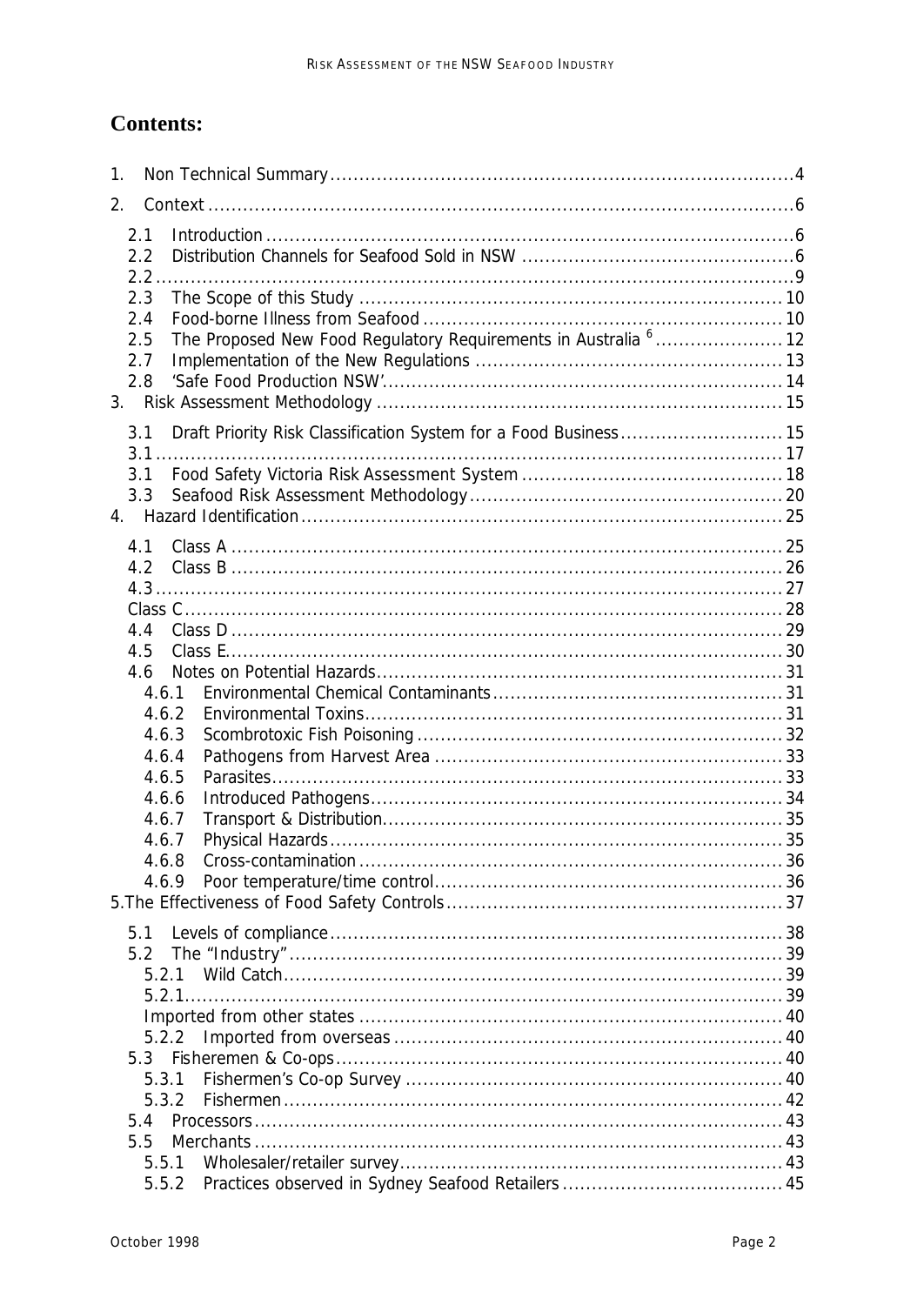# Contents:

1. Non Technical Summary ... 4
2. Context ... 6
   - 2.1 Introduction ... 6
   - 2.2 Distribution Channels for Seafood Sold in NSW ... 6
   - 2.2 ... 9
   - 2.3 The Scope of this Study ... 10
   - 2.4 Food-borne Illness from Seafood ... 10
   - 2.5 The Proposed New Food Regulatory Requirements in Australia [6] ... 12
   - 2.7 Implementation of the New Regulations ... 13
   - 2.8 'Safe Food Production NSW' ... 14
3. Risk Assessment Methodology ... 15
   - 3.1 Draft Priority Risk Classification System for a Food Business ... 15
   - 3.1 ... 17
   - 3.1 Food Safety Victoria Risk Assessment System ... 18
   - 3.3 Seafood Risk Assessment Methodology ... 20
4. Hazard Identification ... 25
   - 4.1 Class A ... 25
   - 4.2 Class B ... 26
   - 4.3 ... 27
   - Class C ... 28
   - 4.4 Class D ... 29
   - 4.5 Class E ... 30
   - 4.6 Notes on Potential Hazards ... 31
     - 4.6.1 Environmental Chemical Contaminants ... 31
     - 4.6.2 Environmental Toxins ... 31
     - 4.6.3 Scombrotoxic Fish Poisoning ... 32
     - 4.6.4 Pathogens from Harvest Area ... 33
     - 4.6.5 Parasites ... 33
     - 4.6.6 Introduced Pathogens ... 34
     - 4.6.7 Transport & Distribution ... 35
     - 4.6.7 Physical Hazards ... 35
     - 4.6.8 Cross-contamination ... 36
     - 4.6.9 Poor temperature/time control ... 36

5. The Effectiveness of Food Safety Controls ... 37
   - 5.1 Levels of compliance ... 38
   - 5.2 The "Industry" ... 39
     - 5.2.1 Wild Catch ... 39
     - 5.2.1 ... 39
     - Imported from other states ... 40
     - 5.2.2 Imported from overseas ... 40
   - 5.3 Fisheremen & Co-ops ... 40
     - 5.3.1 Fishermen's Co-op Survey ... 40
     - 5.3.2 Fishermen ... 42
   - 5.4 Processors ... 43
   - 5.5 Merchants ... 43
     - 5.5.1 Wholesaler/retailer survey ... 43
     - 5.5.2 Practices observed in Sydney Seafood Retailers ... 45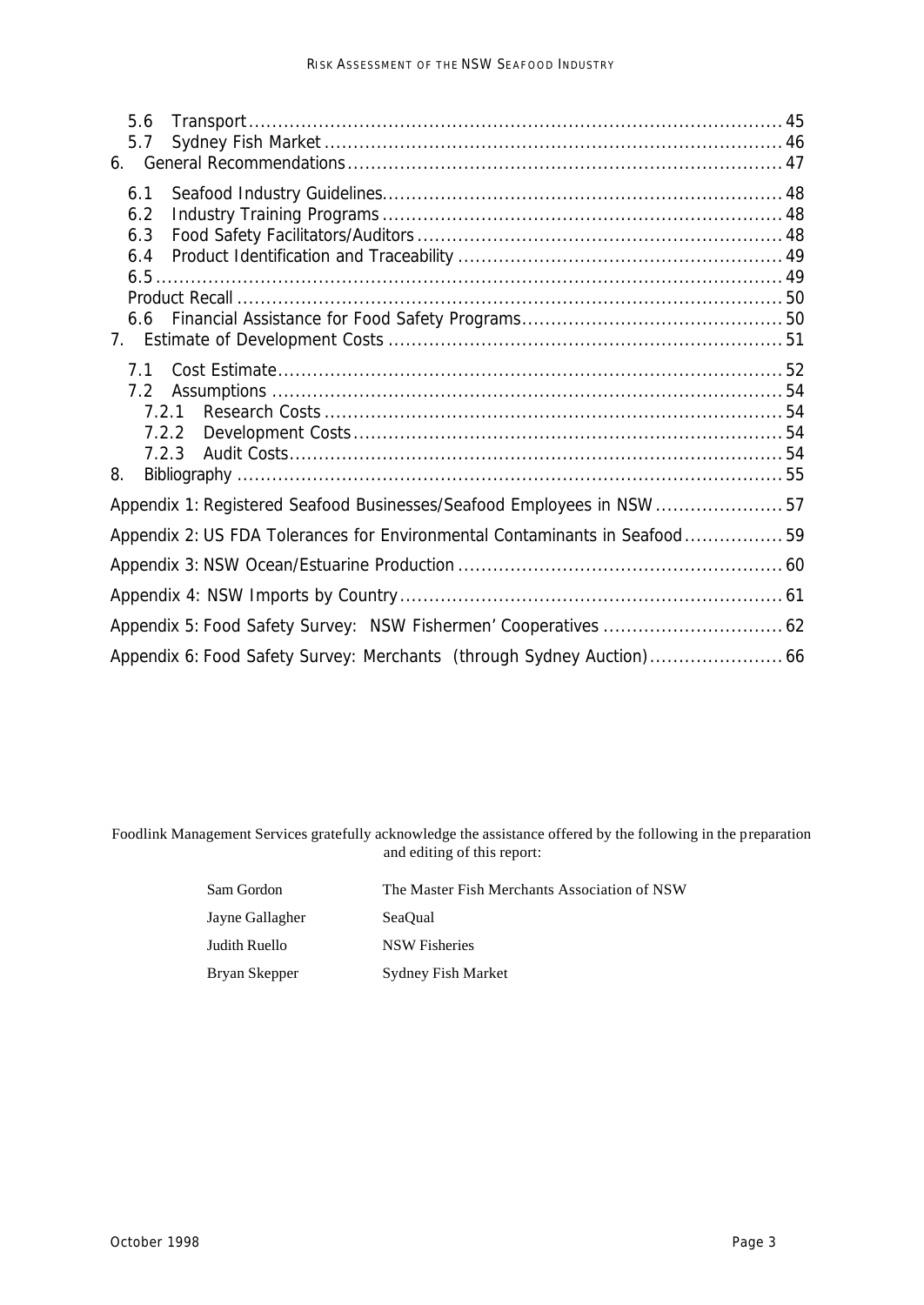5.6 Transport ........ 45
5.7 Sydney Fish Market ........ 46

6. General Recommendations ........ 47

6.1 Seafood Industry Guidelines ........ 48
6.2 Industry Training Programs ........ 48
6.3 Food Safety Facilitators/Auditors ........ 48
6.4 Product Identification and Traceability ........ 49
6.5 ........ 49
Product Recall ........ 50
6.6 Financial Assistance for Food Safety Programs ........ 50

7. Estimate of Development Costs ........ 51

7.1 Cost Estimate ........ 52
7.2 Assumptions ........ 54
7.2.1 Research Costs ........ 54
7.2.2 Development Costs ........ 54
7.2.3 Audit Costs ........ 54

8. Bibliography ........ 55

Appendix 1: Registered Seafood Businesses/Seafood Employees in NSW ........ 57

Appendix 2: US FDA Tolerances for Environmental Contaminants in Seafood ........ 59

Appendix 3: NSW Ocean/Estuarine Production ........ 60

Appendix 4: NSW Imports by Country ........ 61

Appendix 5: Food Safety Survey: NSW Fishermen's Cooperatives ........ 62

Appendix 6: Food Safety Survey: Merchants (through Sydney Auction) ........ 66

Foodlink Management Services gratefully acknowledge the assistance offered by the following in the preparation and editing of this report:

| | |
|---|---|
| Sam Gordon | The Master Fish Merchants Association of NSW |
| Jayne Gallagher | SeaQual |
| Judith Ruello | NSW Fisheries |
| Bryan Skepper | Sydney Fish Market |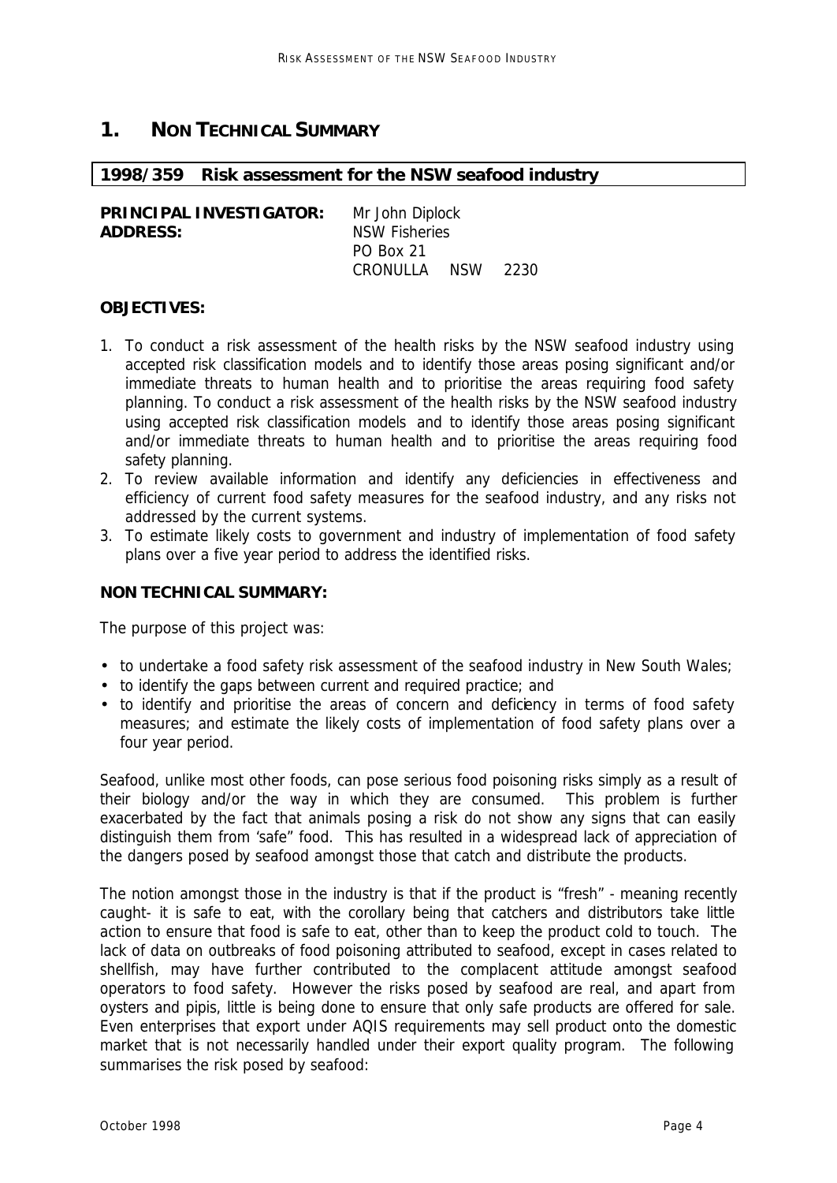# 1. NON TECHNICAL SUMMARY

**1998/359 Risk assessment for the NSW seafood industry**

**PRINCIPAL INVESTIGATOR:** Mr John Diplock
**ADDRESS:** NSW Fisheries
PO Box 21
CRONULLA NSW 2230

**OBJECTIVES:**

1. To conduct a risk assessment of the health risks by the NSW seafood industry using accepted risk classification models and to identify those areas posing significant and/or immediate threats to human health and to prioritise the areas requiring food safety planning. To conduct a risk assessment of the health risks by the NSW seafood industry using accepted risk classification models and to identify those areas posing significant and/or immediate threats to human health and to prioritise the areas requiring food safety planning.
2. To review available information and identify any deficiencies in effectiveness and efficiency of current food safety measures for the seafood industry, and any risks not addressed by the current systems.
3. To estimate likely costs to government and industry of implementation of food safety plans over a five year period to address the identified risks.

**NON TECHNICAL SUMMARY:**

The purpose of this project was:

- to undertake a food safety risk assessment of the seafood industry in New South Wales;
- to identify the gaps between current and required practice; and
- to identify and prioritise the areas of concern and deficiency in terms of food safety measures; and estimate the likely costs of implementation of food safety plans over a four year period.

Seafood, unlike most other foods, can pose serious food poisoning risks simply as a result of their biology and/or the way in which they are consumed. This problem is further exacerbated by the fact that animals posing a risk do not show any signs that can easily distinguish them from 'safe" food. This has resulted in a widespread lack of appreciation of the dangers posed by seafood amongst those that catch and distribute the products.

The notion amongst those in the industry is that if the product is "fresh" - meaning recently caught- it is safe to eat, with the corollary being that catchers and distributors take little action to ensure that food is safe to eat, other than to keep the product cold to touch. The lack of data on outbreaks of food poisoning attributed to seafood, except in cases related to shellfish, may have further contributed to the complacent attitude amongst seafood operators to food safety. However the risks posed by seafood are real, and apart from oysters and pipis, little is being done to ensure that only safe products are offered for sale. Even enterprises that export under AQIS requirements may sell product onto the domestic market that is not necessarily handled under their export quality program. The following summarises the risk posed by seafood: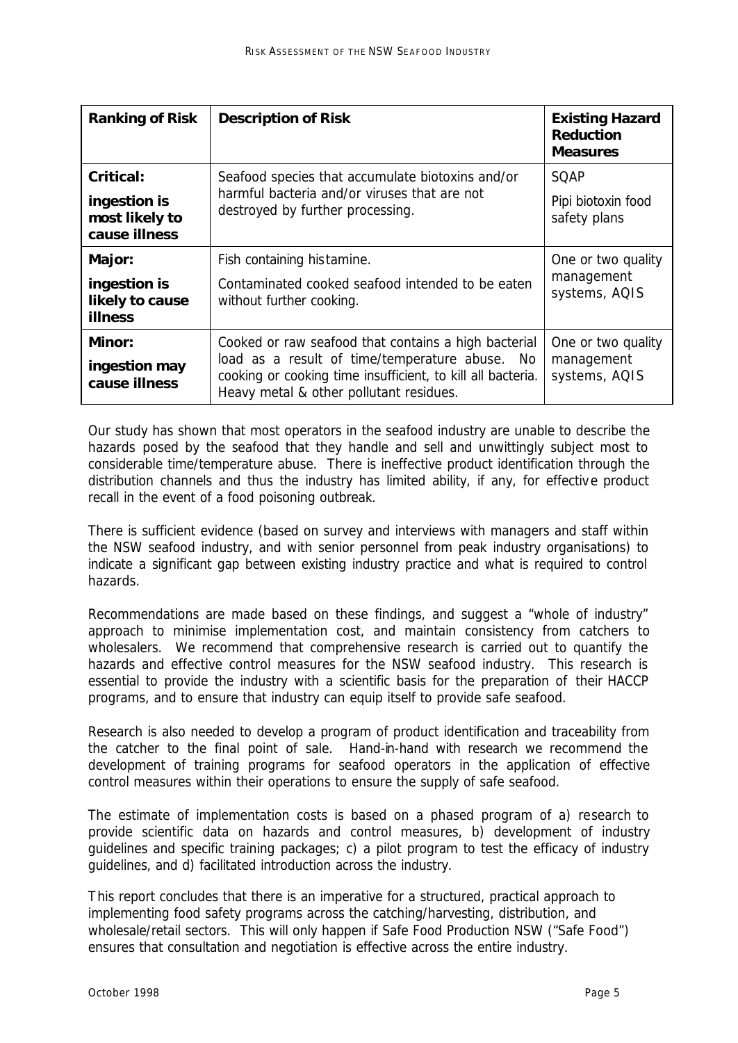| **Ranking of Risk** | **Description of Risk** | **Existing Hazard Reduction Measures** |
|---|---|---|
| **Critical:** **ingestion is most likely to cause illness** | Seafood species that accumulate biotoxins and/or harmful bacteria and/or viruses that are not destroyed by further processing. | SQAP Pipi biotoxin food safety plans |
| **Major:** **ingestion is likely to cause illness** | Fish containing histamine. Contaminated cooked seafood intended to be eaten without further cooking. | One or two quality management systems, AQIS |
| **Minor:** **ingestion may cause illness** | Cooked or raw seafood that contains a high bacterial load as a result of time/temperature abuse. No cooking or cooking time insufficient, to kill all bacteria. Heavy metal & other pollutant residues. | One or two quality management systems, AQIS |

Our study has shown that most operators in the seafood industry are unable to describe the hazards posed by the seafood that they handle and sell and unwittingly subject most to considerable time/temperature abuse. There is ineffective product identification through the distribution channels and thus the industry has limited ability, if any, for effective product recall in the event of a food poisoning outbreak.

There is sufficient evidence (based on survey and interviews with managers and staff within the NSW seafood industry, and with senior personnel from peak industry organisations) to indicate a significant gap between existing industry practice and what is required to control hazards.

Recommendations are made based on these findings, and suggest a "whole of industry" approach to minimise implementation cost, and maintain consistency from catchers to wholesalers. We recommend that comprehensive research is carried out to quantify the hazards and effective control measures for the NSW seafood industry. This research is essential to provide the industry with a scientific basis for the preparation of their HACCP programs, and to ensure that industry can equip itself to provide safe seafood.

Research is also needed to develop a program of product identification and traceability from the catcher to the final point of sale. Hand-in-hand with research we recommend the development of training programs for seafood operators in the application of effective control measures within their operations to ensure the supply of safe seafood.

The estimate of implementation costs is based on a phased program of a) research to provide scientific data on hazards and control measures, b) development of industry guidelines and specific training packages; c) a pilot program to test the efficacy of industry guidelines, and d) facilitated introduction across the industry.

This report concludes that there is an imperative for a structured, practical approach to implementing food safety programs across the catching/harvesting, distribution, and wholesale/retail sectors. This will only happen if Safe Food Production NSW ("Safe Food") ensures that consultation and negotiation is effective across the entire industry.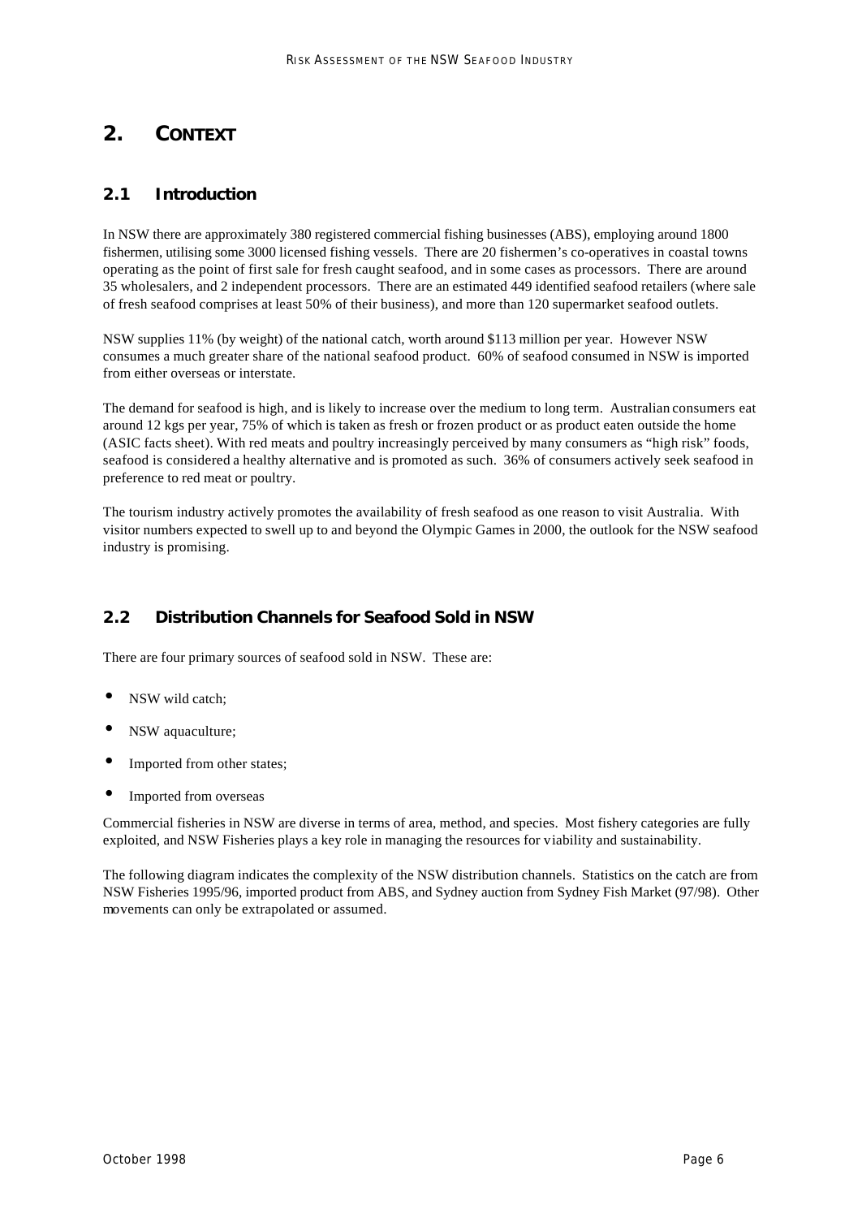# 2. CONTEXT

## 2.1 Introduction

In NSW there are approximately 380 registered commercial fishing businesses (ABS), employing around 1800 fishermen, utilising some 3000 licensed fishing vessels. There are 20 fishermen's co-operatives in coastal towns operating as the point of first sale for fresh caught seafood, and in some cases as processors. There are around 35 wholesalers, and 2 independent processors. There are an estimated 449 identified seafood retailers (where sale of fresh seafood comprises at least 50% of their business), and more than 120 supermarket seafood outlets.

NSW supplies 11% (by weight) of the national catch, worth around $113 million per year. However NSW consumes a much greater share of the national seafood product. 60% of seafood consumed in NSW is imported from either overseas or interstate.

The demand for seafood is high, and is likely to increase over the medium to long term. Australian consumers eat around 12 kgs per year, 75% of which is taken as fresh or frozen product or as product eaten outside the home (ASIC facts sheet). With red meats and poultry increasingly perceived by many consumers as "high risk" foods, seafood is considered a healthy alternative and is promoted as such. 36% of consumers actively seek seafood in preference to red meat or poultry.

The tourism industry actively promotes the availability of fresh seafood as one reason to visit Australia. With visitor numbers expected to swell up to and beyond the Olympic Games in 2000, the outlook for the NSW seafood industry is promising.

## 2.2 Distribution Channels for Seafood Sold in NSW

There are four primary sources of seafood sold in NSW. These are:

- NSW wild catch;
- NSW aquaculture;
- Imported from other states;
- Imported from overseas

Commercial fisheries in NSW are diverse in terms of area, method, and species. Most fishery categories are fully exploited, and NSW Fisheries plays a key role in managing the resources for viability and sustainability.

The following diagram indicates the complexity of the NSW distribution channels. Statistics on the catch are from NSW Fisheries 1995/96, imported product from ABS, and Sydney auction from Sydney Fish Market (97/98). Other movements can only be extrapolated or assumed.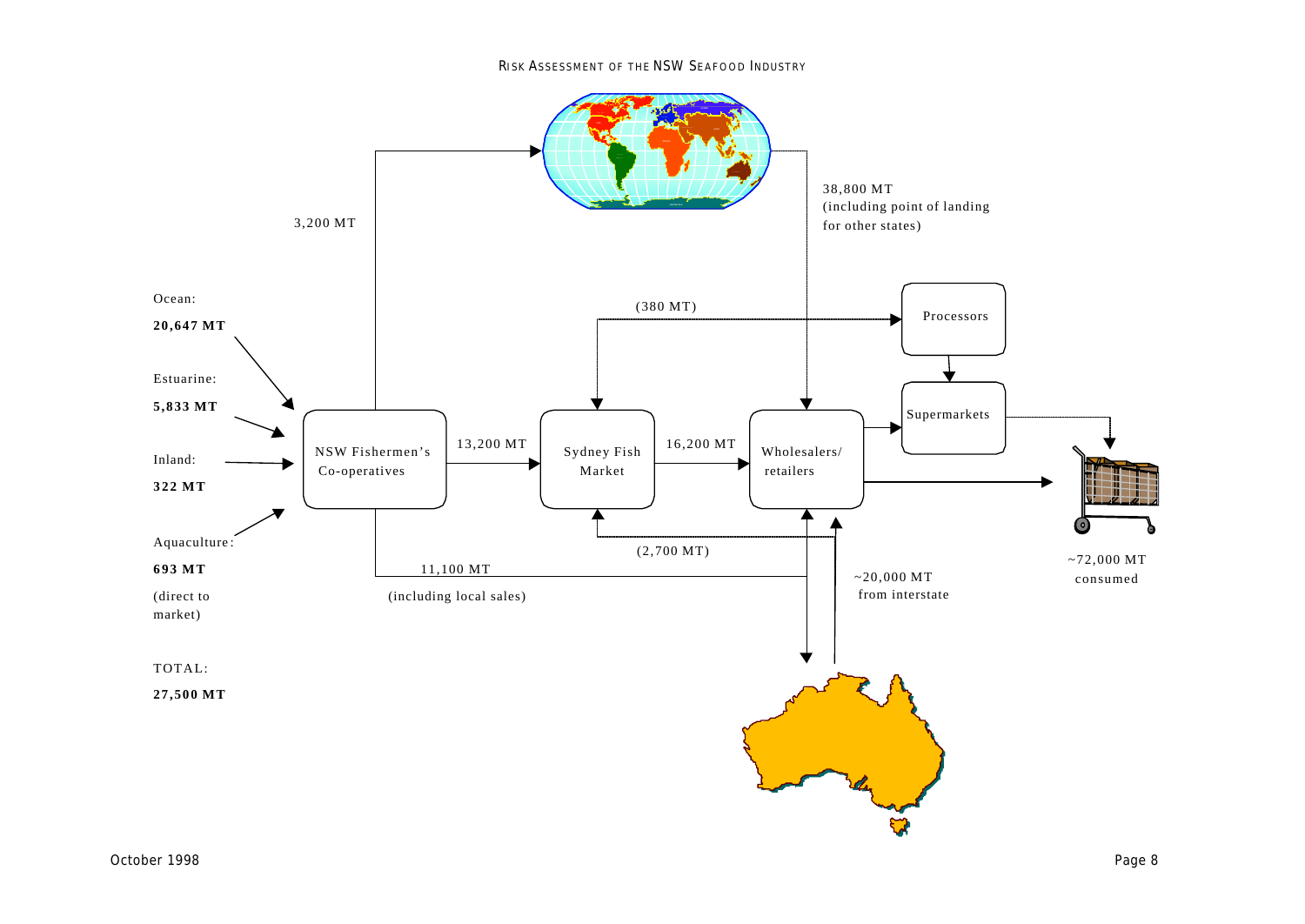Ocean:

**20,647 MT**

Estuarine:

**5,833 MT**

Inland:

**322 MT**

Aquaculture:

**693 MT**

(direct to market)

TOTAL:

**27,500 MT**

NSW Fishermen's Co-operatives

3,200 MT

38,800 MT (including point of landing for other states)

(380 MT)

Processors

Supermarkets

13,200 MT

Sydney Fish Market

16,200 MT

Wholesalers/ retailers

(2,700 MT)

11,100 MT

(including local sales)

~20,000 MT from interstate

~72,000 MT consumed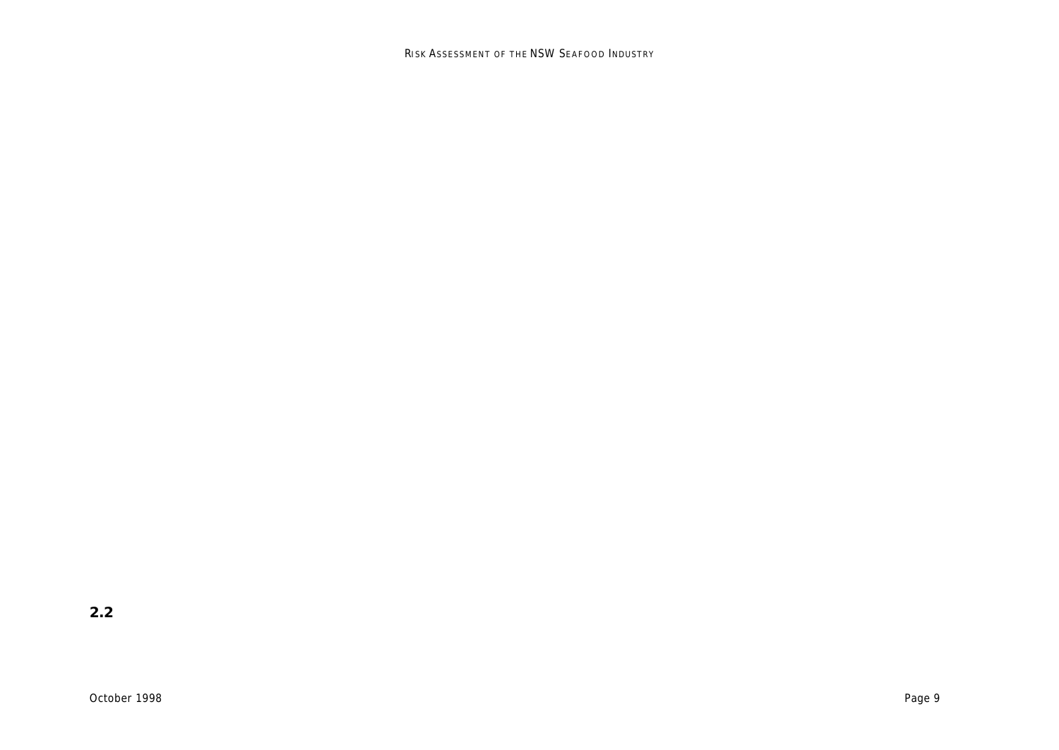**2.2**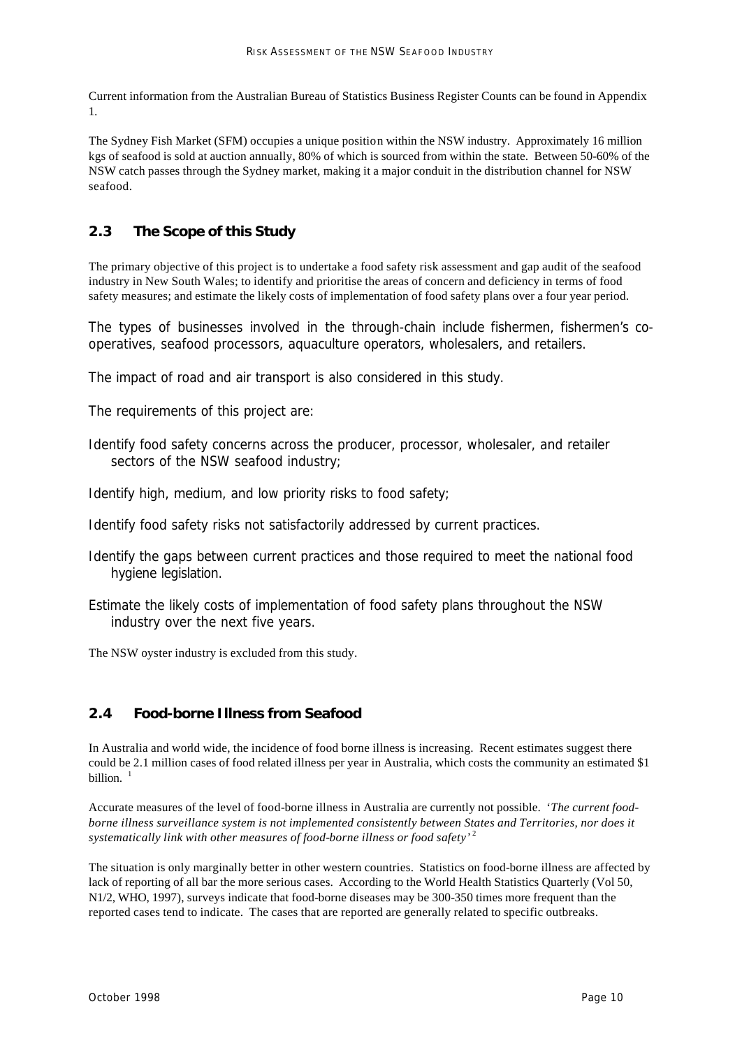Current information from the Australian Bureau of Statistics Business Register Counts can be found in Appendix 1.

The Sydney Fish Market (SFM) occupies a unique position within the NSW industry. Approximately 16 million kgs of seafood is sold at auction annually, 80% of which is sourced from within the state. Between 50-60% of the NSW catch passes through the Sydney market, making it a major conduit in the distribution channel for NSW seafood.

## 2.3 The Scope of this Study

The primary objective of this project is to undertake a food safety risk assessment and gap audit of the seafood industry in New South Wales; to identify and prioritise the areas of concern and deficiency in terms of food safety measures; and estimate the likely costs of implementation of food safety plans over a four year period.

The types of businesses involved in the through-chain include fishermen, fishermen's co-operatives, seafood processors, aquaculture operators, wholesalers, and retailers.

The impact of road and air transport is also considered in this study.

The requirements of this project are:

- Identify food safety concerns across the producer, processor, wholesaler, and retailer sectors of the NSW seafood industry;
- Identify high, medium, and low priority risks to food safety;
- Identify food safety risks not satisfactorily addressed by current practices.
- Identify the gaps between current practices and those required to meet the national food hygiene legislation.
- Estimate the likely costs of implementation of food safety plans throughout the NSW industry over the next five years.

The NSW oyster industry is excluded from this study.

## 2.4 Food-borne Illness from Seafood

In Australia and world wide, the incidence of food borne illness is increasing. Recent estimates suggest there could be 2.1 million cases of food related illness per year in Australia, which costs the community an estimated $1 billion. [1]

Accurate measures of the level of food-borne illness in Australia are currently not possible. '*The current food-borne illness surveillance system is not implemented consistently between States and Territories, nor does it systematically link with other measures of food-borne illness or food safety*' [2]

The situation is only marginally better in other western countries. Statistics on food-borne illness are affected by lack of reporting of all bar the more serious cases. According to the World Health Statistics Quarterly (Vol 50, N1/2, WHO, 1997), surveys indicate that food-borne diseases may be 300-350 times more frequent than the reported cases tend to indicate. The cases that are reported are generally related to specific outbreaks.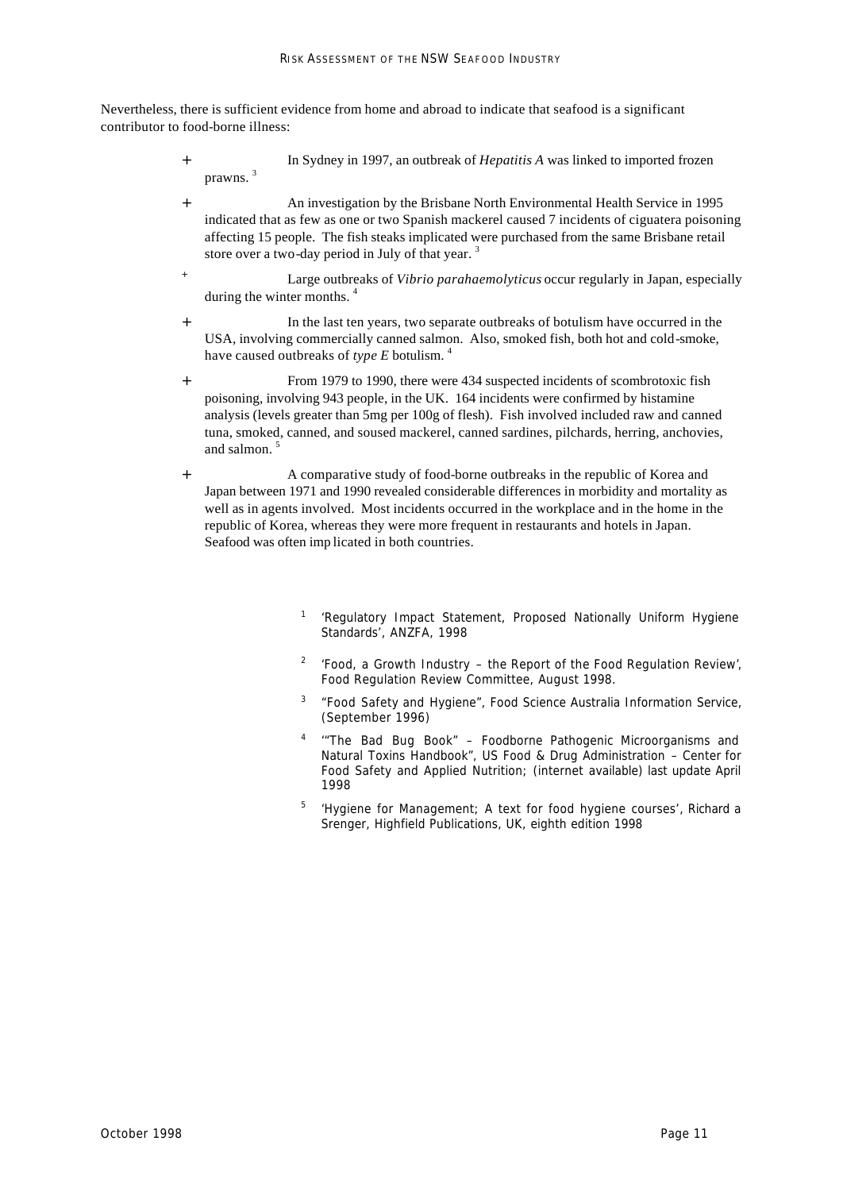Nevertheless, there is sufficient evidence from home and abroad to indicate that seafood is a significant contributor to food-borne illness:

- In Sydney in 1997, an outbreak of *Hepatitis A* was linked to imported frozen prawns. [3]
- An investigation by the Brisbane North Environmental Health Service in 1995 indicated that as few as one or two Spanish mackerel caused 7 incidents of ciguatera poisoning affecting 15 people. The fish steaks implicated were purchased from the same Brisbane retail store over a two-day period in July of that year. [3]
- Large outbreaks of *Vibrio parahaemolyticus* occur regularly in Japan, especially during the winter months. [4]
- In the last ten years, two separate outbreaks of botulism have occurred in the USA, involving commercially canned salmon. Also, smoked fish, both hot and cold-smoke, have caused outbreaks of *type E* botulism. [4]
- From 1979 to 1990, there were 434 suspected incidents of scombrotoxic fish poisoning, involving 943 people, in the UK. 164 incidents were confirmed by histamine analysis (levels greater than 5mg per 100g of flesh). Fish involved included raw and canned tuna, smoked, canned, and soused mackerel, canned sardines, pilchards, herring, anchovies, and salmon. [5]
- A comparative study of food-borne outbreaks in the republic of Korea and Japan between 1971 and 1990 revealed considerable differences in morbidity and mortality as well as in agents involved. Most incidents occurred in the workplace and in the home in the republic of Korea, whereas they were more frequent in restaurants and hotels in Japan. Seafood was often implicated in both countries.

[1] 'Regulatory Impact Statement, Proposed Nationally Uniform Hygiene Standards', ANZFA, 1998

[2] 'Food, a Growth Industry – the Report of the Food Regulation Review', Food Regulation Review Committee, August 1998.

[3] "Food Safety and Hygiene", Food Science Australia Information Service, (September 1996)

[4] '"The Bad Bug Book" – Foodborne Pathogenic Microorganisms and Natural Toxins Handbook", US Food & Drug Administration – Center for Food Safety and Applied Nutrition; (internet available) last update April 1998

[5] 'Hygiene for Management; A text for food hygiene courses', Richard a Srenger, Highfield Publications, UK, eighth edition 1998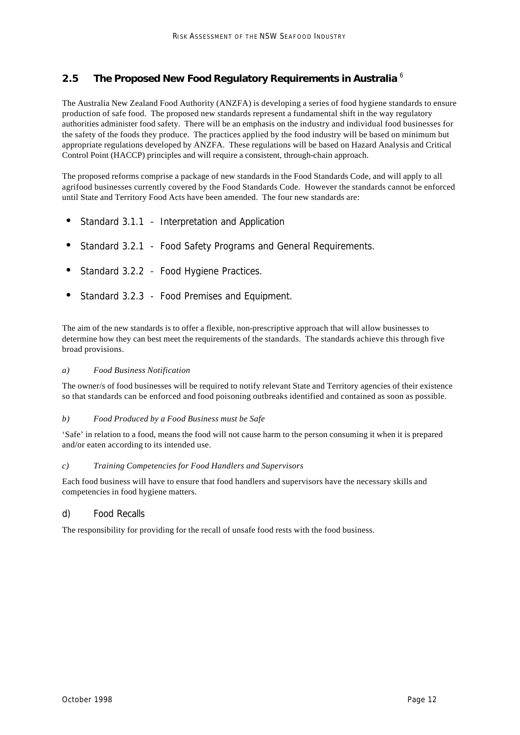## 2.5 The Proposed New Food Regulatory Requirements in Australia [6]

The Australia New Zealand Food Authority (ANZFA) is developing a series of food hygiene standards to ensure production of safe food. The proposed new standards represent a fundamental shift in the way regulatory authorities administer food safety. There will be an emphasis on the industry and individual food businesses for the safety of the foods they produce. The practices applied by the food industry will be based on minimum but appropriate regulations developed by ANZFA. These regulations will be based on Hazard Analysis and Critical Control Point (HACCP) principles and will require a consistent, through-chain approach.

The proposed reforms comprise a package of new standards in the Food Standards Code, and will apply to all agrifood businesses currently covered by the Food Standards Code. However the standards cannot be enforced until State and Territory Food Acts have been amended. The four new standards are:

- Standard 3.1.1 - Interpretation and Application
- Standard 3.2.1 - Food Safety Programs and General Requirements.
- Standard 3.2.2 - Food Hygiene Practices.
- Standard 3.2.3 - Food Premises and Equipment.

The aim of the new standards is to offer a flexible, non-prescriptive approach that will allow businesses to determine how they can best meet the requirements of the standards. The standards achieve this through five broad provisions.

*a) Food Business Notification*

The owner/s of food businesses will be required to notify relevant State and Territory agencies of their existence so that standards can be enforced and food poisoning outbreaks identified and contained as soon as possible.

*b) Food Produced by a Food Business must be Safe*

'Safe' in relation to a food, means the food will not cause harm to the person consuming it when it is prepared and/or eaten according to its intended use.

*c) Training Competencies for Food Handlers and Supervisors*

Each food business will have to ensure that food handlers and supervisors have the necessary skills and competencies in food hygiene matters.

d) Food Recalls

The responsibility for providing for the recall of unsafe food rests with the food business.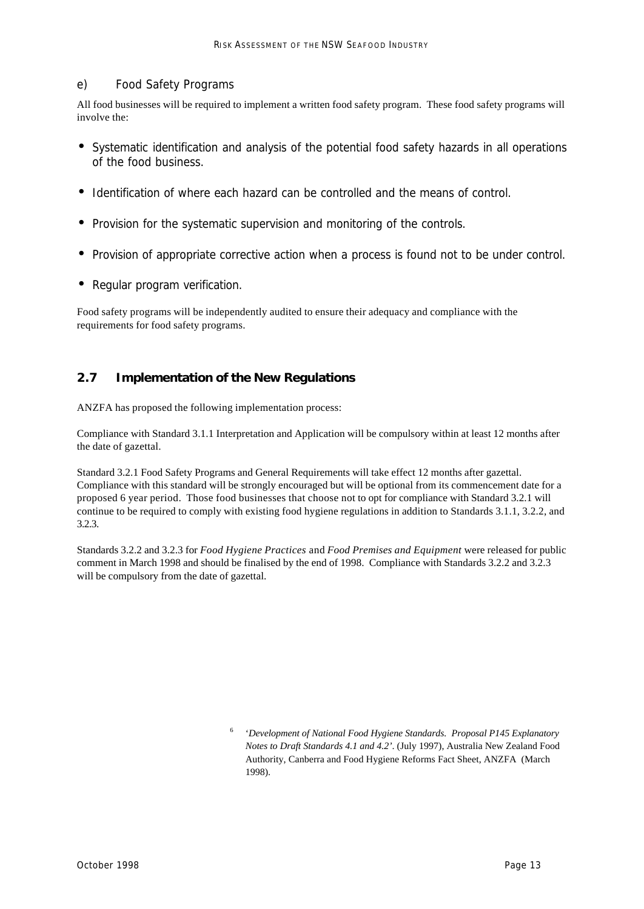e) Food Safety Programs

All food businesses will be required to implement a written food safety program. These food safety programs will involve the:

- Systematic identification and analysis of the potential food safety hazards in all operations of the food business.
- Identification of where each hazard can be controlled and the means of control.
- Provision for the systematic supervision and monitoring of the controls.
- Provision of appropriate corrective action when a process is found not to be under control.
- Regular program verification.

Food safety programs will be independently audited to ensure their adequacy and compliance with the requirements for food safety programs.

## 2.7 Implementation of the New Regulations

ANZFA has proposed the following implementation process:

Compliance with Standard 3.1.1 Interpretation and Application will be compulsory within at least 12 months after the date of gazettal.

Standard 3.2.1 Food Safety Programs and General Requirements will take effect 12 months after gazettal. Compliance with this standard will be strongly encouraged but will be optional from its commencement date for a proposed 6 year period. Those food businesses that choose not to opt for compliance with Standard 3.2.1 will continue to be required to comply with existing food hygiene regulations in addition to Standards 3.1.1, 3.2.2, and 3.2.3.

Standards 3.2.2 and 3.2.3 for *Food Hygiene Practices* and *Food Premises and Equipment* were released for public comment in March 1998 and should be finalised by the end of 1998. Compliance with Standards 3.2.2 and 3.2.3 will be compulsory from the date of gazettal.

[6] '*Development of National Food Hygiene Standards. Proposal P145 Explanatory Notes to Draft Standards 4.1 and 4.2*'. (July 1997), Australia New Zealand Food Authority, Canberra and Food Hygiene Reforms Fact Sheet, ANZFA (March 1998).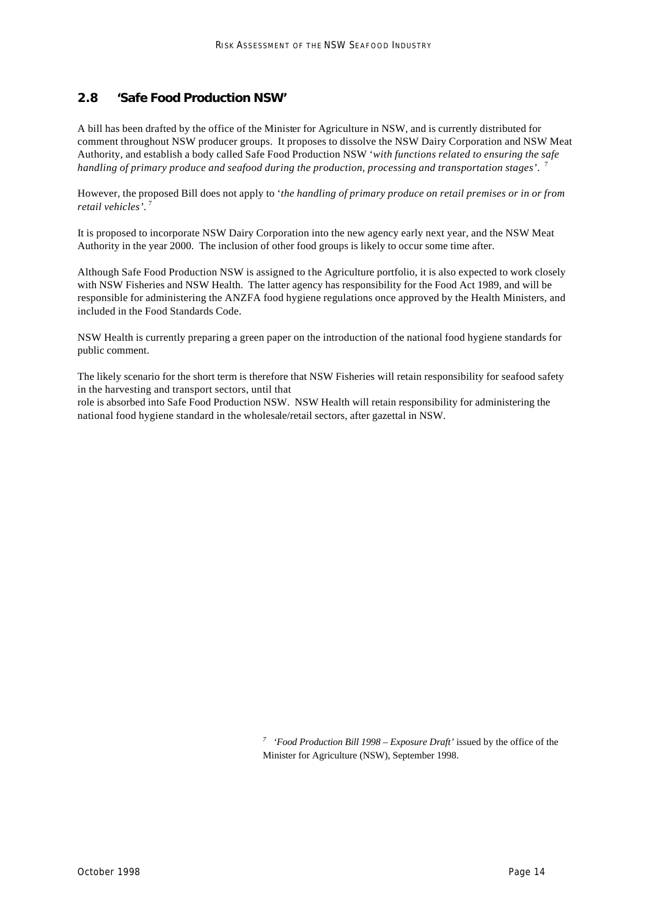## 2.8 'Safe Food Production NSW'

A bill has been drafted by the office of the Minister for Agriculture in NSW, and is currently distributed for comment throughout NSW producer groups. It proposes to dissolve the NSW Dairy Corporation and NSW Meat Authority, and establish a body called Safe Food Production NSW '*with functions related to ensuring the safe handling of primary produce and seafood during the production, processing and transportation stages*'.[7]

However, the proposed Bill does not apply to '*the handling of primary produce on retail premises or in or from retail vehicles*'.[7]

It is proposed to incorporate NSW Dairy Corporation into the new agency early next year, and the NSW Meat Authority in the year 2000. The inclusion of other food groups is likely to occur some time after.

Although Safe Food Production NSW is assigned to the Agriculture portfolio, it is also expected to work closely with NSW Fisheries and NSW Health. The latter agency has responsibility for the Food Act 1989, and will be responsible for administering the ANZFA food hygiene regulations once approved by the Health Ministers, and included in the Food Standards Code.

NSW Health is currently preparing a green paper on the introduction of the national food hygiene standards for public comment.

The likely scenario for the short term is therefore that NSW Fisheries will retain responsibility for seafood safety in the harvesting and transport sectors, until that role is absorbed into Safe Food Production NSW. NSW Health will retain responsibility for administering the national food hygiene standard in the wholesale/retail sectors, after gazettal in NSW.

[7] *'Food Production Bill 1998 – Exposure Draft'* issued by the office of the Minister for Agriculture (NSW), September 1998.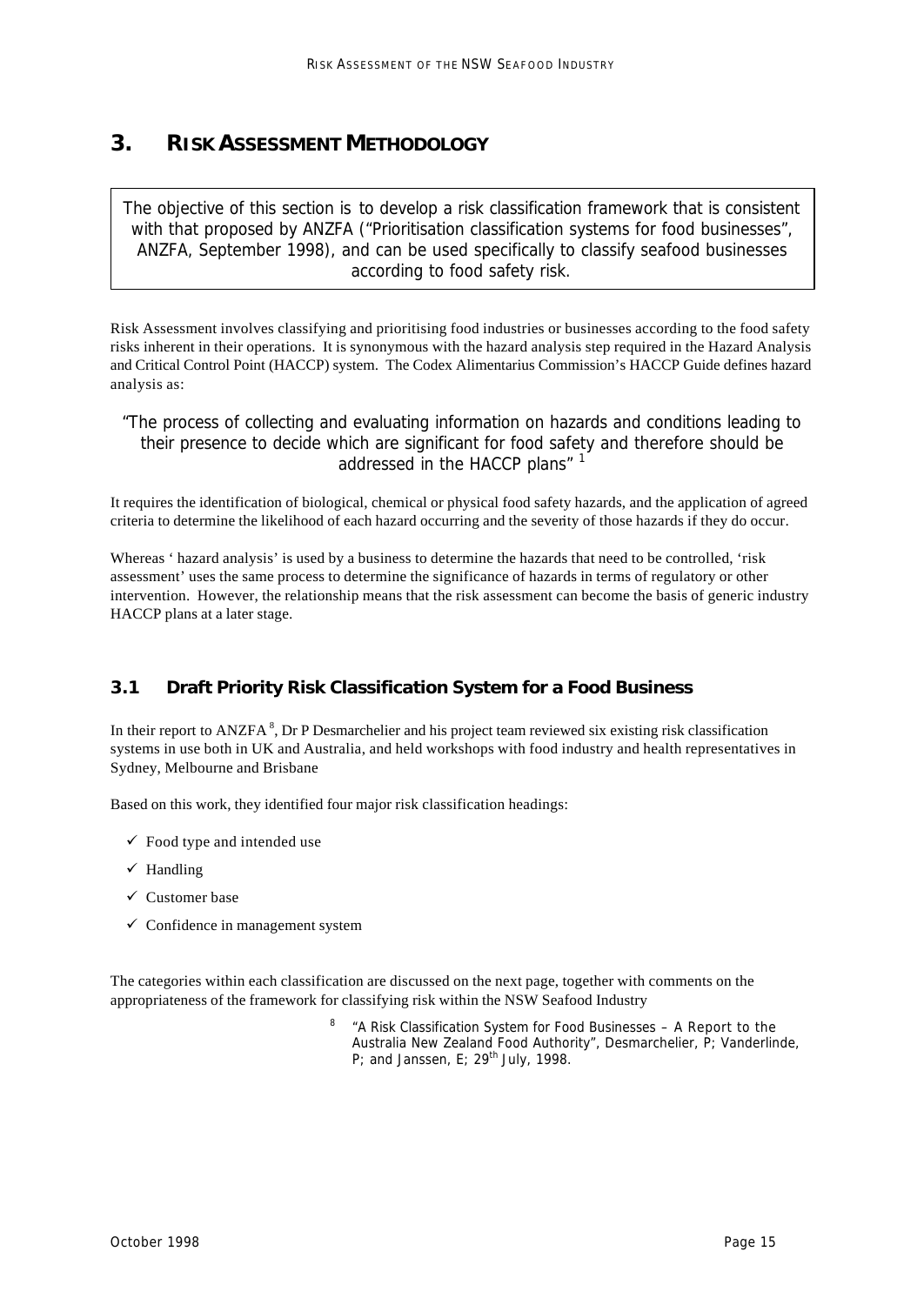# 3. RISK ASSESSMENT METHODOLOGY

The objective of this section is to develop a risk classification framework that is consistent with that proposed by ANZFA ("Prioritisation classification systems for food businesses", ANZFA, September 1998), and can be used specifically to classify seafood businesses according to food safety risk.

Risk Assessment involves classifying and prioritising food industries or businesses according to the food safety risks inherent in their operations. It is synonymous with the hazard analysis step required in the Hazard Analysis and Critical Control Point (HACCP) system. The Codex Alimentarius Commission's HACCP Guide defines hazard analysis as:

> "The process of collecting and evaluating information on hazards and conditions leading to their presence to decide which are significant for food safety and therefore should be addressed in the HACCP plans" [1]

It requires the identification of biological, chemical or physical food safety hazards, and the application of agreed criteria to determine the likelihood of each hazard occurring and the severity of those hazards if they do occur.

Whereas ' hazard analysis' is used by a business to determine the hazards that need to be controlled, 'risk assessment' uses the same process to determine the significance of hazards in terms of regulatory or other intervention. However, the relationship means that the risk assessment can become the basis of generic industry HACCP plans at a later stage.

## 3.1 Draft Priority Risk Classification System for a Food Business

In their report to ANZFA [8], Dr P Desmarchelier and his project team reviewed six existing risk classification systems in use both in UK and Australia, and held workshops with food industry and health representatives in Sydney, Melbourne and Brisbane

Based on this work, they identified four major risk classification headings:

- ✓ Food type and intended use
- ✓ Handling
- ✓ Customer base
- ✓ Confidence in management system

The categories within each classification are discussed on the next page, together with comments on the appropriateness of the framework for classifying risk within the NSW Seafood Industry

[8] "A Risk Classification System for Food Businesses – A Report to the Australia New Zealand Food Authority", Desmarchelier, P; Vanderlinde, P; and Janssen, E; 29th July, 1998.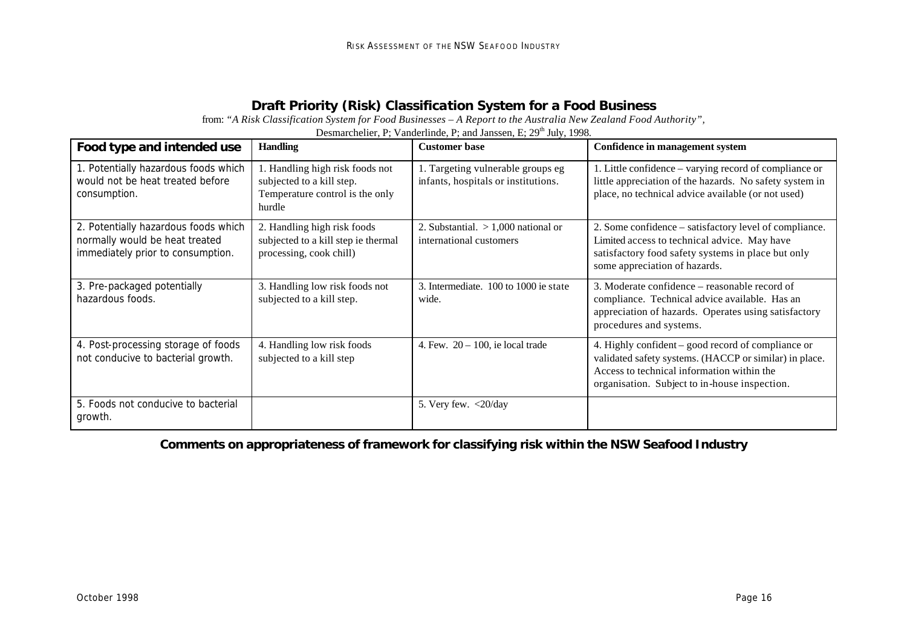## Draft Priority (Risk) Classification System for a Food Business

from: "*A Risk Classification System for Food Businesses – A Report to the Australia New Zealand Food Authority*", Desmarchelier, P; Vanderlinde, P; and Janssen, E; 29th July, 1998.

| Food type and intended use | Handling | Customer base | Confidence in management system |
|---|---|---|---|
| 1. Potentially hazardous foods which would not be heat treated before consumption. | 1. Handling high risk foods not subjected to a kill step. Temperature control is the only hurdle | 1. Targeting vulnerable groups eg infants, hospitals or institutions. | 1. Little confidence – varying record of compliance or little appreciation of the hazards. No safety system in place, no technical advice available (or not used) |
| 2. Potentially hazardous foods which normally would be heat treated immediately prior to consumption. | 2. Handling high risk foods subjected to a kill step ie thermal processing, cook chill) | 2. Substantial. > 1,000 national or international customers | 2. Some confidence – satisfactory level of compliance. Limited access to technical advice. May have satisfactory food safety systems in place but only some appreciation of hazards. |
| 3. Pre-packaged potentially hazardous foods. | 3. Handling low risk foods not subjected to a kill step. | 3. Intermediate. 100 to 1000 ie state wide. | 3. Moderate confidence – reasonable record of compliance. Technical advice available. Has an appreciation of hazards. Operates using satisfactory procedures and systems. |
| 4. Post-processing storage of foods not conducive to bacterial growth. | 4. Handling low risk foods subjected to a kill step | 4. Few. 20 – 100, ie local trade | 4. Highly confident – good record of compliance or validated safety systems. (HACCP or similar) in place. Access to technical information within the organisation. Subject to in-house inspection. |
| 5. Foods not conducive to bacterial growth. | | 5. Very few. <20/day | |

**Comments on appropriateness of framework for classifying risk within the NSW Seafood Industry**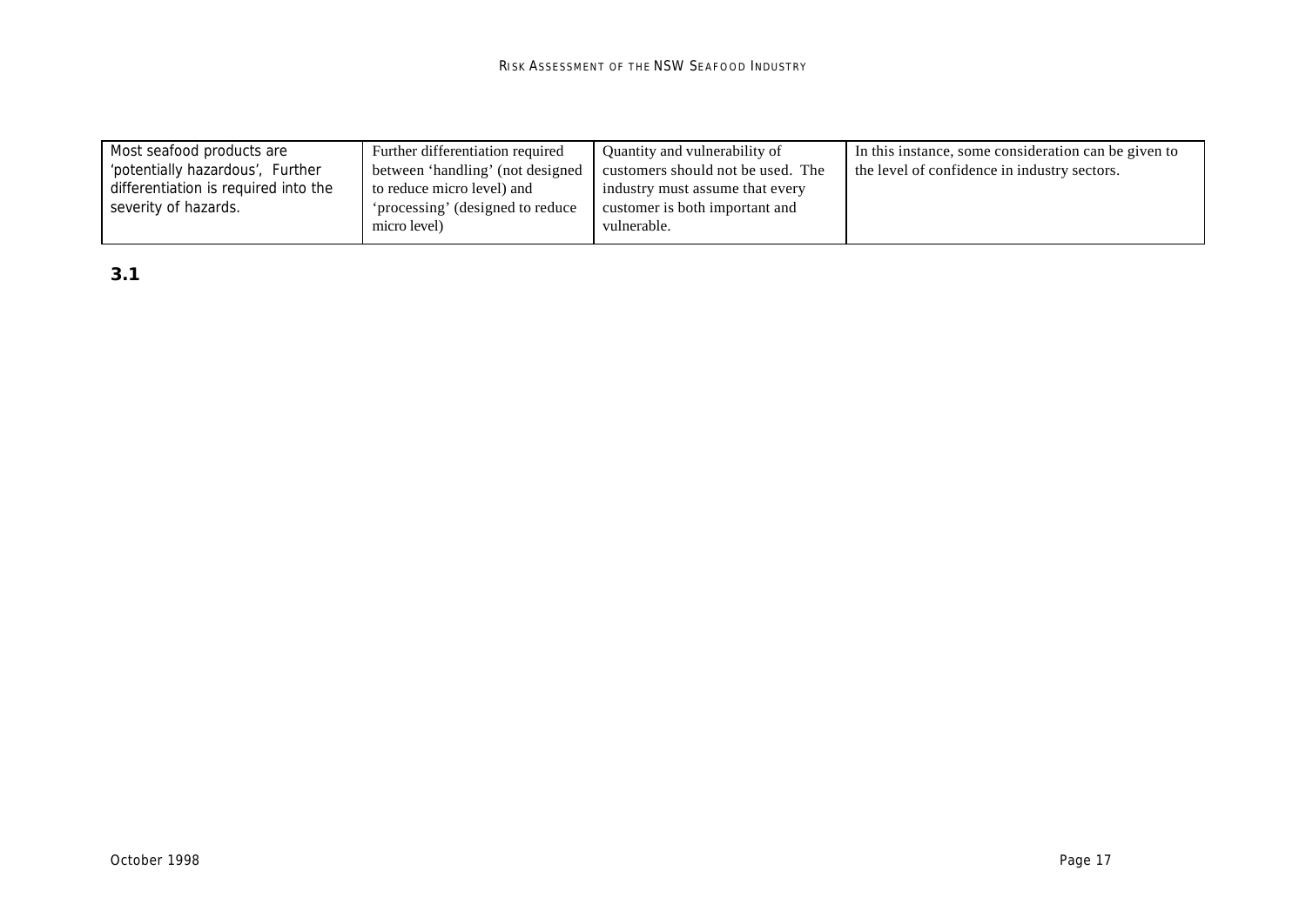| | | | |
|---|---|---|---|
| Most seafood products are 'potentially hazardous', Further differentiation is required into the severity of hazards. | Further differentiation required between 'handling' (not designed to reduce micro level) and 'processing' (designed to reduce micro level) | Quantity and vulnerability of customers should not be used. The industry must assume that every customer is both important and vulnerable. | In this instance, some consideration can be given to the level of confidence in industry sectors. |

**3.1**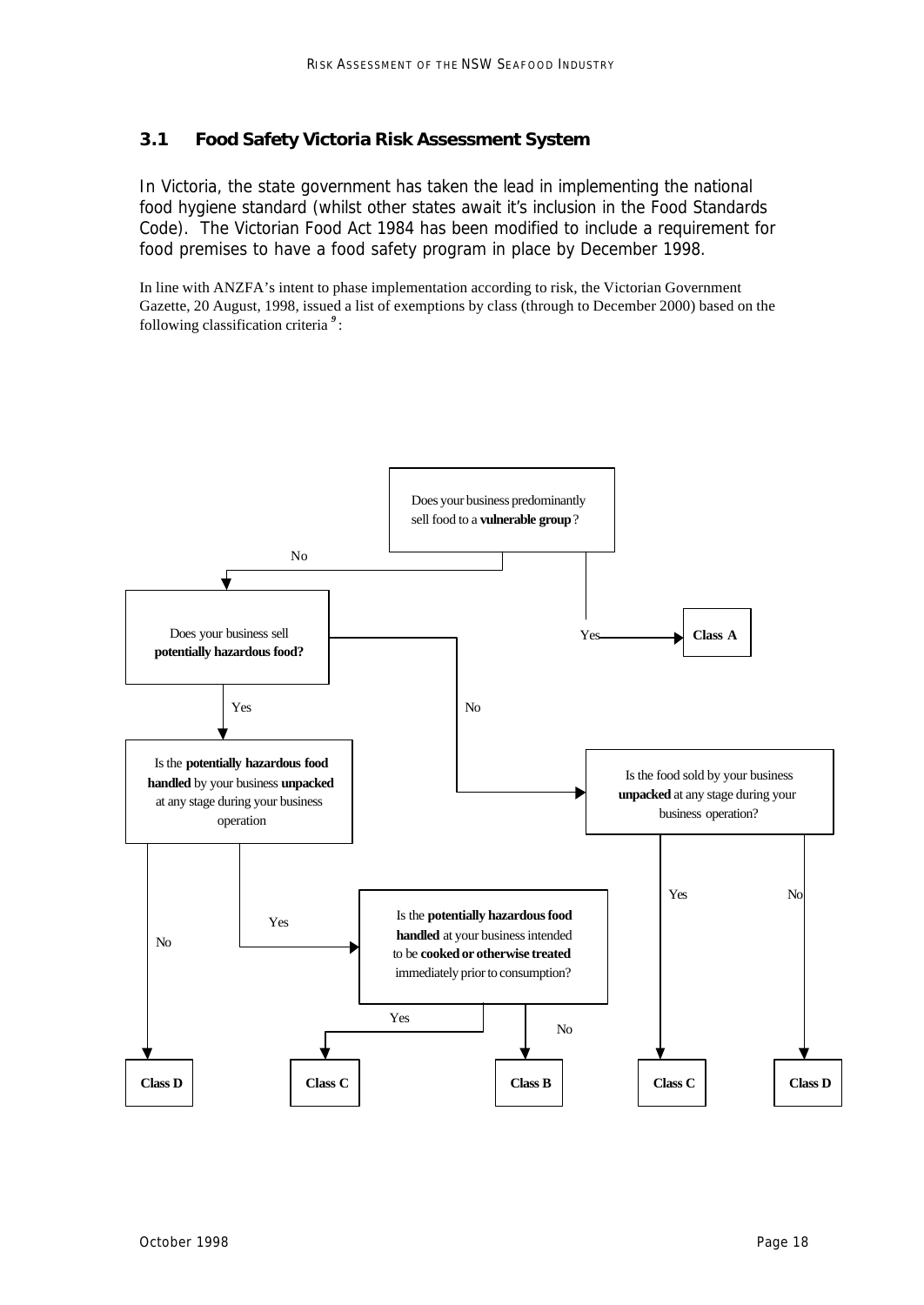### 3.1 Food Safety Victoria Risk Assessment System

In Victoria, the state government has taken the lead in implementing the national food hygiene standard (whilst other states await it's inclusion in the Food Standards Code). The Victorian Food Act 1984 has been modified to include a requirement for food premises to have a food safety program in place by December 1998.

In line with ANZFA's intent to phase implementation according to risk, the Victorian Government Gazette, 20 August, 1998, issued a list of exemptions by class (through to December 2000) based on the following classification criteria [9]:

- Does your business predominantly sell food to a **vulnerable group**?
  - Yes → **Class A**
  - No → Does your business sell **potentially hazardous food?**
    - Yes → Is the **potentially hazardous food handled** by your business **unpacked** at any stage during your business operation
      - No → **Class D**
      - Yes → Is the **potentially hazardous food handled** at your business intended to be **cooked or otherwise treated** immediately prior to consumption?
        - Yes → **Class C**
        - No → **Class B**
    - No → Is the food sold by your business **unpacked** at any stage during your business operation?
      - Yes → **Class C**
      - No → **Class D**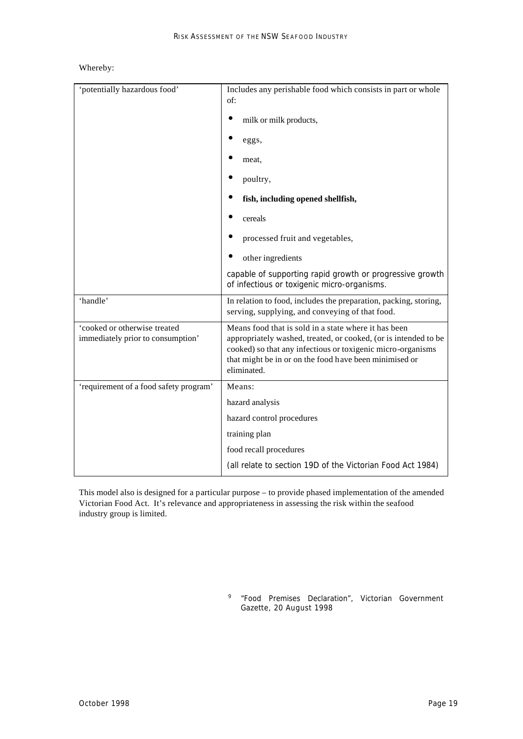Whereby:

| | |
|---|---|
| 'potentially hazardous food' | Includes any perishable food which consists in part or whole of:<br>• milk or milk products,<br>• eggs,<br>• meat,<br>• poultry,<br>• **fish, including opened shellfish,**<br>• cereals<br>• processed fruit and vegetables,<br>• other ingredients<br>capable of supporting rapid growth or progressive growth of infectious or toxigenic micro-organisms. |
| 'handle' | In relation to food, includes the preparation, packing, storing, serving, supplying, and conveying of that food. |
| 'cooked or otherwise treated immediately prior to consumption' | Means food that is sold in a state where it has been appropriately washed, treated, or cooked, (or is intended to be cooked) so that any infectious or toxigenic micro-organisms that might be in or on the food have been minimised or eliminated. |
| 'requirement of a food safety program' | Means:<br>hazard analysis<br>hazard control procedures<br>training plan<br>food recall procedures<br>(all relate to section 19D of the Victorian Food Act 1984) |

This model also is designed for a particular purpose – to provide phased implementation of the amended Victorian Food Act. It's relevance and appropriateness in assessing the risk within the seafood industry group is limited.

[9] "Food Premises Declaration", Victorian Government Gazette, 20 August 1998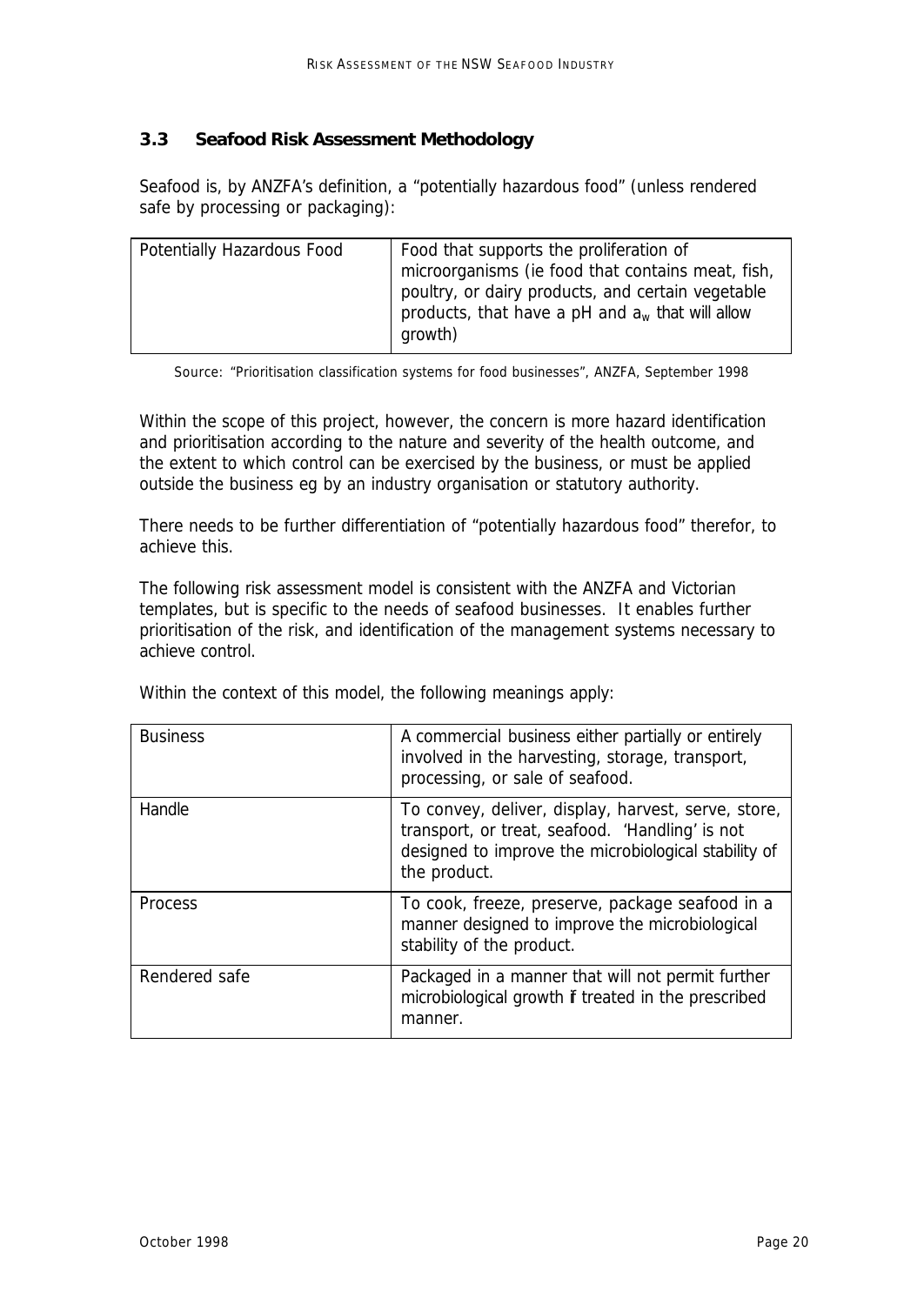### 3.3 Seafood Risk Assessment Methodology

Seafood is, by ANZFA's definition, a "potentially hazardous food" (unless rendered safe by processing or packaging):

| | |
|---|---|
| Potentially Hazardous Food | Food that supports the proliferation of microorganisms (ie food that contains meat, fish, poultry, or dairy products, and certain vegetable products, that have a pH and $a_w$ that will allow growth) |

Source: "Prioritisation classification systems for food businesses", ANZFA, September 1998

Within the scope of this project, however, the concern is more hazard identification and prioritisation according to the nature and severity of the health outcome, and the extent to which control can be exercised by the business, or must be applied outside the business eg by an industry organisation or statutory authority.

There needs to be further differentiation of "potentially hazardous food" therefor, to achieve this.

The following risk assessment model is consistent with the ANZFA and Victorian templates, but is specific to the needs of seafood businesses. It enables further prioritisation of the risk, and identification of the management systems necessary to achieve control.

Within the context of this model, the following meanings apply:

| | |
|---|---|
| Business | A commercial business either partially or entirely involved in the harvesting, storage, transport, processing, or sale of seafood. |
| Handle | To convey, deliver, display, harvest, serve, store, transport, or treat, seafood. 'Handling' is not designed to improve the microbiological stability of the product. |
| Process | To cook, freeze, preserve, package seafood in a manner designed to improve the microbiological stability of the product. |
| Rendered safe | Packaged in a manner that will not permit further microbiological growth if treated in the prescribed manner. |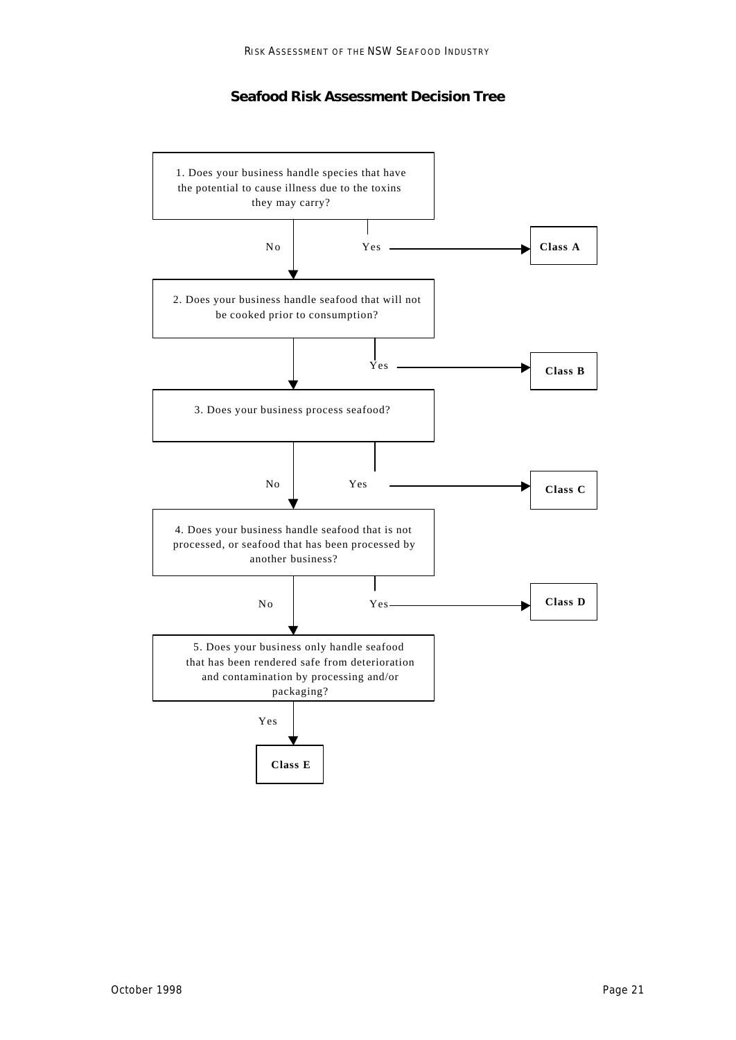## Seafood Risk Assessment Decision Tree

1. Does your business handle species that have the potential to cause illness due to the toxins they may carry?
   - Yes → **Class A**
   - No → go to question 2

2. Does your business handle seafood that will not be cooked prior to consumption?
   - Yes → **Class B**
   - No → go to question 3

3. Does your business process seafood?
   - Yes → **Class C**
   - No → go to question 4

4. Does your business handle seafood that is not processed, or seafood that has been processed by another business?
   - Yes → **Class D**
   - No → go to question 5

5. Does your business only handle seafood that has been rendered safe from deterioration and contamination by processing and/or packaging?
   - Yes → **Class E**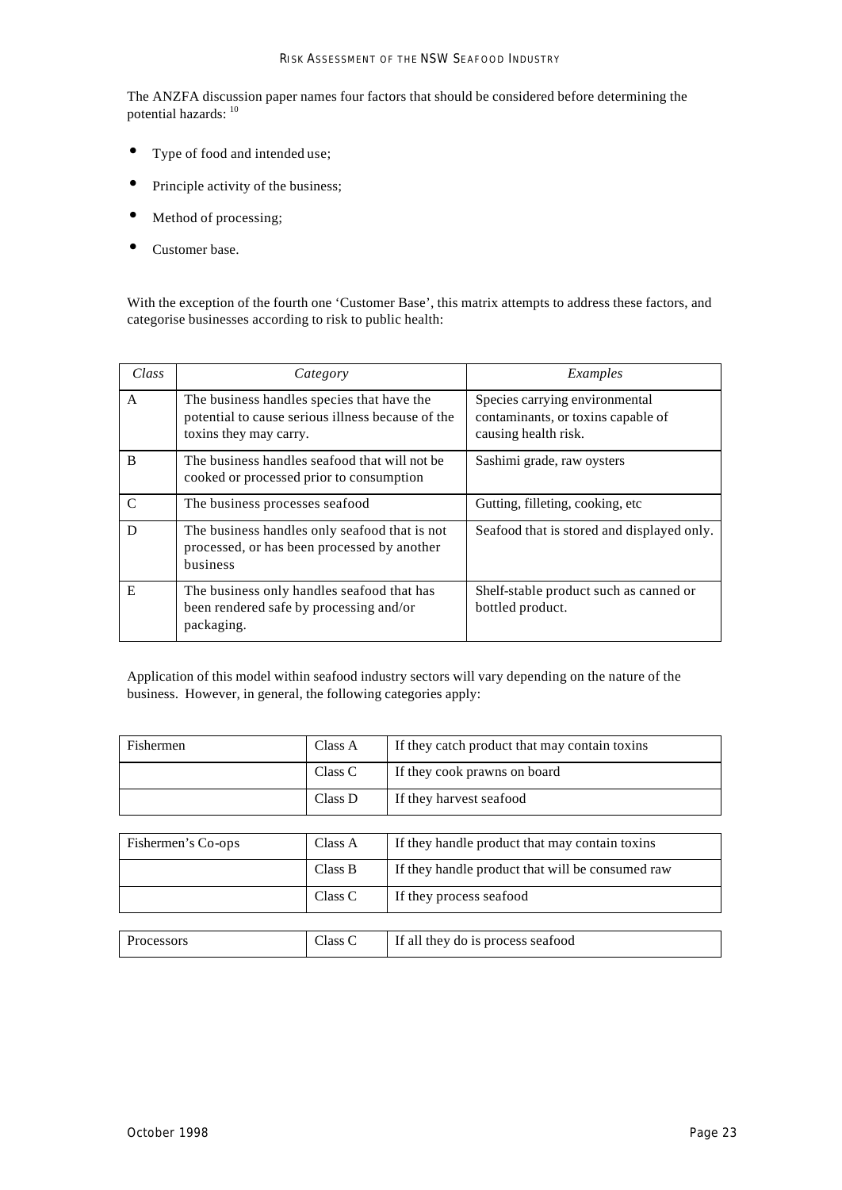The ANZFA discussion paper names four factors that should be considered before determining the potential hazards: [10]

- Type of food and intended use;
- Principle activity of the business;
- Method of processing;
- Customer base.

With the exception of the fourth one 'Customer Base', this matrix attempts to address these factors, and categorise businesses according to risk to public health:

| *Class* | *Category* | *Examples* |
|---|---|---|
| A | The business handles species that have the potential to cause serious illness because of the toxins they may carry. | Species carrying environmental contaminants, or toxins capable of causing health risk. |
| B | The business handles seafood that will not be cooked or processed prior to consumption | Sashimi grade, raw oysters |
| C | The business processes seafood | Gutting, filleting, cooking, etc |
| D | The business handles only seafood that is not processed, or has been processed by another business | Seafood that is stored and displayed only. |
| E | The business only handles seafood that has been rendered safe by processing and/or packaging. | Shelf-stable product such as canned or bottled product. |

Application of this model within seafood industry sectors will vary depending on the nature of the business. However, in general, the following categories apply:

| Fishermen | Class A | If they catch product that may contain toxins |
|---|---|---|
| | Class C | If they cook prawns on board |
| | Class D | If they harvest seafood |

| Fishermen's Co-ops | Class A | If they handle product that may contain toxins |
|---|---|---|
| | Class B | If they handle product that will be consumed raw |
| | Class C | If they process seafood |

| Processors | Class C | If all they do is process seafood |
|---|---|---|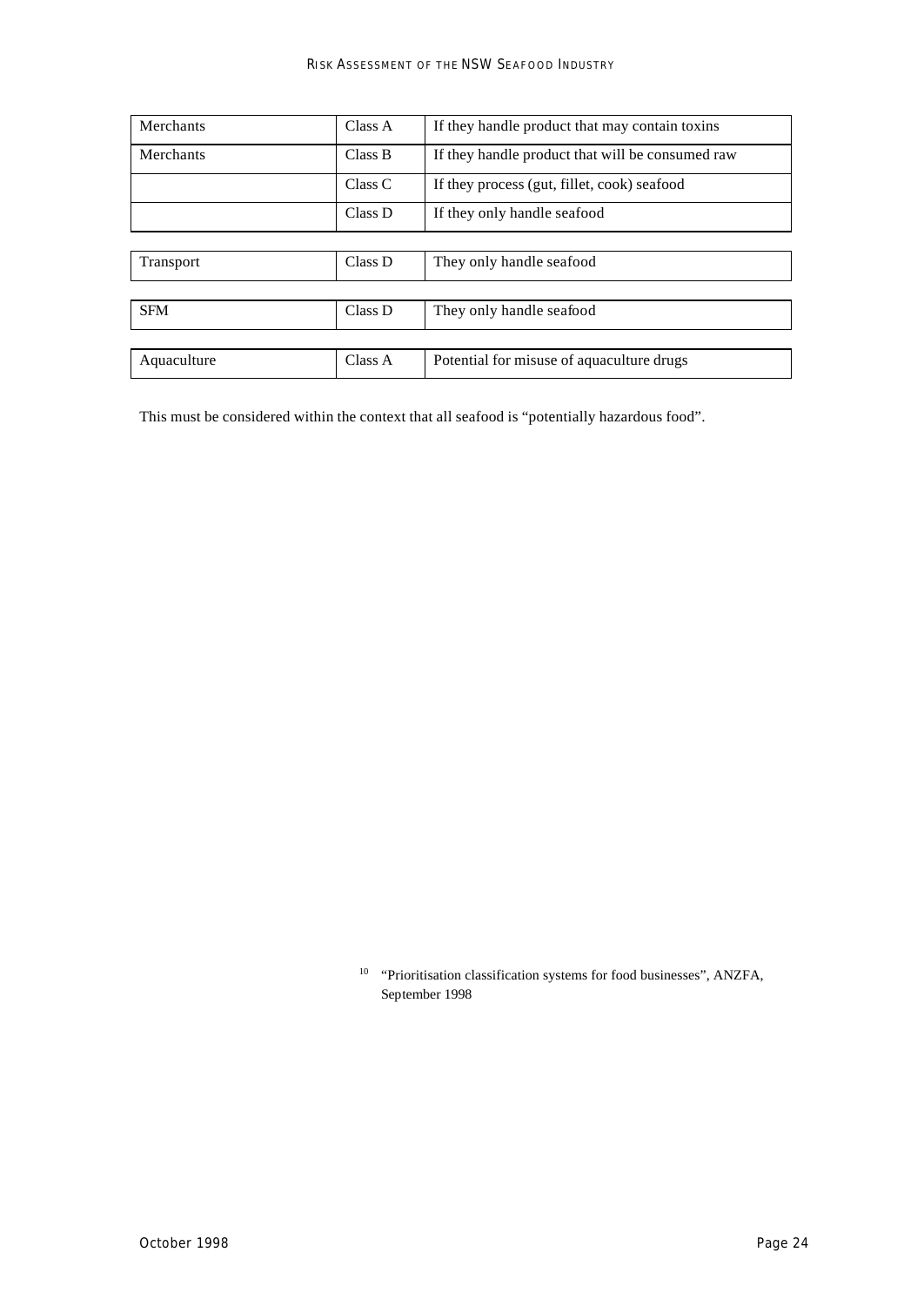| Merchants | Class A | If they handle product that may contain toxins |
|---|---|---|
| Merchants | Class B | If they handle product that will be consumed raw |
| | Class C | If they process (gut, fillet, cook) seafood |
| | Class D | If they only handle seafood |
| Transport | Class D | They only handle seafood |
| SFM | Class D | They only handle seafood |
| Aquaculture | Class A | Potential for misuse of aquaculture drugs |

This must be considered within the context that all seafood is "potentially hazardous food".

[10] "Prioritisation classification systems for food businesses", ANZFA, September 1998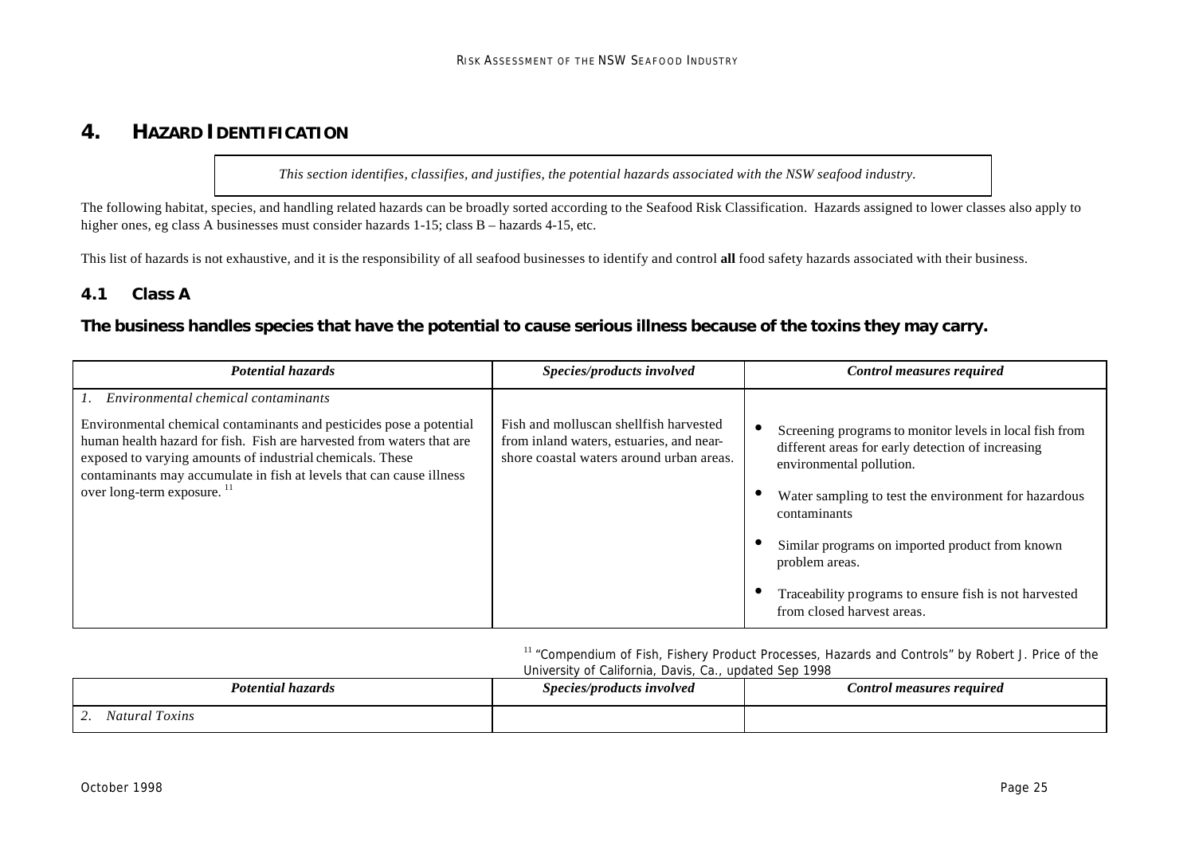# 4. HAZARD IDENTIFICATION

*This section identifies, classifies, and justifies, the potential hazards associated with the NSW seafood industry.*

The following habitat, species, and handling related hazards can be broadly sorted according to the Seafood Risk Classification. Hazards assigned to lower classes also apply to higher ones, eg class A businesses must consider hazards 1-15; class B – hazards 4-15, etc.

This list of hazards is not exhaustive, and it is the responsibility of all seafood businesses to identify and control **all** food safety hazards associated with their business.

## 4.1 Class A

### The business handles species that have the potential to cause serious illness because of the toxins they may carry.

| *Potential hazards* | *Species/products involved* | *Control measures required* |
|---|---|---|
| *1. Environmental chemical contaminants*<br><br>Environmental chemical contaminants and pesticides pose a potential human health hazard for fish. Fish are harvested from waters that are exposed to varying amounts of industrial chemicals. These contaminants may accumulate in fish at levels that can cause illness over long-term exposure. [11] | Fish and molluscan shellfish harvested from inland waters, estuaries, and near-shore coastal waters around urban areas. | • Screening programs to monitor levels in local fish from different areas for early detection of increasing environmental pollution.<br><br>• Water sampling to test the environment for hazardous contaminants<br><br>• Similar programs on imported product from known problem areas.<br><br>• Traceability programs to ensure fish is not harvested from closed harvest areas. |
| *2. Natural Toxins* | | |

[11] "Compendium of Fish, Fishery Product Processes, Hazards and Controls" by Robert J. Price of the University of California, Davis, Ca., updated Sep 1998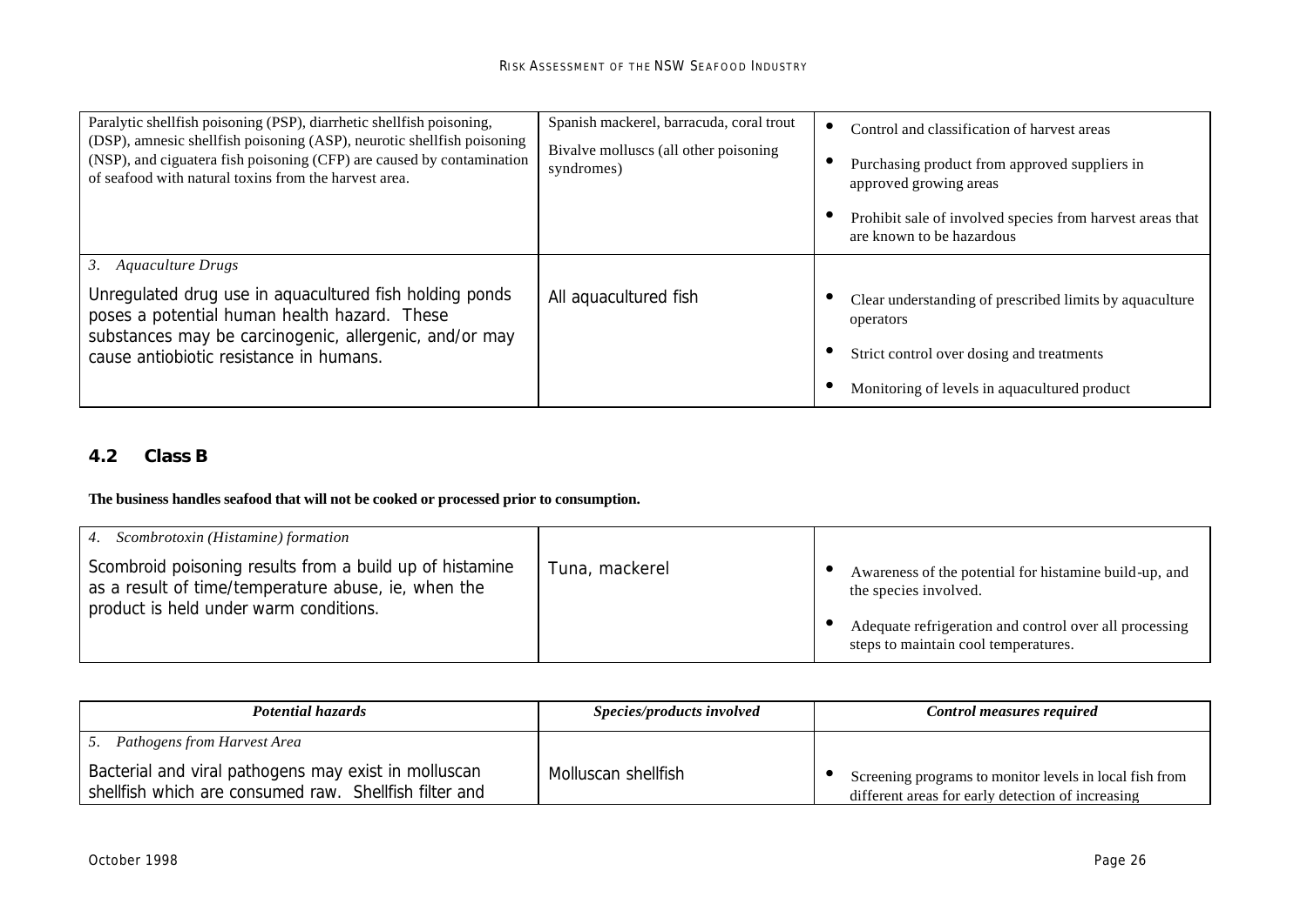| | | |
|---|---|---|
| Paralytic shellfish poisoning (PSP), diarrhetic shellfish poisoning, (DSP), amnesic shellfish poisoning (ASP), neurotic shellfish poisoning (NSP), and ciguatera fish poisoning (CFP) are caused by contamination of seafood with natural toxins from the harvest area. | Spanish mackerel, barracuda, coral trout<br><br>Bivalve molluscs (all other poisoning syndromes) | • Control and classification of harvest areas<br>• Purchasing product from approved suppliers in approved growing areas<br>• Prohibit sale of involved species from harvest areas that are known to be hazardous |
| *3. Aquaculture Drugs*<br><br>Unregulated drug use in aquacultured fish holding ponds poses a potential human health hazard. These substances may be carcinogenic, allergenic, and/or may cause antiobiotic resistance in humans. | All aquacultured fish | • Clear understanding of prescribed limits by aquaculture operators<br>• Strict control over dosing and treatments<br>• Monitoring of levels in aquacultured product |

## 4.2 Class B

**The business handles seafood that will not be cooked or processed prior to consumption.**

| | | |
|---|---|---|
| *4. Scombrotoxin (Histamine) formation*<br><br>Scombroid poisoning results from a build up of histamine as a result of time/temperature abuse, ie, when the product is held under warm conditions. | Tuna, mackerel | • Awareness of the potential for histamine build-up, and the species involved.<br>• Adequate refrigeration and control over all processing steps to maintain cool temperatures. |

| ***Potential hazards*** | ***Species/products involved*** | ***Control measures required*** |
|---|---|---|
| *5. Pathogens from Harvest Area*<br><br>Bacterial and viral pathogens may exist in molluscan shellfish which are consumed raw. Shellfish filter and | Molluscan shellfish | • Screening programs to monitor levels in local fish from different areas for early detection of increasing |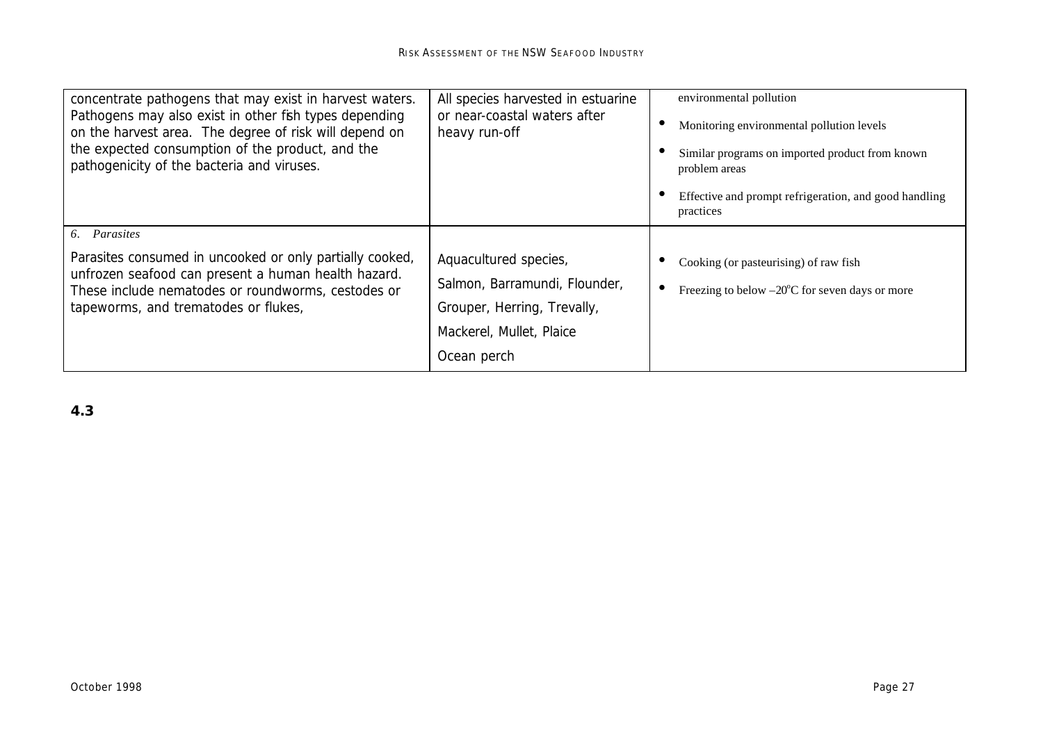| | | |
|---|---|---|
| concentrate pathogens that may exist in harvest waters. Pathogens may also exist in other fish types depending on the harvest area. The degree of risk will depend on the expected consumption of the product, and the pathogenicity of the bacteria and viruses. | All species harvested in estuarine or near-coastal waters after heavy run-off | environmental pollution<br>• Monitoring environmental pollution levels<br>• Similar programs on imported product from known problem areas<br>• Effective and prompt refrigeration, and good handling practices |
| *6. Parasites*<br>Parasites consumed in uncooked or only partially cooked, unfrozen seafood can present a human health hazard. These include nematodes or roundworms, cestodes or tapeworms, and trematodes or flukes, | Aquacultured species,<br>Salmon, Barramundi, Flounder,<br>Grouper, Herring, Trevally,<br>Mackerel, Mullet, Plaice<br>Ocean perch | • Cooking (or pasteurising) of raw fish<br>• Freezing to below –20°C for seven days or more |

**4.3**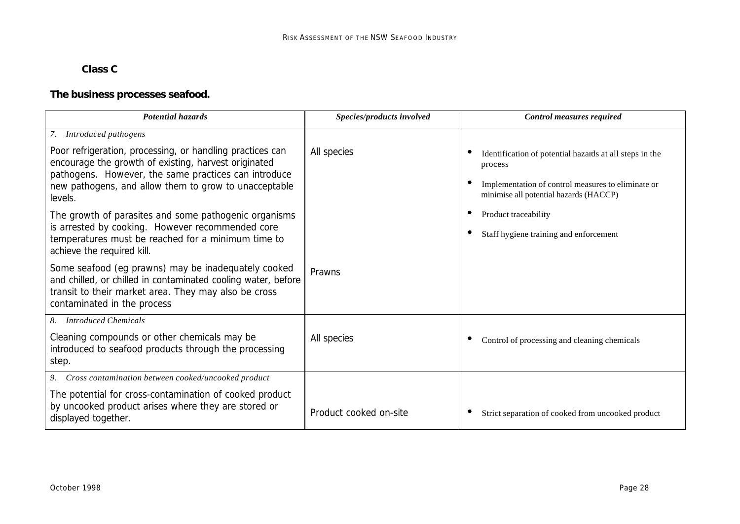**Class C**

**The business processes seafood.**

| *Potential hazards* | *Species/products involved* | *Control measures required* |
|---|---|---|
| *7. Introduced pathogens*<br><br>Poor refrigeration, processing, or handling practices can encourage the growth of existing, harvest originated pathogens. However, the same practices can introduce new pathogens, and allow them to grow to unacceptable levels.<br><br>The growth of parasites and some pathogenic organisms is arrested by cooking. However recommended core temperatures must be reached for a minimum time to achieve the required kill.<br><br>Some seafood (eg prawns) may be inadequately cooked and chilled, or chilled in contaminated cooling water, before transit to their market area. They may also be cross contaminated in the process | All species<br><br><br><br><br><br><br><br>Prawns | • Identification of potential hazards at all steps in the process<br>• Implementation of control measures to eliminate or minimise all potential hazards (HACCP)<br>• Product traceability<br>• Staff hygiene training and enforcement |
| *8. Introduced Chemicals*<br><br>Cleaning compounds or other chemicals may be introduced to seafood products through the processing step. | All species | • Control of processing and cleaning chemicals |
| *9. Cross contamination between cooked/uncooked product*<br><br>The potential for cross-contamination of cooked product by uncooked product arises where they are stored or displayed together. | Product cooked on-site | • Strict separation of cooked from uncooked product |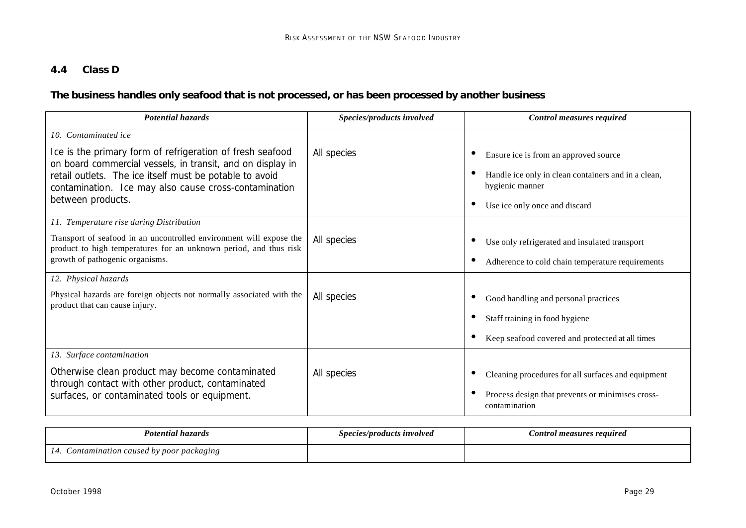## 4.4 Class D

**The business handles only seafood that is not processed, or has been processed by another business**

| *Potential hazards* | *Species/products involved* | *Control measures required* |
|---|---|---|
| *10. Contaminated ice*<br><br>Ice is the primary form of refrigeration of fresh seafood on board commercial vessels, in transit, and on display in retail outlets. The ice itself must be potable to avoid contamination. Ice may also cause cross-contamination between products. | All species | • Ensure ice is from an approved source<br>• Handle ice only in clean containers and in a clean, hygienic manner<br>• Use ice only once and discard |
| *11. Temperature rise during Distribution*<br><br>Transport of seafood in an uncontrolled environment will expose the product to high temperatures for an unknown period, and thus risk growth of pathogenic organisms. | All species | • Use only refrigerated and insulated transport<br>• Adherence to cold chain temperature requirements |
| *12. Physical hazards*<br><br>Physical hazards are foreign objects not normally associated with the product that can cause injury. | All species | • Good handling and personal practices<br>• Staff training in food hygiene<br>• Keep seafood covered and protected at all times |
| *13. Surface contamination*<br><br>Otherwise clean product may become contaminated through contact with other product, contaminated surfaces, or contaminated tools or equipment. | All species | • Cleaning procedures for all surfaces and equipment<br>• Process design that prevents or minimises cross-contamination |
| *14. Contamination caused by poor packaging* | | |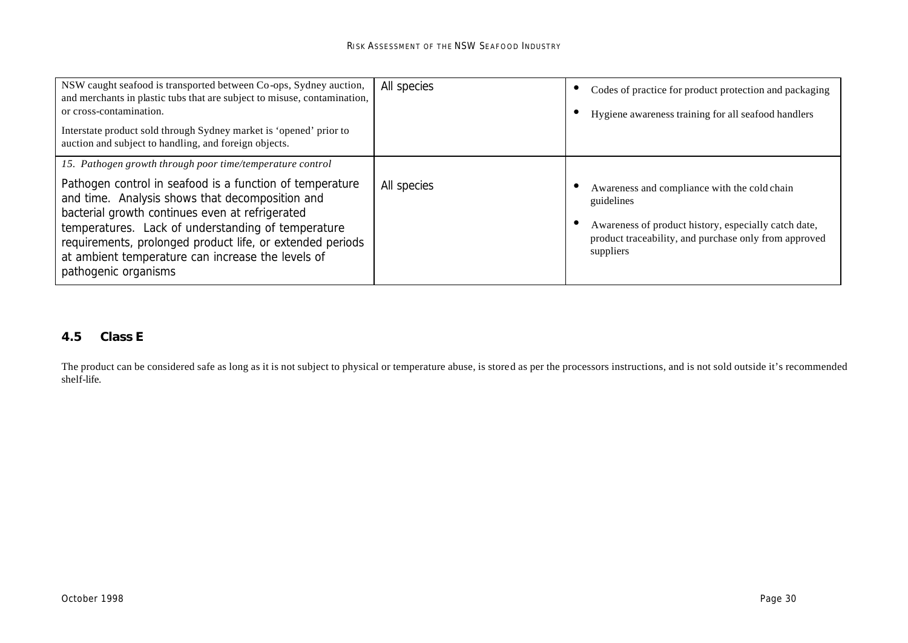| | | |
|---|---|---|
| NSW caught seafood is transported between Co-ops, Sydney auction, and merchants in plastic tubs that are subject to misuse, contamination, or cross-contamination.<br><br>Interstate product sold through Sydney market is 'opened' prior to auction and subject to handling, and foreign objects. | All species | • Codes of practice for product protection and packaging<br>• Hygiene awareness training for all seafood handlers |
| *15. Pathogen growth through poor time/temperature control*<br><br>Pathogen control in seafood is a function of temperature and time. Analysis shows that decomposition and bacterial growth continues even at refrigerated temperatures. Lack of understanding of temperature requirements, prolonged product life, or extended periods at ambient temperature can increase the levels of pathogenic organisms | All species | • Awareness and compliance with the cold chain guidelines<br>• Awareness of product history, especially catch date, product traceability, and purchase only from approved suppliers |

## 4.5 Class E

The product can be considered safe as long as it is not subject to physical or temperature abuse, is stored as per the processors instructions, and is not sold outside it's recommended shelf-life.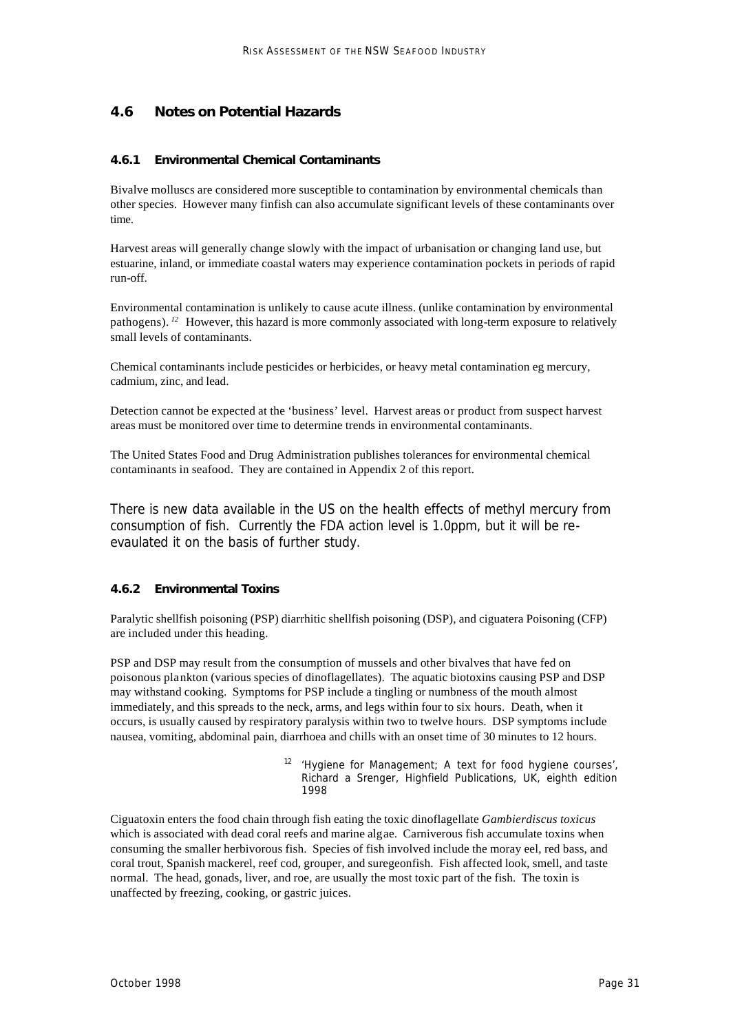## 4.6 Notes on Potential Hazards

### 4.6.1 Environmental Chemical Contaminants

Bivalve molluscs are considered more susceptible to contamination by environmental chemicals than other species. However many finfish can also accumulate significant levels of these contaminants over time.

Harvest areas will generally change slowly with the impact of urbanisation or changing land use, but estuarine, inland, or immediate coastal waters may experience contamination pockets in periods of rapid run-off.

Environmental contamination is unlikely to cause acute illness. (unlike contamination by environmental pathogens).[12] However, this hazard is more commonly associated with long-term exposure to relatively small levels of contaminants.

Chemical contaminants include pesticides or herbicides, or heavy metal contamination eg mercury, cadmium, zinc, and lead.

Detection cannot be expected at the 'business' level. Harvest areas or product from suspect harvest areas must be monitored over time to determine trends in environmental contaminants.

The United States Food and Drug Administration publishes tolerances for environmental chemical contaminants in seafood. They are contained in Appendix 2 of this report.

There is new data available in the US on the health effects of methyl mercury from consumption of fish. Currently the FDA action level is 1.0ppm, but it will be re-evaulated it on the basis of further study.

### 4.6.2 Environmental Toxins

Paralytic shellfish poisoning (PSP) diarrhitic shellfish poisoning (DSP), and ciguatera Poisoning (CFP) are included under this heading.

PSP and DSP may result from the consumption of mussels and other bivalves that have fed on poisonous plankton (various species of dinoflagellates). The aquatic biotoxins causing PSP and DSP may withstand cooking. Symptoms for PSP include a tingling or numbness of the mouth almost immediately, and this spreads to the neck, arms, and legs within four to six hours. Death, when it occurs, is usually caused by respiratory paralysis within two to twelve hours. DSP symptoms include nausea, vomiting, abdominal pain, diarrhoea and chills with an onset time of 30 minutes to 12 hours.

[12] 'Hygiene for Management; A text for food hygiene courses', Richard a Srenger, Highfield Publications, UK, eighth edition 1998

Ciguatoxin enters the food chain through fish eating the toxic dinoflagellate *Gambierdiscus toxicus* which is associated with dead coral reefs and marine algae. Carniverous fish accumulate toxins when consuming the smaller herbivorous fish. Species of fish involved include the moray eel, red bass, and coral trout, Spanish mackerel, reef cod, grouper, and suregeonfish. Fish affected look, smell, and taste normal. The head, gonads, liver, and roe, are usually the most toxic part of the fish. The toxin is unaffected by freezing, cooking, or gastric juices.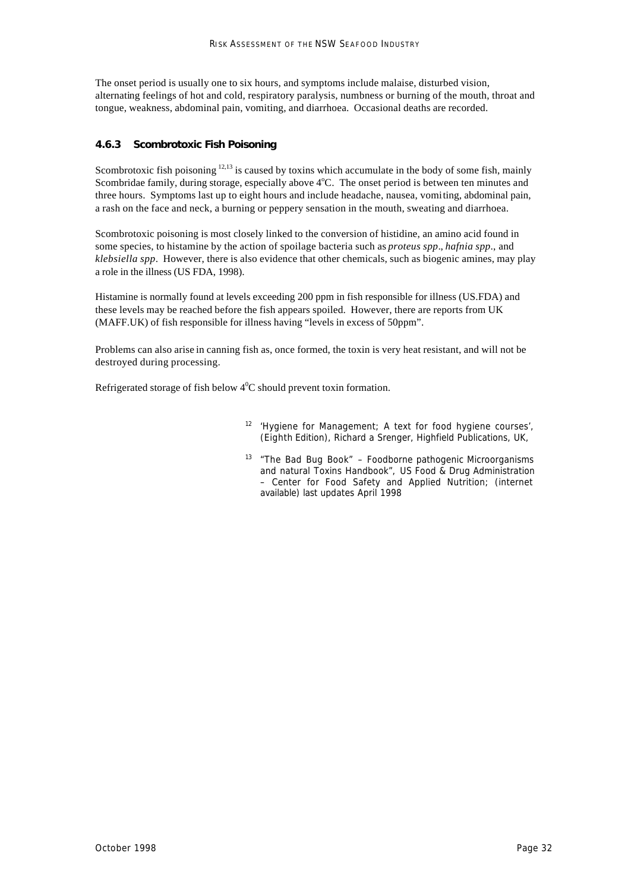The onset period is usually one to six hours, and symptoms include malaise, disturbed vision, alternating feelings of hot and cold, respiratory paralysis, numbness or burning of the mouth, throat and tongue, weakness, abdominal pain, vomiting, and diarrhoea. Occasional deaths are recorded.

### 4.6.3 Scombrotoxic Fish Poisoning

Scombrotoxic fish poisoning [12,13] is caused by toxins which accumulate in the body of some fish, mainly Scombridae family, during storage, especially above 4°C. The onset period is between ten minutes and three hours. Symptoms last up to eight hours and include headache, nausea, vomiting, abdominal pain, a rash on the face and neck, a burning or peppery sensation in the mouth, sweating and diarrhoea.

Scombrotoxic poisoning is most closely linked to the conversion of histidine, an amino acid found in some species, to histamine by the action of spoilage bacteria such as *proteus spp*., *hafnia spp*., and *klebsiella spp*. However, there is also evidence that other chemicals, such as biogenic amines, may play a role in the illness (US FDA, 1998).

Histamine is normally found at levels exceeding 200 ppm in fish responsible for illness (US.FDA) and these levels may be reached before the fish appears spoiled. However, there are reports from UK (MAFF.UK) of fish responsible for illness having "levels in excess of 50ppm".

Problems can also arise in canning fish as, once formed, the toxin is very heat resistant, and will not be destroyed during processing.

Refrigerated storage of fish below 4°C should prevent toxin formation.

[12] 'Hygiene for Management; A text for food hygiene courses', (Eighth Edition), Richard a Srenger, Highfield Publications, UK,

[13] "The Bad Bug Book" – Foodborne pathogenic Microorganisms and natural Toxins Handbook", US Food & Drug Administration – Center for Food Safety and Applied Nutrition; (internet available) last updates April 1998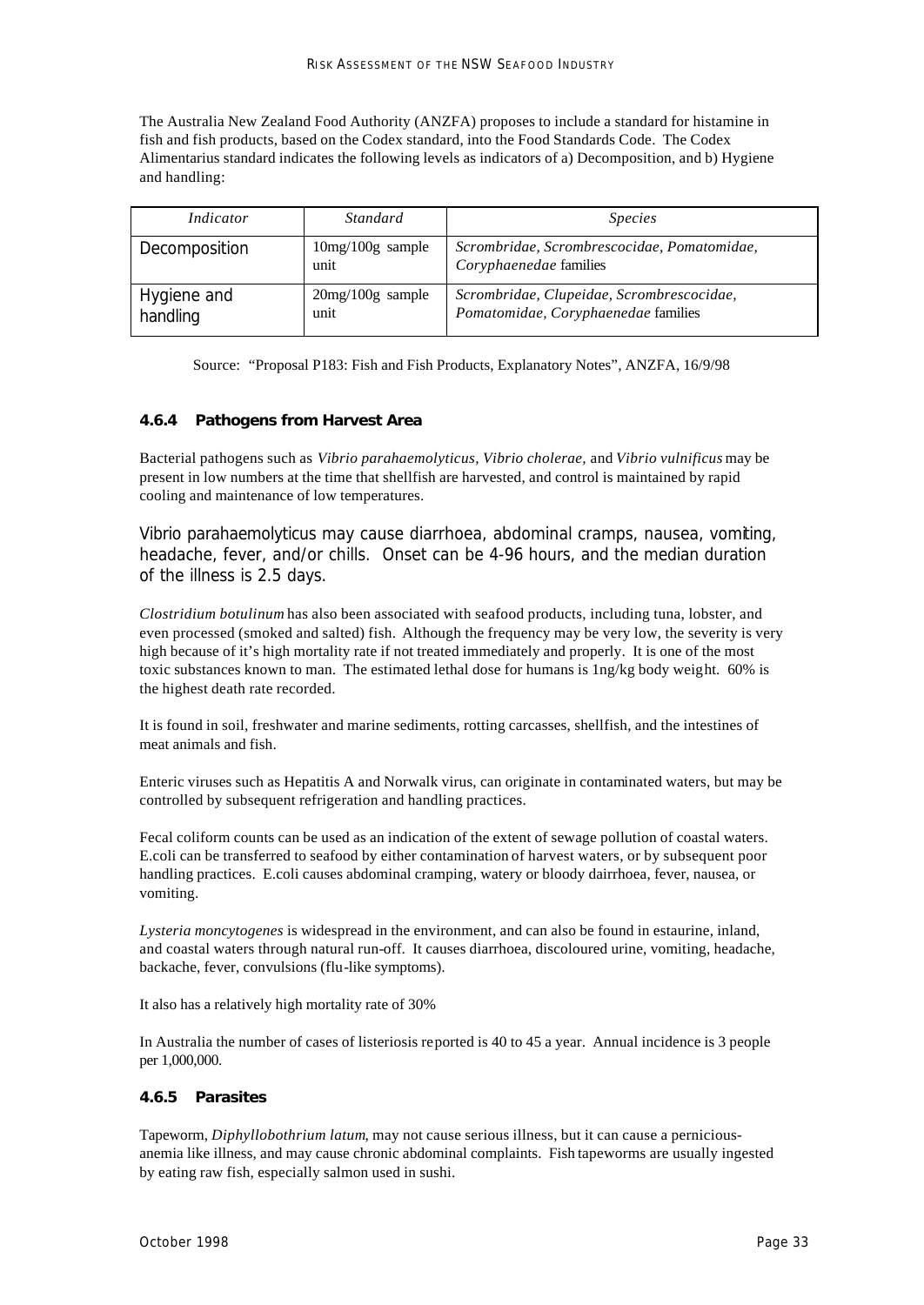The Australia New Zealand Food Authority (ANZFA) proposes to include a standard for histamine in fish and fish products, based on the Codex standard, into the Food Standards Code. The Codex Alimentarius standard indicates the following levels as indicators of a) Decomposition, and b) Hygiene and handling:

| *Indicator* | *Standard* | *Species* |
|---|---|---|
| Decomposition | 10mg/100g sample unit | *Scrombridae, Scrombrescocidae, Pomatomidae, Coryphaenedae* families |
| Hygiene and handling | 20mg/100g sample unit | *Scrombridae, Clupeidae, Scrombrescocidae, Pomatomidae, Coryphaenedae* families |

Source: "Proposal P183: Fish and Fish Products, Explanatory Notes", ANZFA, 16/9/98

### 4.6.4 Pathogens from Harvest Area

Bacterial pathogens such as *Vibrio parahaemolyticus*, *Vibrio cholerae*, and *Vibrio vulnificus* may be present in low numbers at the time that shellfish are harvested, and control is maintained by rapid cooling and maintenance of low temperatures.

Vibrio parahaemolyticus may cause diarrhoea, abdominal cramps, nausea, vomiting, headache, fever, and/or chills. Onset can be 4-96 hours, and the median duration of the illness is 2.5 days.

*Clostridium botulinum* has also been associated with seafood products, including tuna, lobster, and even processed (smoked and salted) fish. Although the frequency may be very low, the severity is very high because of it's high mortality rate if not treated immediately and properly. It is one of the most toxic substances known to man. The estimated lethal dose for humans is 1ng/kg body weight. 60% is the highest death rate recorded.

It is found in soil, freshwater and marine sediments, rotting carcasses, shellfish, and the intestines of meat animals and fish.

Enteric viruses such as Hepatitis A and Norwalk virus, can originate in contaminated waters, but may be controlled by subsequent refrigeration and handling practices.

Fecal coliform counts can be used as an indication of the extent of sewage pollution of coastal waters. E.coli can be transferred to seafood by either contamination of harvest waters, or by subsequent poor handling practices. E.coli causes abdominal cramping, watery or bloody dairrhoea, fever, nausea, or vomiting.

*Lysteria moncytogenes* is widespread in the environment, and can also be found in estaurine, inland, and coastal waters through natural run-off. It causes diarrhoea, discoloured urine, vomiting, headache, backache, fever, convulsions (flu-like symptoms).

It also has a relatively high mortality rate of 30%

In Australia the number of cases of listeriosis reported is 40 to 45 a year. Annual incidence is 3 people per 1,000,000.

### 4.6.5 Parasites

Tapeworm, *Diphyllobothrium latum*, may not cause serious illness, but it can cause a pernicious-anemia like illness, and may cause chronic abdominal complaints. Fish tapeworms are usually ingested by eating raw fish, especially salmon used in sushi.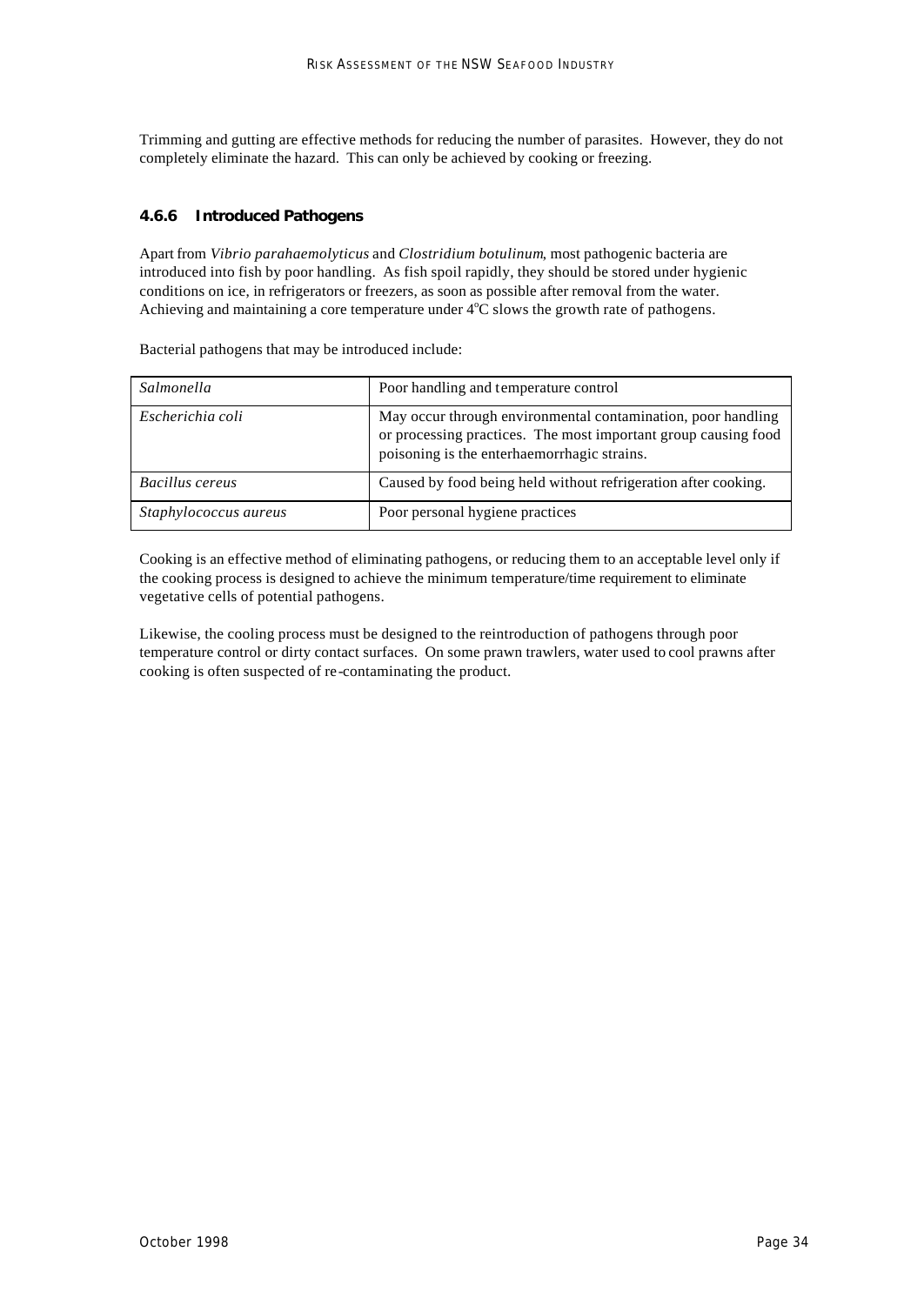Trimming and gutting are effective methods for reducing the number of parasites. However, they do not completely eliminate the hazard. This can only be achieved by cooking or freezing.

### 4.6.6 Introduced Pathogens

Apart from *Vibrio parahaemolyticus* and *Clostridium botulinum*, most pathogenic bacteria are introduced into fish by poor handling. As fish spoil rapidly, they should be stored under hygienic conditions on ice, in refrigerators or freezers, as soon as possible after removal from the water. Achieving and maintaining a core temperature under 4$^{o}$C slows the growth rate of pathogens.

Bacterial pathogens that may be introduced include:

| | |
|---|---|
| *Salmonella* | Poor handling and temperature control |
| *Escherichia coli* | May occur through environmental contamination, poor handling or processing practices. The most important group causing food poisoning is the enterhaemorrhagic strains. |
| *Bacillus cereus* | Caused by food being held without refrigeration after cooking. |
| *Staphylococcus aureus* | Poor personal hygiene practices |

Cooking is an effective method of eliminating pathogens, or reducing them to an acceptable level only if the cooking process is designed to achieve the minimum temperature/time requirement to eliminate vegetative cells of potential pathogens.

Likewise, the cooling process must be designed to the reintroduction of pathogens through poor temperature control or dirty contact surfaces. On some prawn trawlers, water used to cool prawns after cooking is often suspected of re-contaminating the product.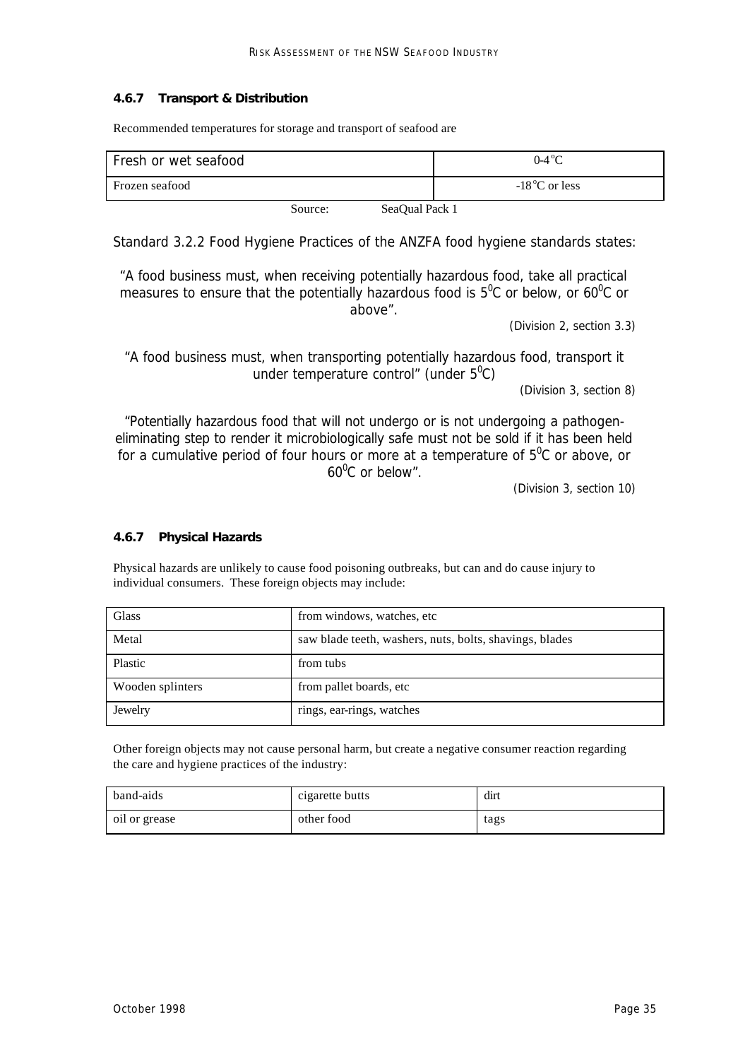### 4.6.7 Transport & Distribution

Recommended temperatures for storage and transport of seafood are

| | |
|---|---|
| Fresh or wet seafood | 0-4°C |
| Frozen seafood | -18°C or less |

Source: SeaQual Pack 1

Standard 3.2.2 Food Hygiene Practices of the ANZFA food hygiene standards states:

"A food business must, when receiving potentially hazardous food, take all practical measures to ensure that the potentially hazardous food is 5°C or below, or 60°C or above".

(Division 2, section 3.3)

"A food business must, when transporting potentially hazardous food, transport it under temperature control" (under 5°C)

(Division 3, section 8)

"Potentially hazardous food that will not undergo or is not undergoing a pathogen-eliminating step to render it microbiologically safe must not be sold if it has been held for a cumulative period of four hours or more at a temperature of 5°C or above, or 60°C or below".

(Division 3, section 10)

### 4.6.7 Physical Hazards

Physical hazards are unlikely to cause food poisoning outbreaks, but can and do cause injury to individual consumers. These foreign objects may include:

| | |
|---|---|
| Glass | from windows, watches, etc |
| Metal | saw blade teeth, washers, nuts, bolts, shavings, blades |
| Plastic | from tubs |
| Wooden splinters | from pallet boards, etc |
| Jewelry | rings, ear-rings, watches |

Other foreign objects may not cause personal harm, but create a negative consumer reaction regarding the care and hygiene practices of the industry:

| | | |
|---|---|---|
| band-aids | cigarette butts | dirt |
| oil or grease | other food | tags |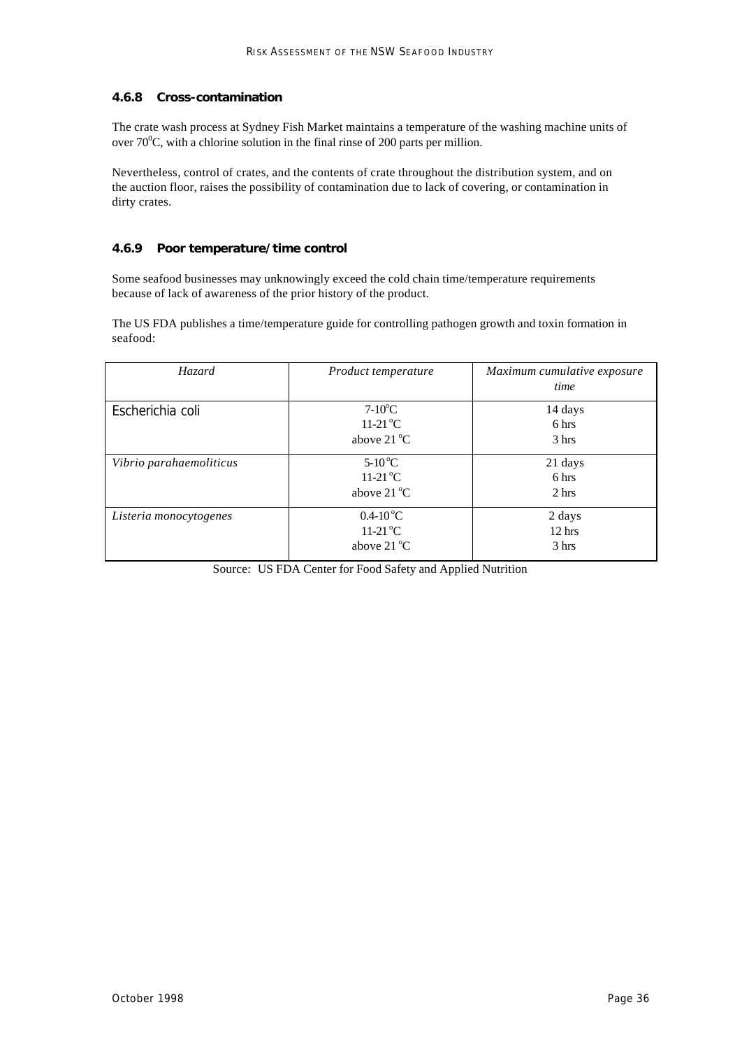### 4.6.8 Cross-contamination

The crate wash process at Sydney Fish Market maintains a temperature of the washing machine units of over 70°C, with a chlorine solution in the final rinse of 200 parts per million.

Nevertheless, control of crates, and the contents of crate throughout the distribution system, and on the auction floor, raises the possibility of contamination due to lack of covering, or contamination in dirty crates.

### 4.6.9 Poor temperature/time control

Some seafood businesses may unknowingly exceed the cold chain time/temperature requirements because of lack of awareness of the prior history of the product.

The US FDA publishes a time/temperature guide for controlling pathogen growth and toxin formation in seafood:

| *Hazard* | *Product temperature* | *Maximum cumulative exposure time* |
|---|---|---|
| Escherichia coli | 7-10°C<br>11-21°C<br>above 21°C | 14 days<br>6 hrs<br>3 hrs |
| *Vibrio parahaemoliticus* | 5-10°C<br>11-21°C<br>above 21°C | 21 days<br>6 hrs<br>2 hrs |
| *Listeria monocytogenes* | 0.4-10°C<br>11-21°C<br>above 21°C | 2 days<br>12 hrs<br>3 hrs |

Source: US FDA Center for Food Safety and Applied Nutrition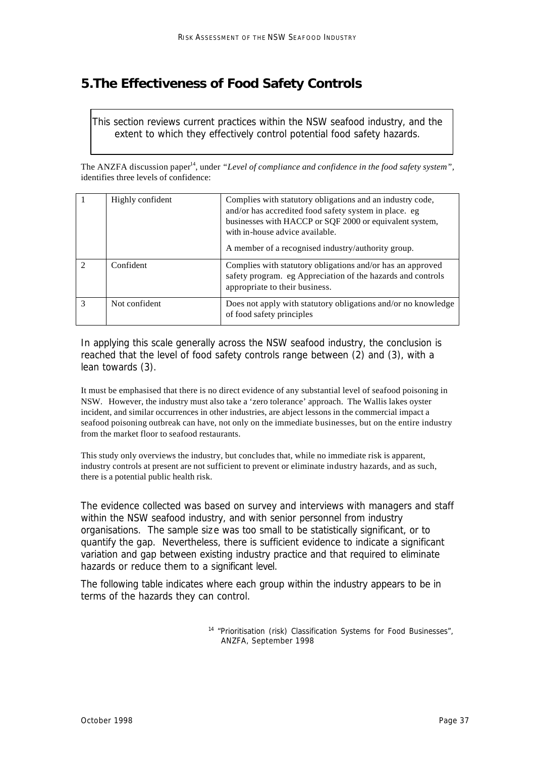# 5.The Effectiveness of Food Safety Controls

This section reviews current practices within the NSW seafood industry, and the extent to which they effectively control potential food safety hazards.

The ANZFA discussion paper[14], under *"Level of compliance and confidence in the food safety system"*, identifies three levels of confidence:

| | | |
|---|---|---|
| 1 | Highly confident | Complies with statutory obligations and an industry code, and/or has accredited food safety system in place. eg businesses with HACCP or SQF 2000 or equivalent system, with in-house advice available.<br><br>A member of a recognised industry/authority group. |
| 2 | Confident | Complies with statutory obligations and/or has an approved safety program. eg Appreciation of the hazards and controls appropriate to their business. |
| 3 | Not confident | Does not apply with statutory obligations and/or no knowledge of food safety principles |

In applying this scale generally across the NSW seafood industry, the conclusion is reached that the level of food safety controls range between (2) and (3), with a lean towards (3).

It must be emphasised that there is no direct evidence of any substantial level of seafood poisoning in NSW. However, the industry must also take a 'zero tolerance' approach. The Wallis lakes oyster incident, and similar occurrences in other industries, are abject lessons in the commercial impact a seafood poisoning outbreak can have, not only on the immediate businesses, but on the entire industry from the market floor to seafood restaurants.

This study only overviews the industry, but concludes that, while no immediate risk is apparent, industry controls at present are not sufficient to prevent or eliminate industry hazards, and as such, there is a potential public health risk.

The evidence collected was based on survey and interviews with managers and staff within the NSW seafood industry, and with senior personnel from industry organisations. The sample size was too small to be statistically significant, or to quantify the gap. Nevertheless, there is sufficient evidence to indicate a significant variation and gap between existing industry practice and that required to eliminate hazards or reduce them to a significant level.

The following table indicates where each group within the industry appears to be in terms of the hazards they can control.

[14] "Prioritisation (risk) Classification Systems for Food Businesses", ANZFA, September 1998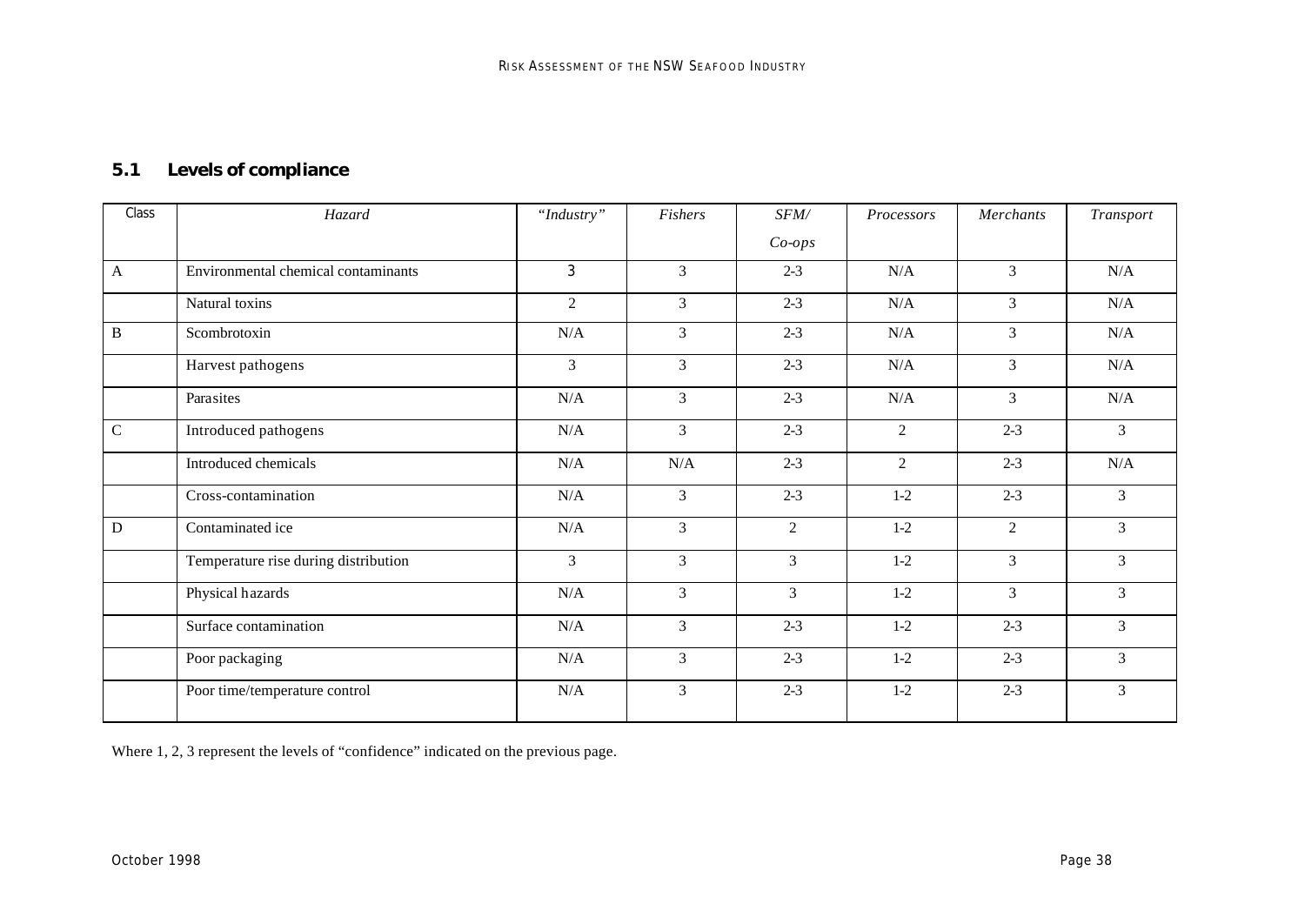## 5.1 Levels of compliance

| Class | *Hazard* | *"Industry"* | *Fishers* | *SFM/ Co-ops* | *Processors* | *Merchants* | *Transport* |
|---|---|---|---|---|---|---|---|
| A | Environmental chemical contaminants | 3 | 3 | 2-3 | N/A | 3 | N/A |
| | Natural toxins | 2 | 3 | 2-3 | N/A | 3 | N/A |
| B | Scombrotoxin | N/A | 3 | 2-3 | N/A | 3 | N/A |
| | Harvest pathogens | 3 | 3 | 2-3 | N/A | 3 | N/A |
| | Parasites | N/A | 3 | 2-3 | N/A | 3 | N/A |
| C | Introduced pathogens | N/A | 3 | 2-3 | 2 | 2-3 | 3 |
| | Introduced chemicals | N/A | N/A | 2-3 | 2 | 2-3 | N/A |
| | Cross-contamination | N/A | 3 | 2-3 | 1-2 | 2-3 | 3 |
| D | Contaminated ice | N/A | 3 | 2 | 1-2 | 2 | 3 |
| | Temperature rise during distribution | 3 | 3 | 3 | 1-2 | 3 | 3 |
| | Physical hazards | N/A | 3 | 3 | 1-2 | 3 | 3 |
| | Surface contamination | N/A | 3 | 2-3 | 1-2 | 2-3 | 3 |
| | Poor packaging | N/A | 3 | 2-3 | 1-2 | 2-3 | 3 |
| | Poor time/temperature control | N/A | 3 | 2-3 | 1-2 | 2-3 | 3 |

Where 1, 2, 3 represent the levels of "confidence" indicated on the previous page.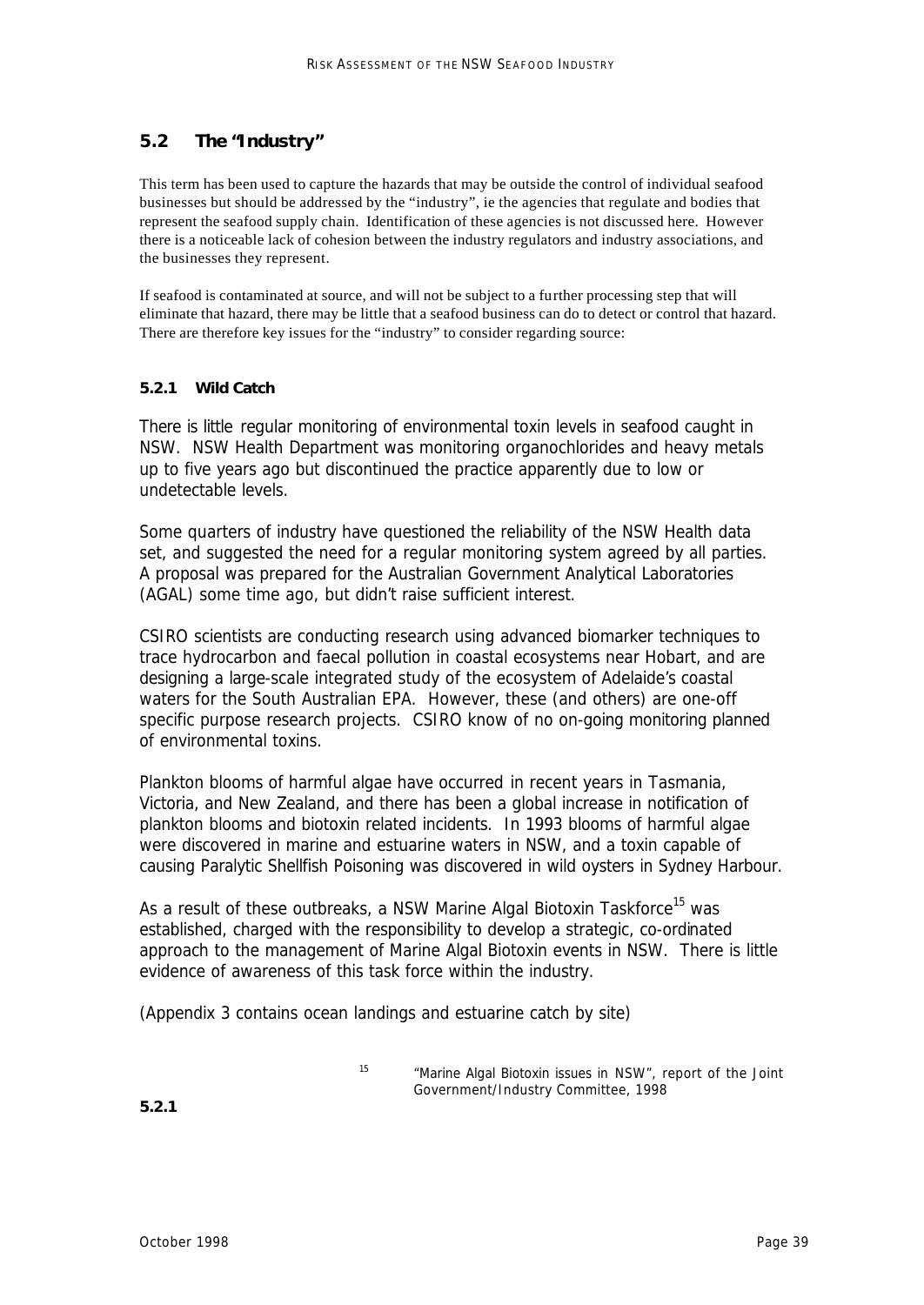## 5.2 The "Industry"

This term has been used to capture the hazards that may be outside the control of individual seafood businesses but should be addressed by the "industry", ie the agencies that regulate and bodies that represent the seafood supply chain. Identification of these agencies is not discussed here. However there is a noticeable lack of cohesion between the industry regulators and industry associations, and the businesses they represent.

If seafood is contaminated at source, and will not be subject to a further processing step that will eliminate that hazard, there may be little that a seafood business can do to detect or control that hazard. There are therefore key issues for the "industry" to consider regarding source:

### 5.2.1 Wild Catch

There is little regular monitoring of environmental toxin levels in seafood caught in NSW. NSW Health Department was monitoring organochlorides and heavy metals up to five years ago but discontinued the practice apparently due to low or undetectable levels.

Some quarters of industry have questioned the reliability of the NSW Health data set, and suggested the need for a regular monitoring system agreed by all parties. A proposal was prepared for the Australian Government Analytical Laboratories (AGAL) some time ago, but didn't raise sufficient interest.

CSIRO scientists are conducting research using advanced biomarker techniques to trace hydrocarbon and faecal pollution in coastal ecosystems near Hobart, and are designing a large-scale integrated study of the ecosystem of Adelaide's coastal waters for the South Australian EPA. However, these (and others) are one-off specific purpose research projects. CSIRO know of no on-going monitoring planned of environmental toxins.

Plankton blooms of harmful algae have occurred in recent years in Tasmania, Victoria, and New Zealand, and there has been a global increase in notification of plankton blooms and biotoxin related incidents. In 1993 blooms of harmful algae were discovered in marine and estuarine waters in NSW, and a toxin capable of causing Paralytic Shellfish Poisoning was discovered in wild oysters in Sydney Harbour.

As a result of these outbreaks, a NSW Marine Algal Biotoxin Taskforce[15] was established, charged with the responsibility to develop a strategic, co-ordinated approach to the management of Marine Algal Biotoxin events in NSW. There is little evidence of awareness of this task force within the industry.

(Appendix 3 contains ocean landings and estuarine catch by site)

[15] "Marine Algal Biotoxin issues in NSW", report of the Joint Government/Industry Committee, 1998

**5.2.1**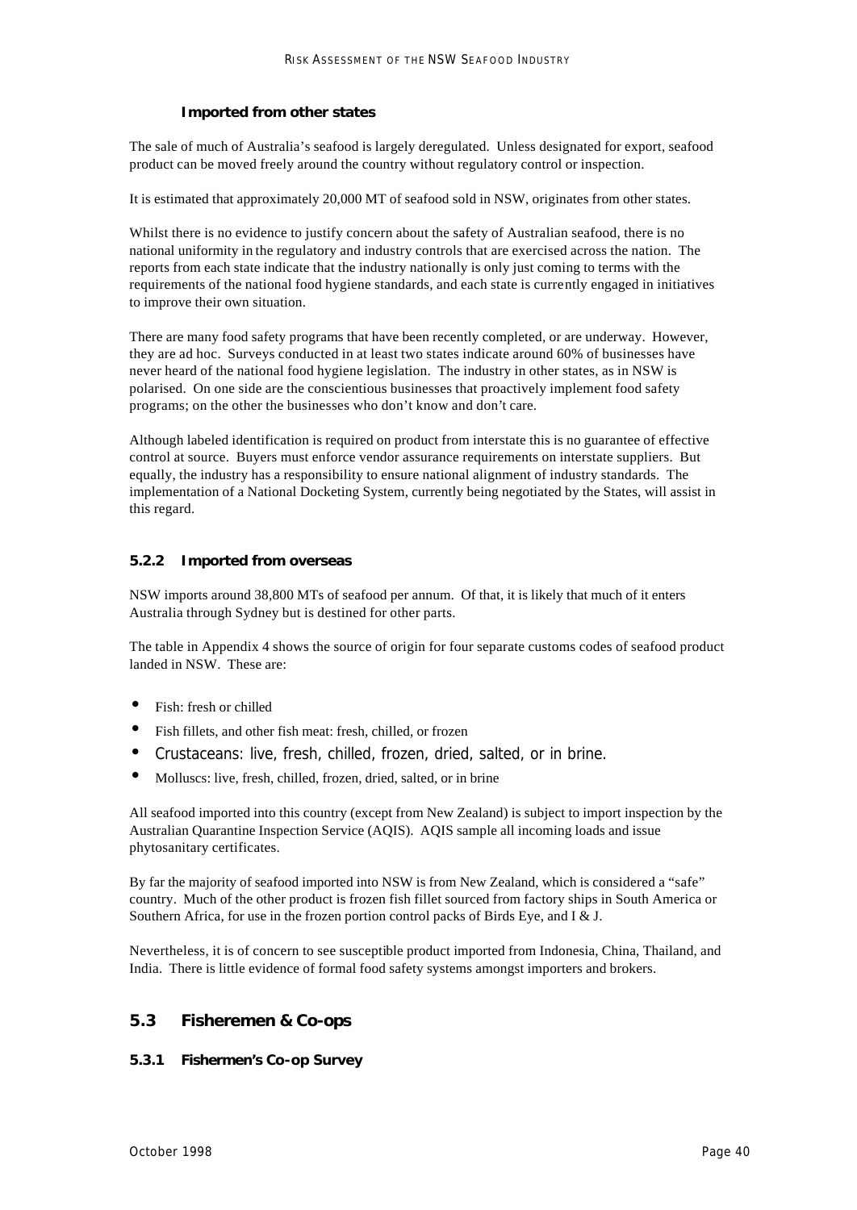### Imported from other states

The sale of much of Australia's seafood is largely deregulated. Unless designated for export, seafood product can be moved freely around the country without regulatory control or inspection.

It is estimated that approximately 20,000 MT of seafood sold in NSW, originates from other states.

Whilst there is no evidence to justify concern about the safety of Australian seafood, there is no national uniformity in the regulatory and industry controls that are exercised across the nation. The reports from each state indicate that the industry nationally is only just coming to terms with the requirements of the national food hygiene standards, and each state is currently engaged in initiatives to improve their own situation.

There are many food safety programs that have been recently completed, or are underway. However, they are ad hoc. Surveys conducted in at least two states indicate around 60% of businesses have never heard of the national food hygiene legislation. The industry in other states, as in NSW is polarised. On one side are the conscientious businesses that proactively implement food safety programs; on the other the businesses who don't know and don't care.

Although labeled identification is required on product from interstate this is no guarantee of effective control at source. Buyers must enforce vendor assurance requirements on interstate suppliers. But equally, the industry has a responsibility to ensure national alignment of industry standards. The implementation of a National Docketing System, currently being negotiated by the States, will assist in this regard.

### 5.2.2 Imported from overseas

NSW imports around 38,800 MTs of seafood per annum. Of that, it is likely that much of it enters Australia through Sydney but is destined for other parts.

The table in Appendix 4 shows the source of origin for four separate customs codes of seafood product landed in NSW. These are:

- Fish: fresh or chilled
- Fish fillets, and other fish meat: fresh, chilled, or frozen
- Crustaceans: live, fresh, chilled, frozen, dried, salted, or in brine.
- Molluscs: live, fresh, chilled, frozen, dried, salted, or in brine

All seafood imported into this country (except from New Zealand) is subject to import inspection by the Australian Quarantine Inspection Service (AQIS). AQIS sample all incoming loads and issue phytosanitary certificates.

By far the majority of seafood imported into NSW is from New Zealand, which is considered a "safe" country. Much of the other product is frozen fish fillet sourced from factory ships in South America or Southern Africa, for use in the frozen portion control packs of Birds Eye, and I & J.

Nevertheless, it is of concern to see susceptible product imported from Indonesia, China, Thailand, and India. There is little evidence of formal food safety systems amongst importers and brokers.

## 5.3 Fisheremen & Co-ops

### 5.3.1 Fishermen's Co-op Survey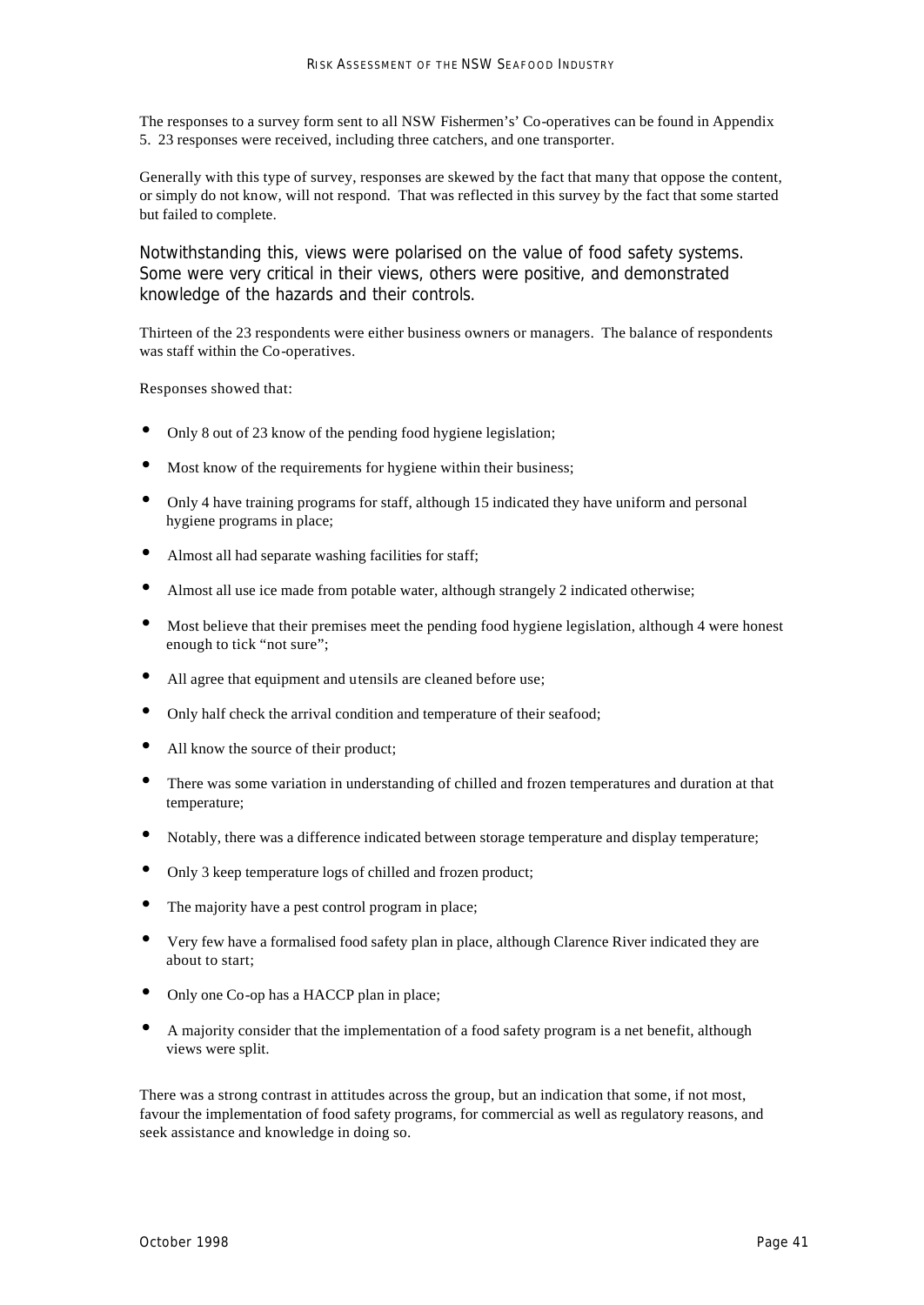The responses to a survey form sent to all NSW Fishermen's' Co-operatives can be found in Appendix 5. 23 responses were received, including three catchers, and one transporter.

Generally with this type of survey, responses are skewed by the fact that many that oppose the content, or simply do not know, will not respond. That was reflected in this survey by the fact that some started but failed to complete.

Notwithstanding this, views were polarised on the value of food safety systems. Some were very critical in their views, others were positive, and demonstrated knowledge of the hazards and their controls.

Thirteen of the 23 respondents were either business owners or managers. The balance of respondents was staff within the Co-operatives.

Responses showed that:

- Only 8 out of 23 know of the pending food hygiene legislation;
- Most know of the requirements for hygiene within their business;
- Only 4 have training programs for staff, although 15 indicated they have uniform and personal hygiene programs in place;
- Almost all had separate washing facilities for staff;
- Almost all use ice made from potable water, although strangely 2 indicated otherwise;
- Most believe that their premises meet the pending food hygiene legislation, although 4 were honest enough to tick "not sure";
- All agree that equipment and utensils are cleaned before use;
- Only half check the arrival condition and temperature of their seafood;
- All know the source of their product;
- There was some variation in understanding of chilled and frozen temperatures and duration at that temperature;
- Notably, there was a difference indicated between storage temperature and display temperature;
- Only 3 keep temperature logs of chilled and frozen product;
- The majority have a pest control program in place;
- Very few have a formalised food safety plan in place, although Clarence River indicated they are about to start;
- Only one Co-op has a HACCP plan in place;
- A majority consider that the implementation of a food safety program is a net benefit, although views were split.

There was a strong contrast in attitudes across the group, but an indication that some, if not most, favour the implementation of food safety programs, for commercial as well as regulatory reasons, and seek assistance and knowledge in doing so.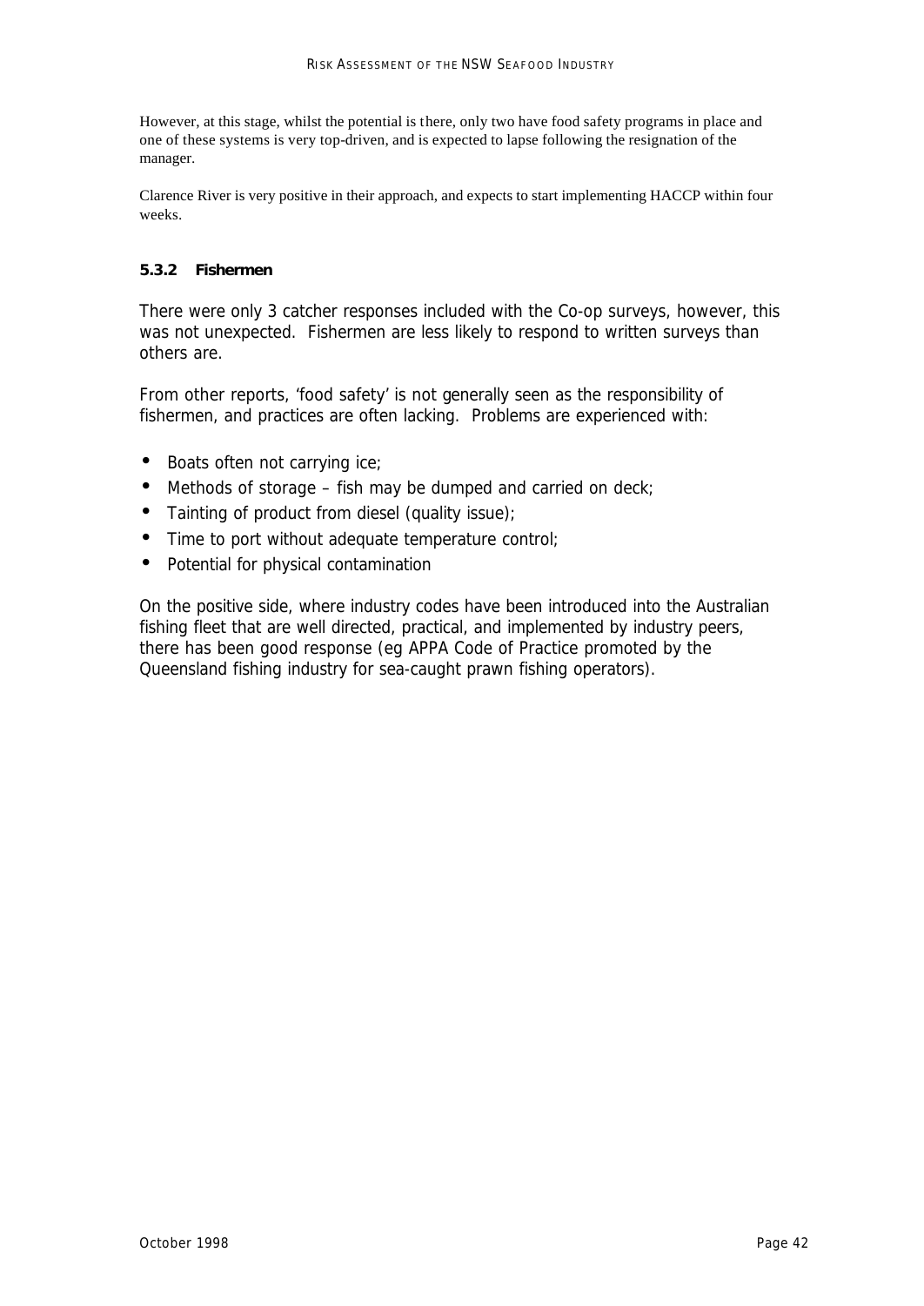However, at this stage, whilst the potential is there, only two have food safety programs in place and one of these systems is very top-driven, and is expected to lapse following the resignation of the manager.

Clarence River is very positive in their approach, and expects to start implementing HACCP within four weeks.

#### 5.3.2 Fishermen

There were only 3 catcher responses included with the Co-op surveys, however, this was not unexpected. Fishermen are less likely to respond to written surveys than others are.

From other reports, 'food safety' is not generally seen as the responsibility of fishermen, and practices are often lacking. Problems are experienced with:

- Boats often not carrying ice;
- Methods of storage – fish may be dumped and carried on deck;
- Tainting of product from diesel (quality issue);
- Time to port without adequate temperature control;
- Potential for physical contamination

On the positive side, where industry codes have been introduced into the Australian fishing fleet that are well directed, practical, and implemented by industry peers, there has been good response (eg APPA Code of Practice promoted by the Queensland fishing industry for sea-caught prawn fishing operators).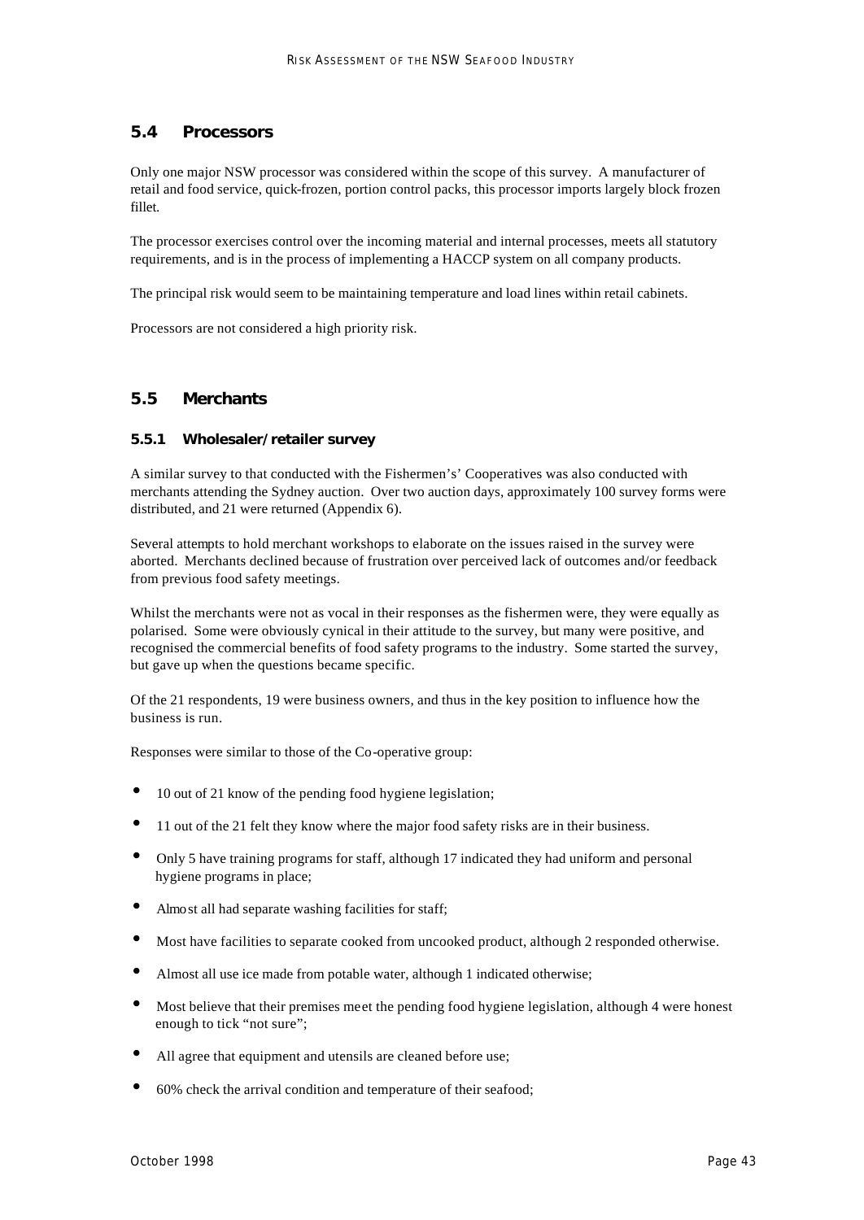## 5.4 Processors

Only one major NSW processor was considered within the scope of this survey. A manufacturer of retail and food service, quick-frozen, portion control packs, this processor imports largely block frozen fillet.

The processor exercises control over the incoming material and internal processes, meets all statutory requirements, and is in the process of implementing a HACCP system on all company products.

The principal risk would seem to be maintaining temperature and load lines within retail cabinets.

Processors are not considered a high priority risk.

## 5.5 Merchants

### 5.5.1 Wholesaler/retailer survey

A similar survey to that conducted with the Fishermen's' Cooperatives was also conducted with merchants attending the Sydney auction. Over two auction days, approximately 100 survey forms were distributed, and 21 were returned (Appendix 6).

Several attempts to hold merchant workshops to elaborate on the issues raised in the survey were aborted. Merchants declined because of frustration over perceived lack of outcomes and/or feedback from previous food safety meetings.

Whilst the merchants were not as vocal in their responses as the fishermen were, they were equally as polarised. Some were obviously cynical in their attitude to the survey, but many were positive, and recognised the commercial benefits of food safety programs to the industry. Some started the survey, but gave up when the questions became specific.

Of the 21 respondents, 19 were business owners, and thus in the key position to influence how the business is run.

Responses were similar to those of the Co-operative group:

- 10 out of 21 know of the pending food hygiene legislation;
- 11 out of the 21 felt they know where the major food safety risks are in their business.
- Only 5 have training programs for staff, although 17 indicated they had uniform and personal hygiene programs in place;
- Almost all had separate washing facilities for staff;
- Most have facilities to separate cooked from uncooked product, although 2 responded otherwise.
- Almost all use ice made from potable water, although 1 indicated otherwise;
- Most believe that their premises meet the pending food hygiene legislation, although 4 were honest enough to tick "not sure";
- All agree that equipment and utensils are cleaned before use;
- 60% check the arrival condition and temperature of their seafood;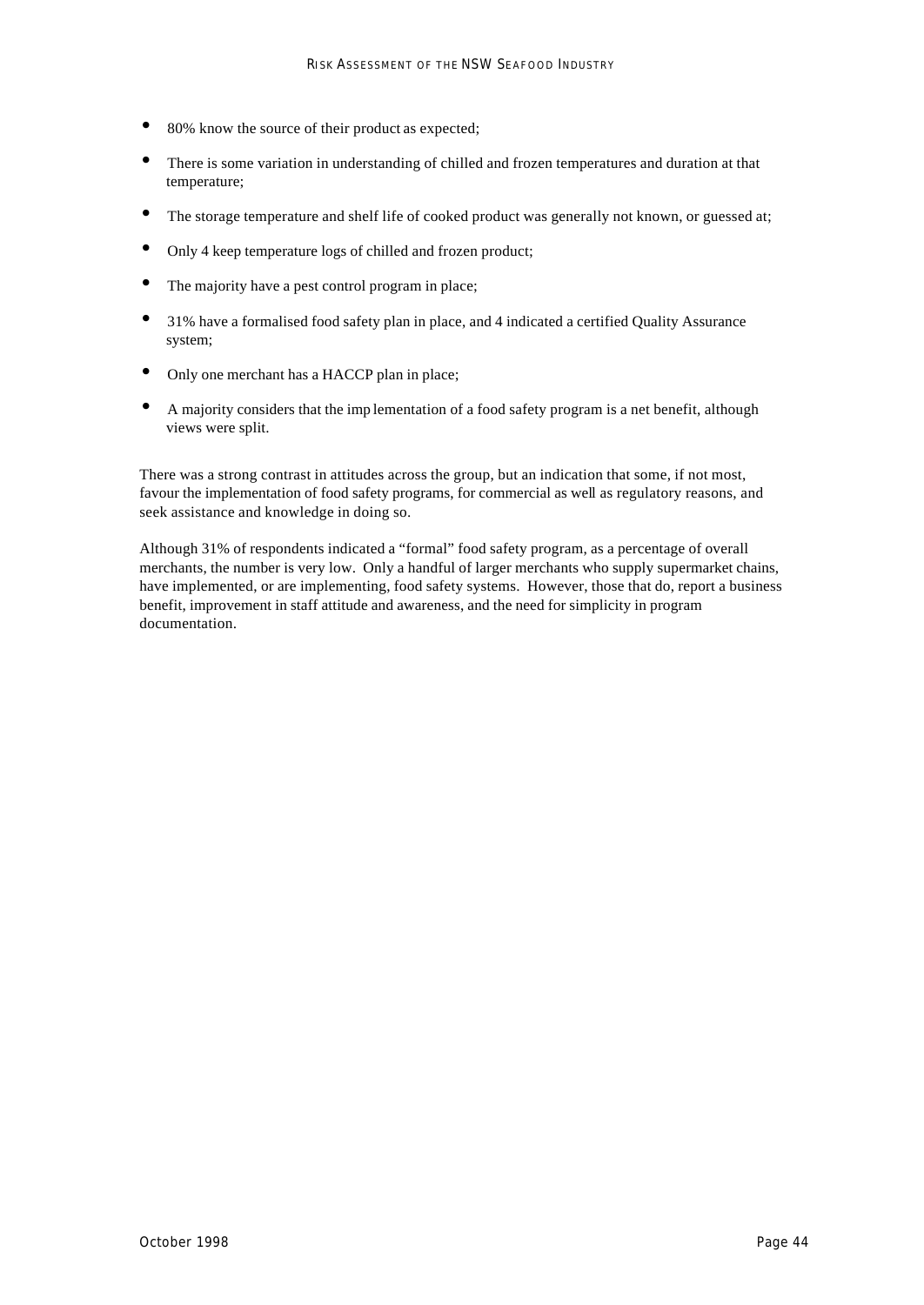- 80% know the source of their product as expected;
- There is some variation in understanding of chilled and frozen temperatures and duration at that temperature;
- The storage temperature and shelf life of cooked product was generally not known, or guessed at;
- Only 4 keep temperature logs of chilled and frozen product;
- The majority have a pest control program in place;
- 31% have a formalised food safety plan in place, and 4 indicated a certified Quality Assurance system;
- Only one merchant has a HACCP plan in place;
- A majority considers that the imp lementation of a food safety program is a net benefit, although views were split.

There was a strong contrast in attitudes across the group, but an indication that some, if not most, favour the implementation of food safety programs, for commercial as well as regulatory reasons, and seek assistance and knowledge in doing so.

Although 31% of respondents indicated a "formal" food safety program, as a percentage of overall merchants, the number is very low. Only a handful of larger merchants who supply supermarket chains, have implemented, or are implementing, food safety systems. However, those that do, report a business benefit, improvement in staff attitude and awareness, and the need for simplicity in program documentation.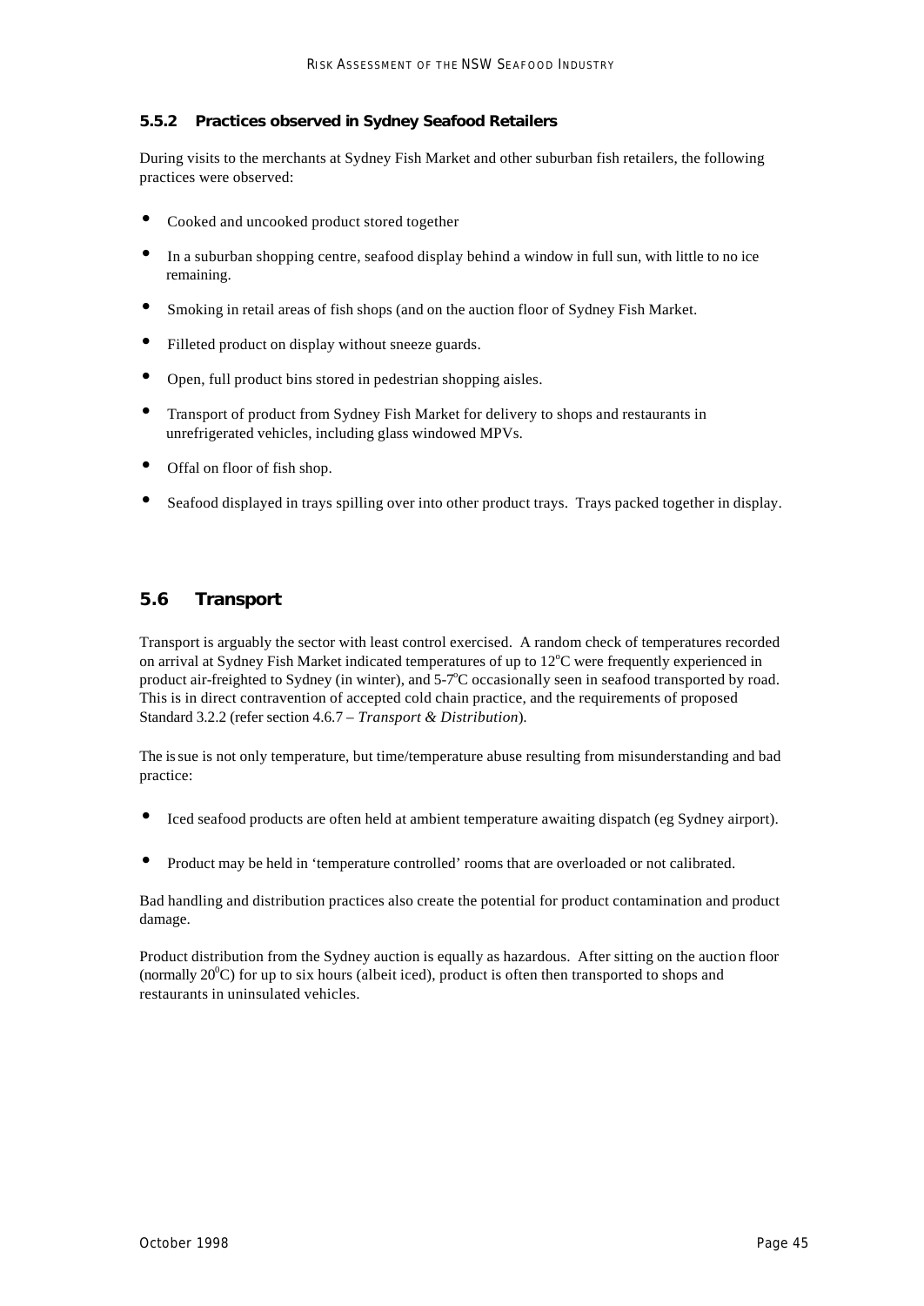### 5.5.2 Practices observed in Sydney Seafood Retailers

During visits to the merchants at Sydney Fish Market and other suburban fish retailers, the following practices were observed:

- Cooked and uncooked product stored together
- In a suburban shopping centre, seafood display behind a window in full sun, with little to no ice remaining.
- Smoking in retail areas of fish shops (and on the auction floor of Sydney Fish Market.
- Filleted product on display without sneeze guards.
- Open, full product bins stored in pedestrian shopping aisles.
- Transport of product from Sydney Fish Market for delivery to shops and restaurants in unrefrigerated vehicles, including glass windowed MPVs.
- Offal on floor of fish shop.
- Seafood displayed in trays spilling over into other product trays. Trays packed together in display.

## 5.6 Transport

Transport is arguably the sector with least control exercised. A random check of temperatures recorded on arrival at Sydney Fish Market indicated temperatures of up to 12°C were frequently experienced in product air-freighted to Sydney (in winter), and 5-7°C occasionally seen in seafood transported by road. This is in direct contravention of accepted cold chain practice, and the requirements of proposed Standard 3.2.2 (refer section 4.6.7 – *Transport & Distribution*).

The issue is not only temperature, but time/temperature abuse resulting from misunderstanding and bad practice:

- Iced seafood products are often held at ambient temperature awaiting dispatch (eg Sydney airport).
- Product may be held in 'temperature controlled' rooms that are overloaded or not calibrated.

Bad handling and distribution practices also create the potential for product contamination and product damage.

Product distribution from the Sydney auction is equally as hazardous. After sitting on the auction floor (normally 20°C) for up to six hours (albeit iced), product is often then transported to shops and restaurants in uninsulated vehicles.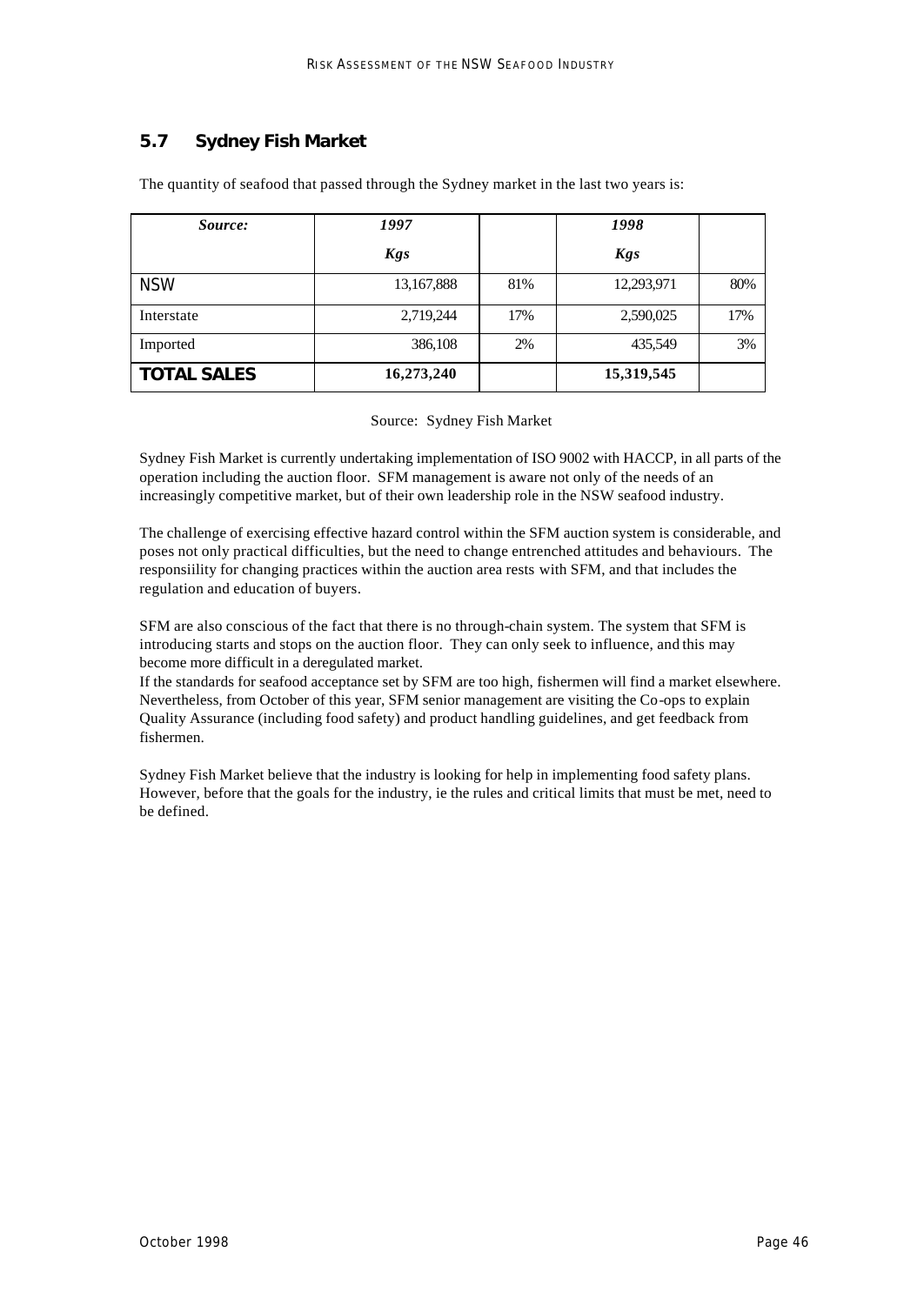## 5.7 Sydney Fish Market

The quantity of seafood that passed through the Sydney market in the last two years is:

| *Source:* | *1997* | | *1998* | |
|---|---|---|---|---|
| | *Kgs* | | *Kgs* | |
| NSW | 13,167,888 | 81% | 12,293,971 | 80% |
| Interstate | 2,719,244 | 17% | 2,590,025 | 17% |
| Imported | 386,108 | 2% | 435,549 | 3% |
| **TOTAL SALES** | **16,273,240** | | **15,319,545** | |

Source: Sydney Fish Market

Sydney Fish Market is currently undertaking implementation of ISO 9002 with HACCP, in all parts of the operation including the auction floor. SFM management is aware not only of the needs of an increasingly competitive market, but of their own leadership role in the NSW seafood industry.

The challenge of exercising effective hazard control within the SFM auction system is considerable, and poses not only practical difficulties, but the need to change entrenched attitudes and behaviours. The responsiility for changing practices within the auction area rests with SFM, and that includes the regulation and education of buyers.

SFM are also conscious of the fact that there is no through-chain system. The system that SFM is introducing starts and stops on the auction floor. They can only seek to influence, and this may become more difficult in a deregulated market.
If the standards for seafood acceptance set by SFM are too high, fishermen will find a market elsewhere. Nevertheless, from October of this year, SFM senior management are visiting the Co-ops to explain Quality Assurance (including food safety) and product handling guidelines, and get feedback from fishermen.

Sydney Fish Market believe that the industry is looking for help in implementing food safety plans. However, before that the goals for the industry, ie the rules and critical limits that must be met, need to be defined.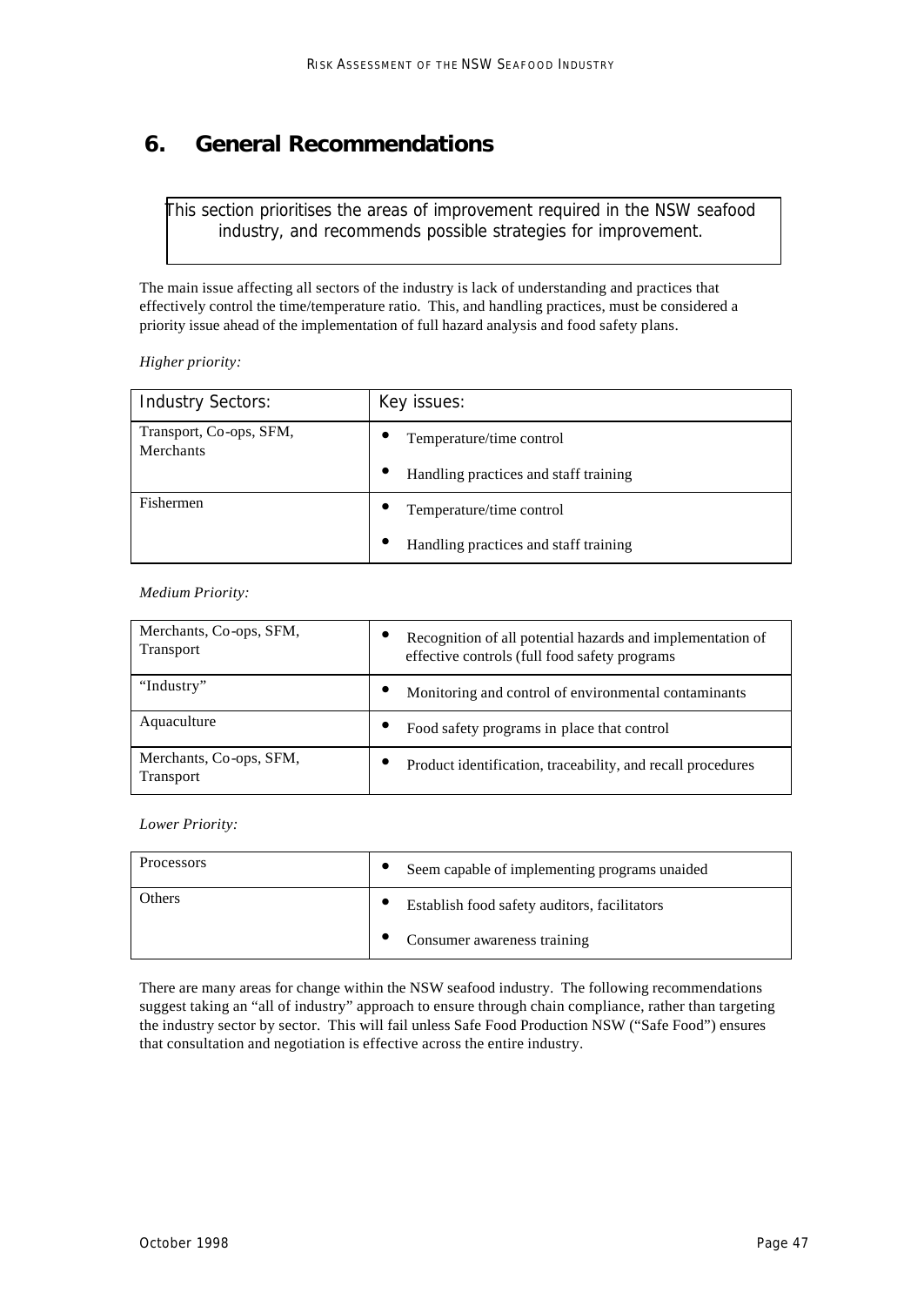# 6. General Recommendations

> This section prioritises the areas of improvement required in the NSW seafood industry, and recommends possible strategies for improvement.

The main issue affecting all sectors of the industry is lack of understanding and practices that effectively control the time/temperature ratio. This, and handling practices, must be considered a priority issue ahead of the implementation of full hazard analysis and food safety plans.

*Higher priority:*

| Industry Sectors: | Key issues: |
|---|---|
| Transport, Co-ops, SFM, Merchants | • Temperature/time control<br>• Handling practices and staff training |
| Fishermen | • Temperature/time control<br>• Handling practices and staff training |

*Medium Priority:*

| | |
|---|---|
| Merchants, Co-ops, SFM, Transport | • Recognition of all potential hazards and implementation of effective controls (full food safety programs |
| "Industry" | • Monitoring and control of environmental contaminants |
| Aquaculture | • Food safety programs in place that control |
| Merchants, Co-ops, SFM, Transport | • Product identification, traceability, and recall procedures |

*Lower Priority:*

| | |
|---|---|
| Processors | • Seem capable of implementing programs unaided |
| Others | • Establish food safety auditors, facilitators<br>• Consumer awareness training |

There are many areas for change within the NSW seafood industry. The following recommendations suggest taking an "all of industry" approach to ensure through chain compliance, rather than targeting the industry sector by sector. This will fail unless Safe Food Production NSW ("Safe Food") ensures that consultation and negotiation is effective across the entire industry.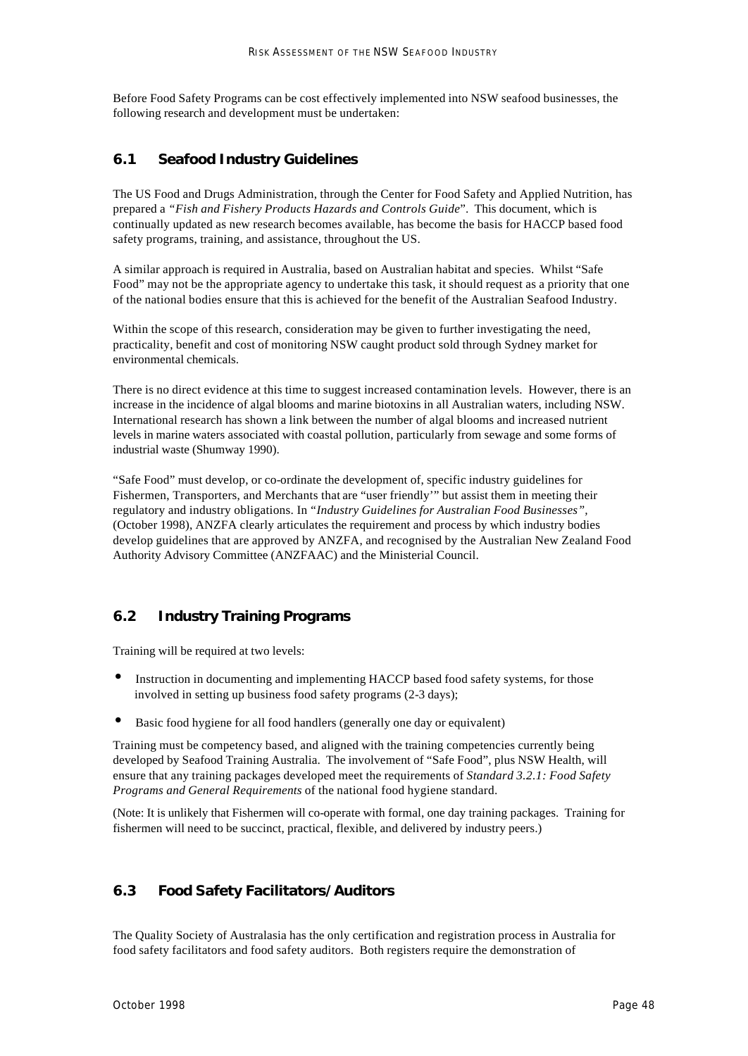Before Food Safety Programs can be cost effectively implemented into NSW seafood businesses, the following research and development must be undertaken:

## 6.1 Seafood Industry Guidelines

The US Food and Drugs Administration, through the Center for Food Safety and Applied Nutrition, has prepared a *"Fish and Fishery Products Hazards and Controls Guide*". This document, which is continually updated as new research becomes available, has become the basis for HACCP based food safety programs, training, and assistance, throughout the US.

A similar approach is required in Australia, based on Australian habitat and species. Whilst "Safe Food" may not be the appropriate agency to undertake this task, it should request as a priority that one of the national bodies ensure that this is achieved for the benefit of the Australian Seafood Industry.

Within the scope of this research, consideration may be given to further investigating the need, practicality, benefit and cost of monitoring NSW caught product sold through Sydney market for environmental chemicals.

There is no direct evidence at this time to suggest increased contamination levels. However, there is an increase in the incidence of algal blooms and marine biotoxins in all Australian waters, including NSW. International research has shown a link between the number of algal blooms and increased nutrient levels in marine waters associated with coastal pollution, particularly from sewage and some forms of industrial waste (Shumway 1990).

"Safe Food" must develop, or co-ordinate the development of, specific industry guidelines for Fishermen, Transporters, and Merchants that are "user friendly'" but assist them in meeting their regulatory and industry obligations. In "*Industry Guidelines for Australian Food Businesses"*, (October 1998), ANZFA clearly articulates the requirement and process by which industry bodies develop guidelines that are approved by ANZFA, and recognised by the Australian New Zealand Food Authority Advisory Committee (ANZFAAC) and the Ministerial Council.

## 6.2 Industry Training Programs

Training will be required at two levels:

- Instruction in documenting and implementing HACCP based food safety systems, for those involved in setting up business food safety programs (2-3 days);
- Basic food hygiene for all food handlers (generally one day or equivalent)

Training must be competency based, and aligned with the training competencies currently being developed by Seafood Training Australia. The involvement of "Safe Food", plus NSW Health, will ensure that any training packages developed meet the requirements of *Standard 3.2.1: Food Safety Programs and General Requirements* of the national food hygiene standard.

(Note: It is unlikely that Fishermen will co-operate with formal, one day training packages. Training for fishermen will need to be succinct, practical, flexible, and delivered by industry peers.)

## 6.3 Food Safety Facilitators/Auditors

The Quality Society of Australasia has the only certification and registration process in Australia for food safety facilitators and food safety auditors. Both registers require the demonstration of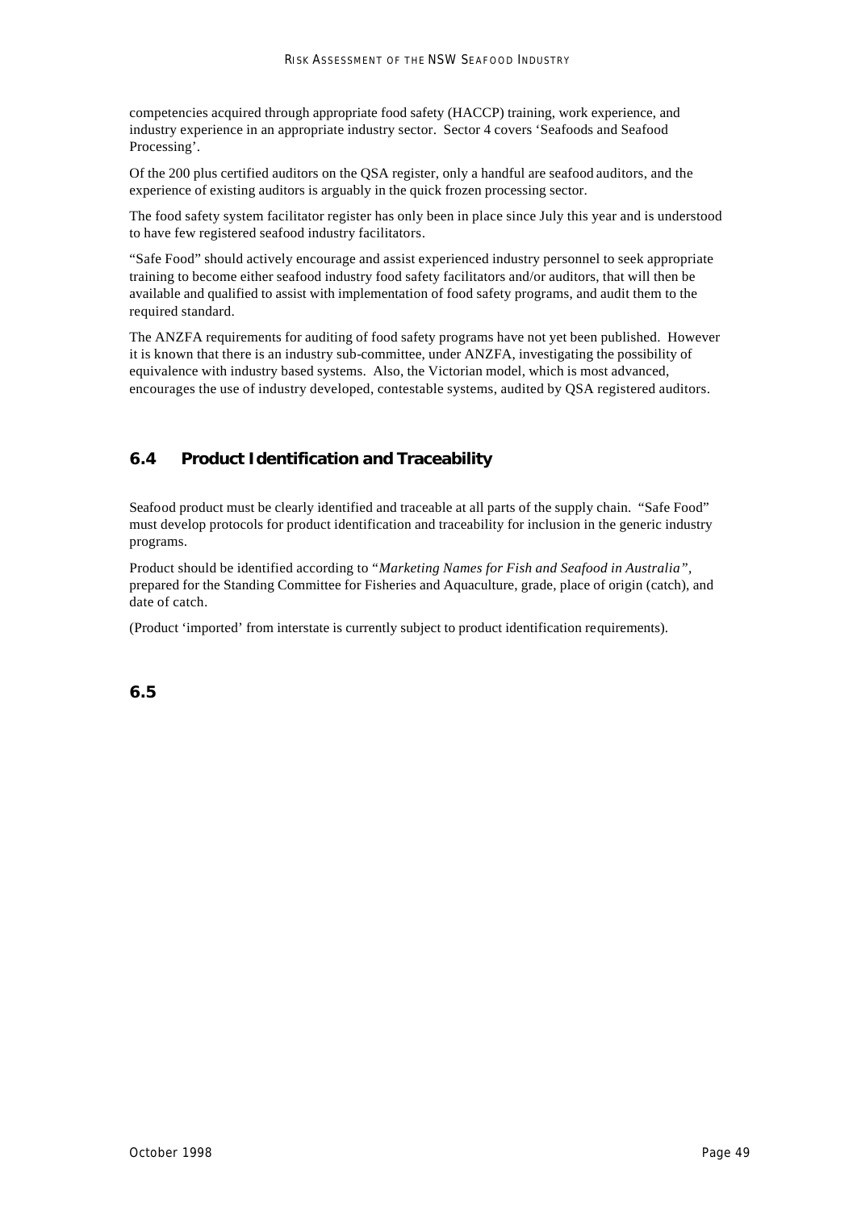competencies acquired through appropriate food safety (HACCP) training, work experience, and industry experience in an appropriate industry sector. Sector 4 covers 'Seafoods and Seafood Processing'.

Of the 200 plus certified auditors on the QSA register, only a handful are seafood auditors, and the experience of existing auditors is arguably in the quick frozen processing sector.

The food safety system facilitator register has only been in place since July this year and is understood to have few registered seafood industry facilitators.

"Safe Food" should actively encourage and assist experienced industry personnel to seek appropriate training to become either seafood industry food safety facilitators and/or auditors, that will then be available and qualified to assist with implementation of food safety programs, and audit them to the required standard.

The ANZFA requirements for auditing of food safety programs have not yet been published. However it is known that there is an industry sub-committee, under ANZFA, investigating the possibility of equivalence with industry based systems. Also, the Victorian model, which is most advanced, encourages the use of industry developed, contestable systems, audited by QSA registered auditors.

## 6.4 Product Identification and Traceability

Seafood product must be clearly identified and traceable at all parts of the supply chain. "Safe Food" must develop protocols for product identification and traceability for inclusion in the generic industry programs.

Product should be identified according to "*Marketing Names for Fish and Seafood in Australia"*, prepared for the Standing Committee for Fisheries and Aquaculture, grade, place of origin (catch), and date of catch.

(Product 'imported' from interstate is currently subject to product identification requirements).

## 6.5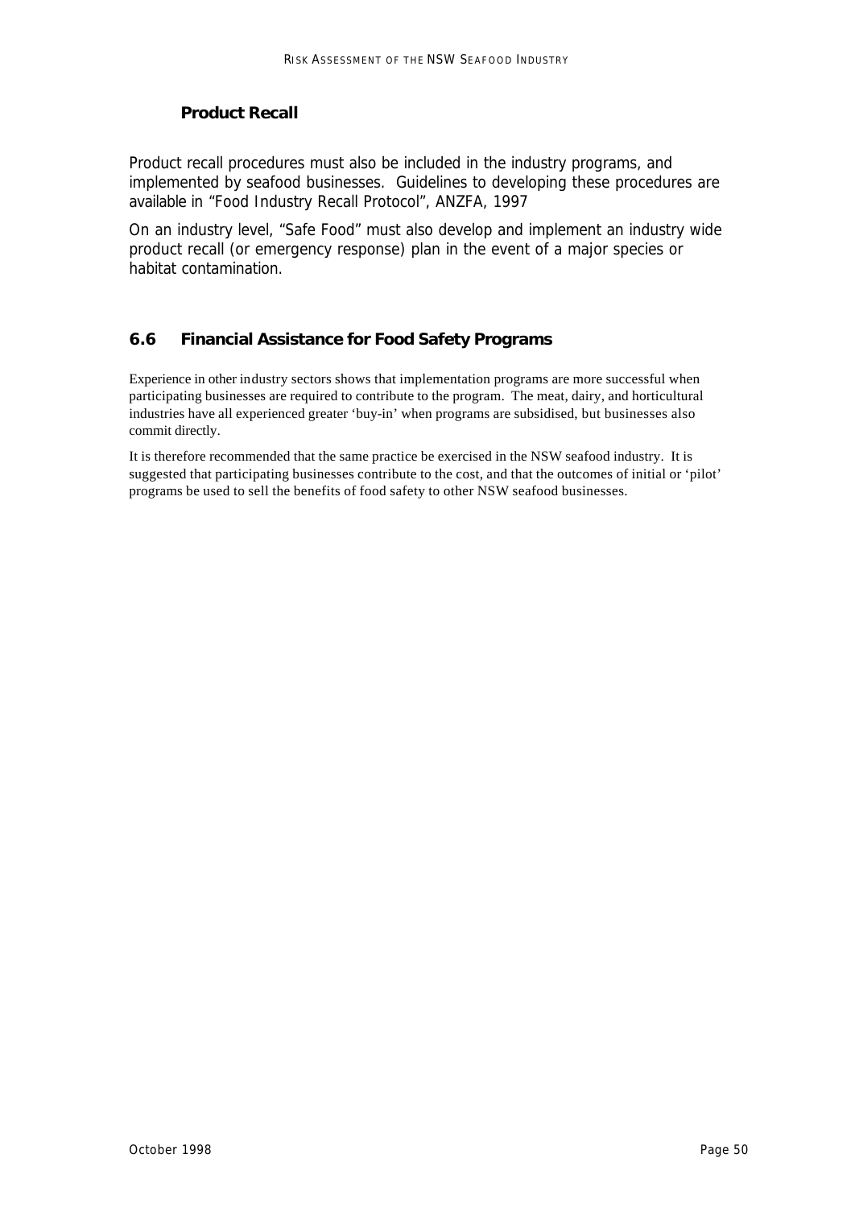### Product Recall

Product recall procedures must also be included in the industry programs, and implemented by seafood businesses. Guidelines to developing these procedures are available in "Food Industry Recall Protocol", ANZFA, 1997

On an industry level, "Safe Food" must also develop and implement an industry wide product recall (or emergency response) plan in the event of a major species or habitat contamination.

## 6.6 Financial Assistance for Food Safety Programs

Experience in other industry sectors shows that implementation programs are more successful when participating businesses are required to contribute to the program. The meat, dairy, and horticultural industries have all experienced greater 'buy-in' when programs are subsidised, but businesses also commit directly.

It is therefore recommended that the same practice be exercised in the NSW seafood industry. It is suggested that participating businesses contribute to the cost, and that the outcomes of initial or 'pilot' programs be used to sell the benefits of food safety to other NSW seafood businesses.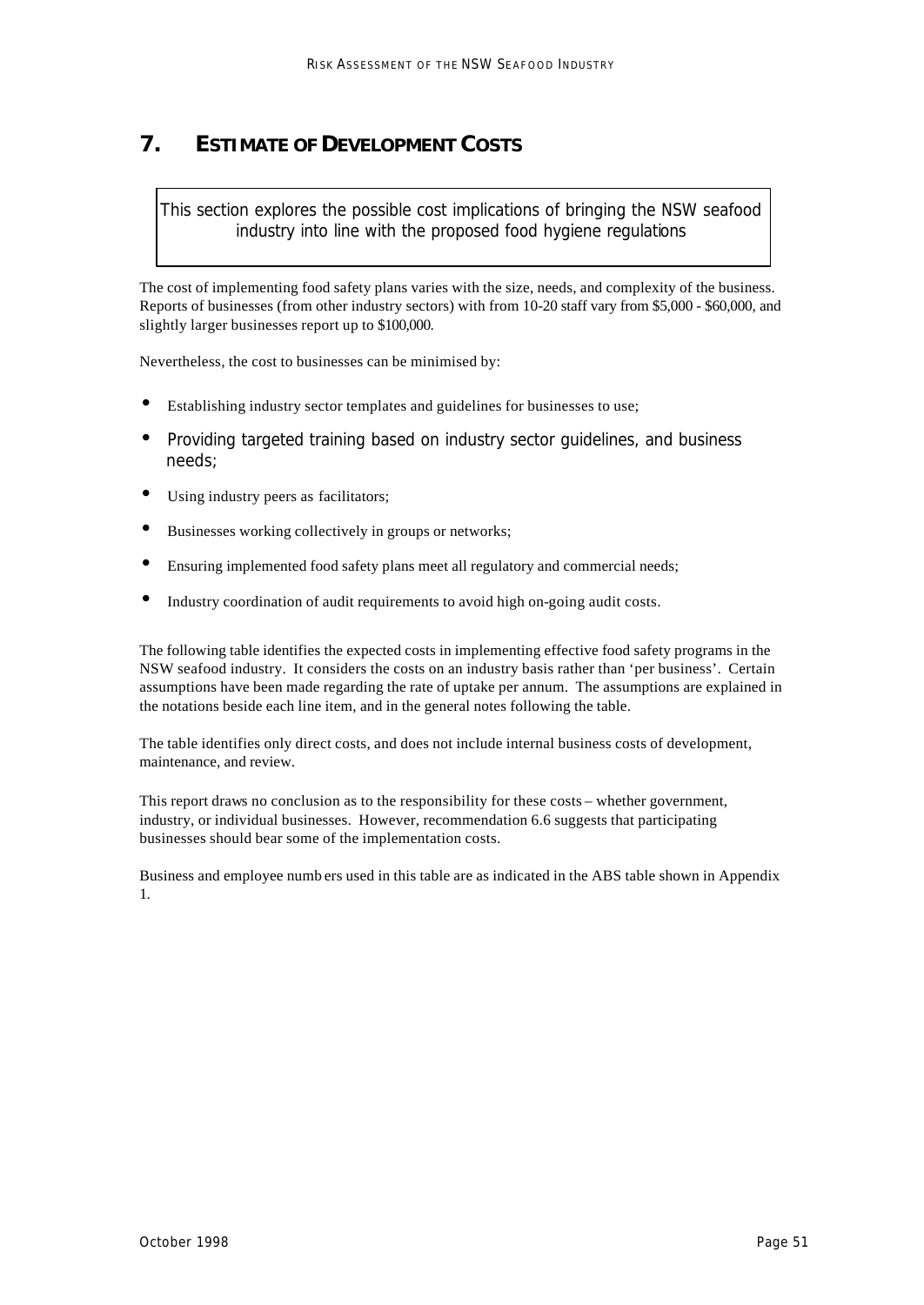# 7. ESTIMATE OF DEVELOPMENT COSTS

> This section explores the possible cost implications of bringing the NSW seafood industry into line with the proposed food hygiene regulations

The cost of implementing food safety plans varies with the size, needs, and complexity of the business. Reports of businesses (from other industry sectors) with from 10-20 staff vary from $5,000 - $60,000, and slightly larger businesses report up to $100,000.

Nevertheless, the cost to businesses can be minimised by:

- Establishing industry sector templates and guidelines for businesses to use;
- Providing targeted training based on industry sector guidelines, and business needs;
- Using industry peers as facilitators;
- Businesses working collectively in groups or networks;
- Ensuring implemented food safety plans meet all regulatory and commercial needs;
- Industry coordination of audit requirements to avoid high on-going audit costs.

The following table identifies the expected costs in implementing effective food safety programs in the NSW seafood industry. It considers the costs on an industry basis rather than 'per business'. Certain assumptions have been made regarding the rate of uptake per annum. The assumptions are explained in the notations beside each line item, and in the general notes following the table.

The table identifies only direct costs, and does not include internal business costs of development, maintenance, and review.

This report draws no conclusion as to the responsibility for these costs – whether government, industry, or individual businesses. However, recommendation 6.6 suggests that participating businesses should bear some of the implementation costs.

Business and employee numbers used in this table are as indicated in the ABS table shown in Appendix 1.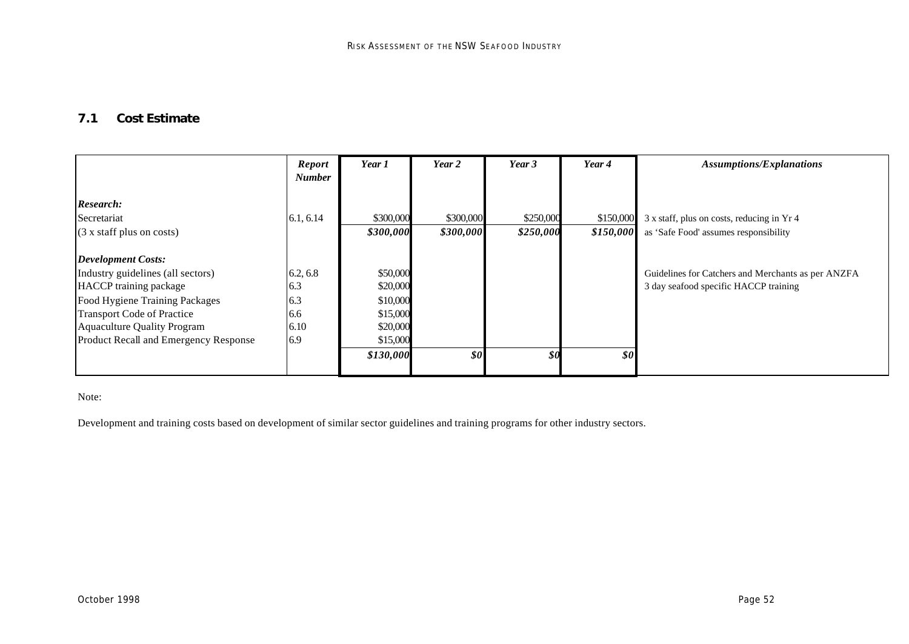## 7.1 Cost Estimate

| | *Report Number* | *Year 1* | *Year 2* | *Year 3* | *Year 4* | *Assumptions/Explanations* |
|---|---|---|---|---|---|---|
| ***Research:*** | | | | | | |
| Secretariat | 6.1, 6.14 | $300,000 | $300,000 | $250,000 | $150,000 | 3 x staff, plus on costs, reducing in Yr 4 |
| (3 x staff plus on costs) | | ***$300,000*** | ***$300,000*** | ***$250,000*** | ***$150,000*** | as 'Safe Food' assumes responsibility |
| ***Development Costs:*** | | | | | | |
| Industry guidelines (all sectors) | 6.2, 6.8 | $50,000 | | | | Guidelines for Catchers and Merchants as per ANZFA |
| HACCP training package | 6.3 | $20,000 | | | | 3 day seafood specific HACCP training |
| Food Hygiene Training Packages | 6.3 | $10,000 | | | | |
| Transport Code of Practice | 6.6 | $15,000 | | | | |
| Aquaculture Quality Program | 6.10 | $20,000 | | | | |
| Product Recall and Emergency Response | 6.9 | $15,000 | | | | |
| | | ***$130,000*** | ***$0*** | ***$0*** | ***$0*** | |

Note:

Development and training costs based on development of similar sector guidelines and training programs for other industry sectors.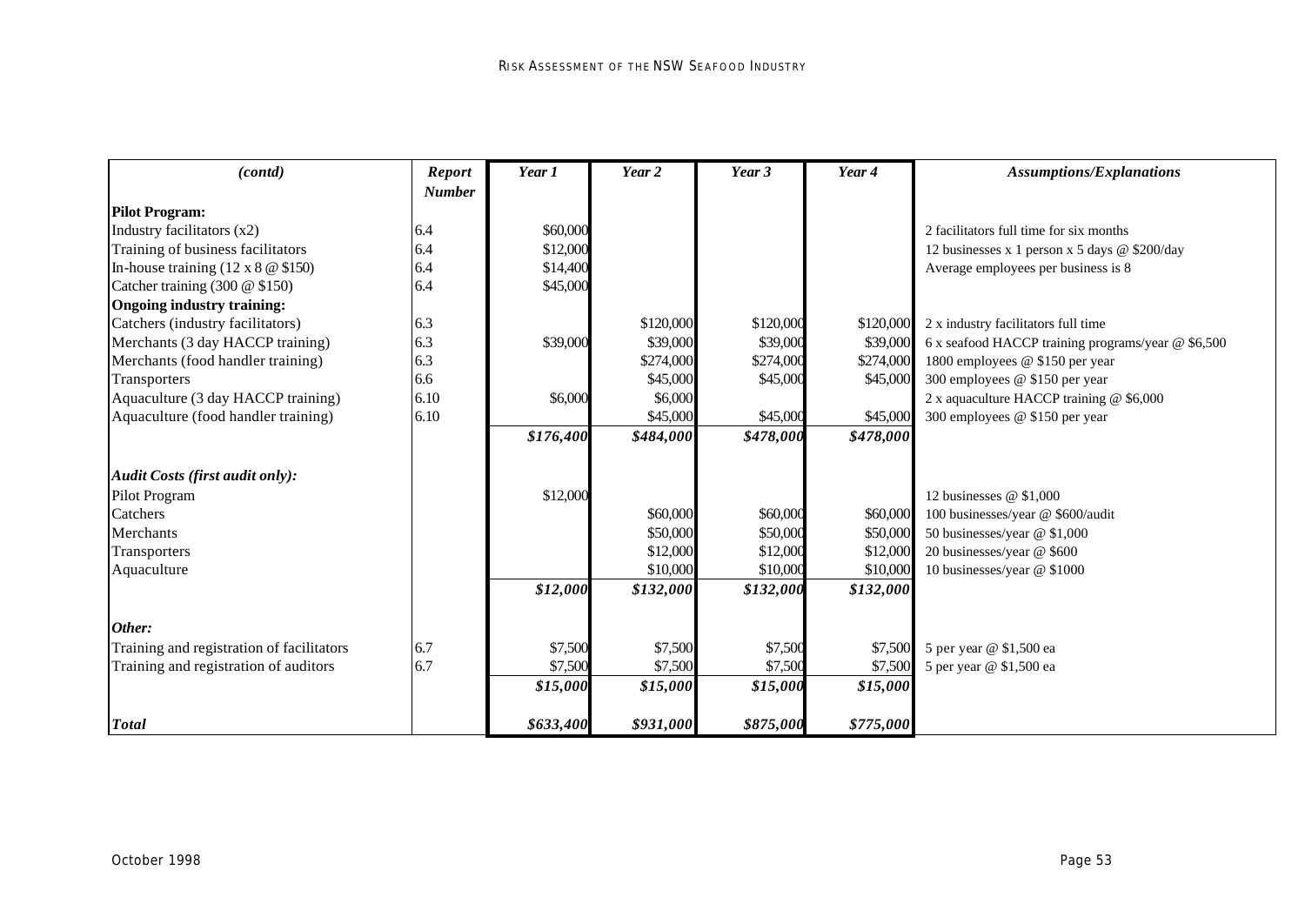| *(contd)* | *Report Number* | *Year 1* | *Year 2* | *Year 3* | *Year 4* | *Assumptions/Explanations* |
|---|---|---|---|---|---|---|
| **Pilot Program:** | | | | | | |
| Industry facilitators (x2) | 6.4 | $60,000 | | | | 2 facilitators full time for six months |
| Training of business facilitators | 6.4 | $12,000 | | | | 12 businesses x 1 person x 5 days @ $200/day |
| In-house training (12 x 8 @ $150) | 6.4 | $14,400 | | | | Average employees per business is 8 |
| Catcher training (300 @ $150) | 6.4 | $45,000 | | | | |
| **Ongoing industry training:** | | | | | | |
| Catchers (industry facilitators) | 6.3 | | $120,000 | $120,000 | $120,000 | 2 x industry facilitators full time |
| Merchants (3 day HACCP training) | 6.3 | $39,000 | $39,000 | $39,000 | $39,000 | 6 x seafood HACCP training programs/year @ $6,500 |
| Merchants (food handler training) | 6.3 | | $274,000 | $274,000 | $274,000 | 1800 employees @ $150 per year |
| Transporters | 6.6 | | $45,000 | $45,000 | $45,000 | 300 employees @ $150 per year |
| Aquaculture (3 day HACCP training) | 6.10 | $6,000 | $6,000 | | | 2 x aquaculture HACCP training @ $6,000 |
| Aquaculture (food handler training) | 6.10 | | $45,000 | $45,000 | $45,000 | 300 employees @ $150 per year |
| | | ***$176,400*** | ***$484,000*** | ***$478,000*** | ***$478,000*** | |
| ***Audit Costs (first audit only):*** | | | | | | |
| Pilot Program | | $12,000 | | | | 12 businesses @ $1,000 |
| Catchers | | | $60,000 | $60,000 | $60,000 | 100 businesses/year @ $600/audit |
| Merchants | | | $50,000 | $50,000 | $50,000 | 50 businesses/year @ $1,000 |
| Transporters | | | $12,000 | $12,000 | $12,000 | 20 businesses/year @ $600 |
| Aquaculture | | | $10,000 | $10,000 | $10,000 | 10 businesses/year @ $1000 |
| | | ***$12,000*** | ***$132,000*** | ***$132,000*** | ***$132,000*** | |
| ***Other:*** | | | | | | |
| Training and registration of facilitators | 6.7 | $7,500 | $7,500 | $7,500 | $7,500 | 5 per year @ $1,500 ea |
| Training and registration of auditors | 6.7 | $7,500 | $7,500 | $7,500 | $7,500 | 5 per year @ $1,500 ea |
| | | ***$15,000*** | ***$15,000*** | ***$15,000*** | ***$15,000*** | |
| ***Total*** | | ***$633,400*** | ***$931,000*** | ***$875,000*** | ***$775,000*** | |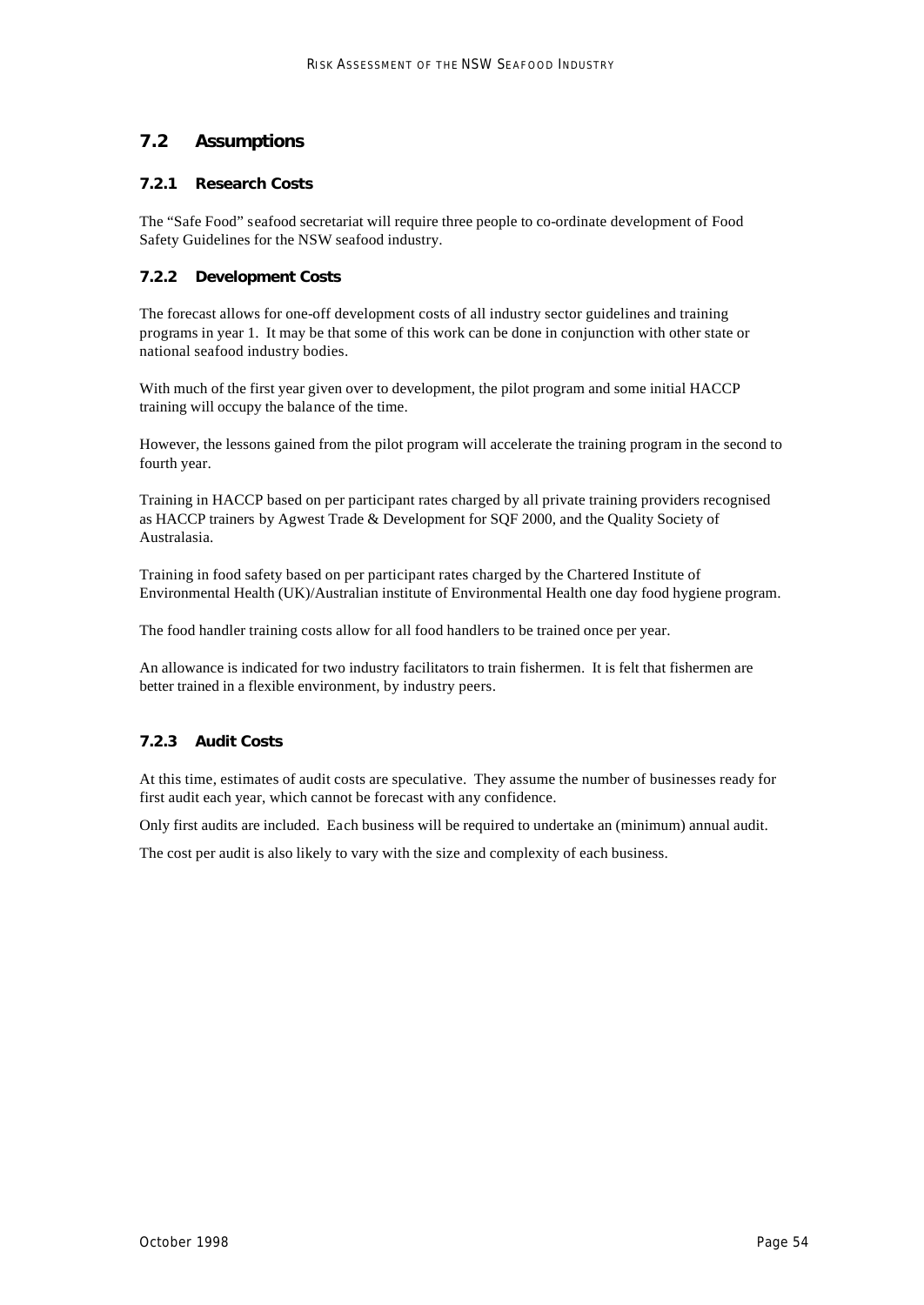## 7.2 Assumptions

### 7.2.1 Research Costs

The "Safe Food" seafood secretariat will require three people to co-ordinate development of Food Safety Guidelines for the NSW seafood industry.

### 7.2.2 Development Costs

The forecast allows for one-off development costs of all industry sector guidelines and training programs in year 1. It may be that some of this work can be done in conjunction with other state or national seafood industry bodies.

With much of the first year given over to development, the pilot program and some initial HACCP training will occupy the balance of the time.

However, the lessons gained from the pilot program will accelerate the training program in the second to fourth year.

Training in HACCP based on per participant rates charged by all private training providers recognised as HACCP trainers by Agwest Trade & Development for SQF 2000, and the Quality Society of Australasia.

Training in food safety based on per participant rates charged by the Chartered Institute of Environmental Health (UK)/Australian institute of Environmental Health one day food hygiene program.

The food handler training costs allow for all food handlers to be trained once per year.

An allowance is indicated for two industry facilitators to train fishermen. It is felt that fishermen are better trained in a flexible environment, by industry peers.

### 7.2.3 Audit Costs

At this time, estimates of audit costs are speculative. They assume the number of businesses ready for first audit each year, which cannot be forecast with any confidence.

Only first audits are included. Each business will be required to undertake an (minimum) annual audit.

The cost per audit is also likely to vary with the size and complexity of each business.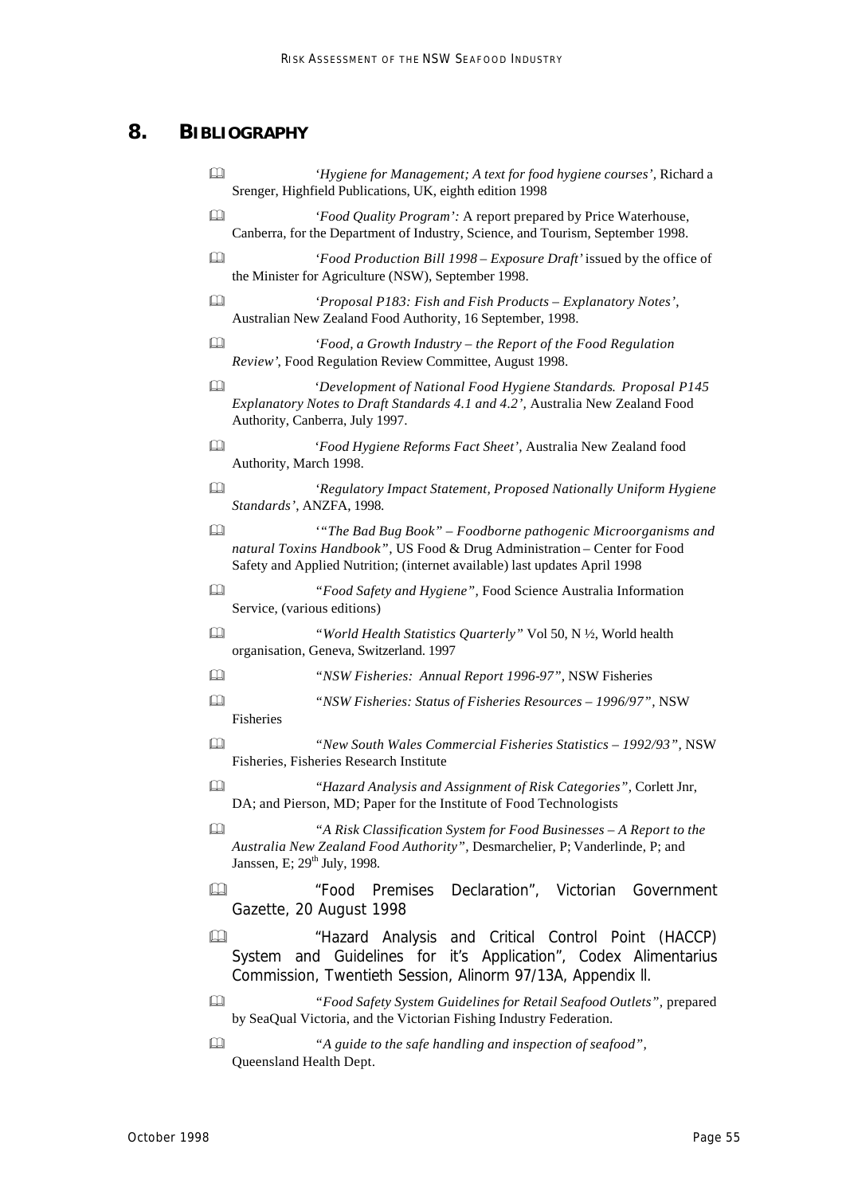## 8. BIBLIOGRAPHY

- *'Hygiene for Management; A text for food hygiene courses'*, Richard a Srenger, Highfield Publications, UK, eighth edition 1998
- *'Food Quality Program':* A report prepared by Price Waterhouse, Canberra, for the Department of Industry, Science, and Tourism, September 1998.
- *'Food Production Bill 1998 – Exposure Draft'* issued by the office of the Minister for Agriculture (NSW), September 1998.
- *'Proposal P183: Fish and Fish Products – Explanatory Notes'*, Australian New Zealand Food Authority, 16 September, 1998.
- *'Food, a Growth Industry – the Report of the Food Regulation Review'*, Food Regulation Review Committee, August 1998.
- *'Development of National Food Hygiene Standards. Proposal P145 Explanatory Notes to Draft Standards 4.1 and 4.2'*, Australia New Zealand Food Authority, Canberra, July 1997.
- *'Food Hygiene Reforms Fact Sheet'*, Australia New Zealand food Authority, March 1998.
- *'Regulatory Impact Statement, Proposed Nationally Uniform Hygiene Standards'*, ANZFA, 1998.
- *'"The Bad Bug Book" – Foodborne pathogenic Microorganisms and natural Toxins Handbook"*, US Food & Drug Administration – Center for Food Safety and Applied Nutrition; (internet available) last updates April 1998
- *"Food Safety and Hygiene"*, Food Science Australia Information Service, (various editions)
- *"World Health Statistics Quarterly"* Vol 50, N ½, World health organisation, Geneva, Switzerland. 1997
- *"NSW Fisheries: Annual Report 1996-97"*, NSW Fisheries
- *"NSW Fisheries: Status of Fisheries Resources – 1996/97"*, NSW Fisheries
- *"New South Wales Commercial Fisheries Statistics – 1992/93"*, NSW Fisheries, Fisheries Research Institute
- *"Hazard Analysis and Assignment of Risk Categories"*, Corlett Jnr, DA; and Pierson, MD; Paper for the Institute of Food Technologists
- *"A Risk Classification System for Food Businesses – A Report to the Australia New Zealand Food Authority"*, Desmarchelier, P; Vanderlinde, P; and Janssen, E; 29th July, 1998.
- "Food Premises Declaration", Victorian Government Gazette, 20 August 1998
- "Hazard Analysis and Critical Control Point (HACCP) System and Guidelines for it's Application", Codex Alimentarius Commission, Twentieth Session, Alinorm 97/13A, Appendix ll.
- *"Food Safety System Guidelines for Retail Seafood Outlets"*, prepared by SeaQual Victoria, and the Victorian Fishing Industry Federation.
- *"A guide to the safe handling and inspection of seafood"*, Queensland Health Dept.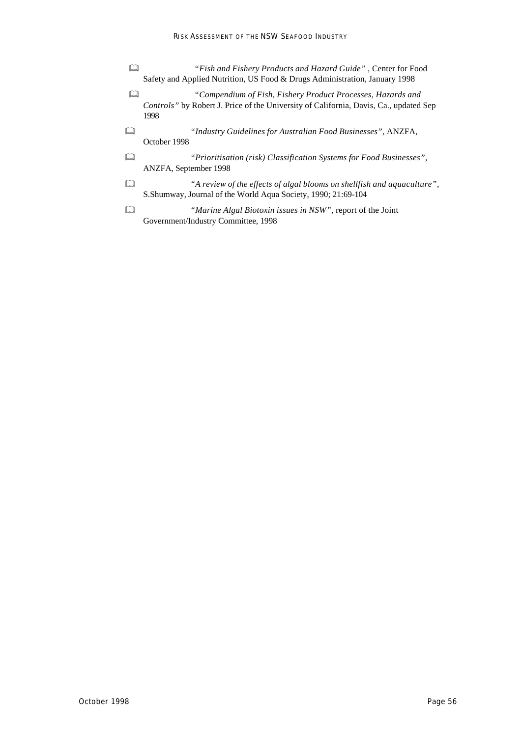- *"Fish and Fishery Products and Hazard Guide"* , Center for Food Safety and Applied Nutrition, US Food & Drugs Administration, January 1998
- *"Compendium of Fish, Fishery Product Processes, Hazards and Controls"* by Robert J. Price of the University of California, Davis, Ca., updated Sep 1998
- *"Industry Guidelines for Australian Food Businesses"*, ANZFA, October 1998
- *"Prioritisation (risk) Classification Systems for Food Businesses"*, ANZFA, September 1998
- *"A review of the effects of algal blooms on shellfish and aquaculture"*, S.Shumway, Journal of the World Aqua Society, 1990; 21:69-104
- *"Marine Algal Biotoxin issues in NSW"*, report of the Joint Government/Industry Committee, 1998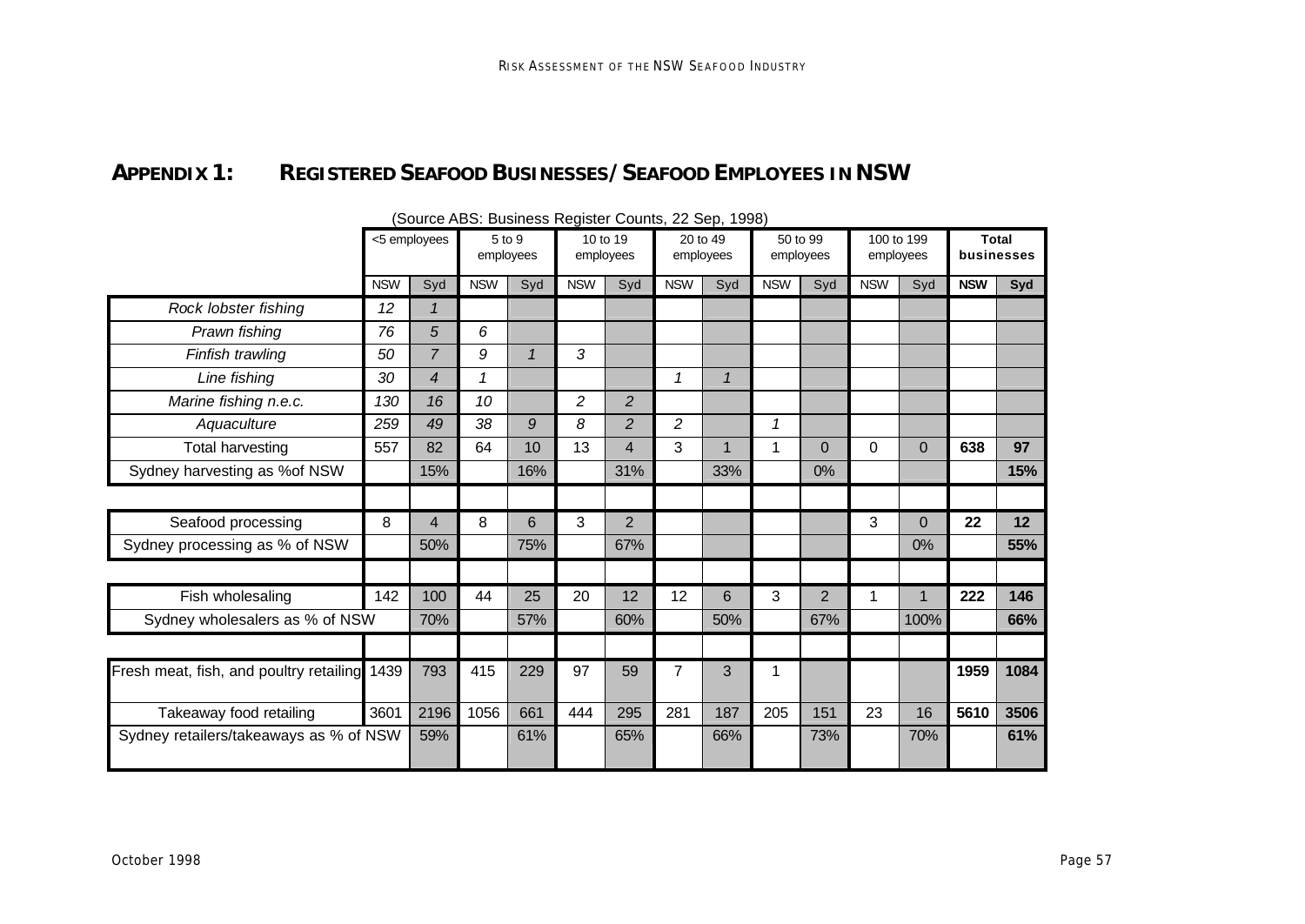## APPENDIX 1: REGISTERED SEAFOOD BUSINESSES/SEAFOOD EMPLOYEES IN NSW

(Source ABS: Business Register Counts, 22 Sep, 1998)

| | <5 employees | | 5 to 9 employees | | 10 to 19 employees | | 20 to 49 employees | | 50 to 99 employees | | 100 to 199 employees | | **Total businesses** | |
|---|---|---|---|---|---|---|---|---|---|---|---|---|---|---|
| | NSW | Syd | NSW | Syd | NSW | Syd | NSW | Syd | NSW | Syd | NSW | Syd | **NSW** | **Syd** |
| *Rock lobster fishing* | *12* | *1* | | | | | | | | | | | | |
| *Prawn fishing* | *76* | *5* | *6* | | | | | | | | | | | |
| *Finfish trawling* | *50* | *7* | *9* | *1* | *3* | | | | | | | | | |
| *Line fishing* | *30* | *4* | *1* | | | | *1* | *1* | | | | | | |
| *Marine fishing n.e.c.* | *130* | *16* | *10* | | *2* | *2* | | | | | | | | |
| *Aquaculture* | *259* | *49* | *38* | *9* | *8* | *2* | *2* | | *1* | | | | | |
| Total harvesting | 557 | 82 | 64 | 10 | 13 | 4 | 3 | 1 | 1 | 0 | 0 | 0 | **638** | **97** |
| Sydney harvesting as %of NSW | | 15% | | 16% | | 31% | | 33% | | 0% | | | | **15%** |
| | | | | | | | | | | | | | | |
| Seafood processing | 8 | 4 | 8 | 6 | 3 | 2 | | | | | 3 | 0 | **22** | **12** |
| Sydney processing as % of NSW | | 50% | | 75% | | 67% | | | | | | 0% | | **55%** |
| | | | | | | | | | | | | | | |
| Fish wholesaling | 142 | 100 | 44 | 25 | 20 | 12 | 12 | 6 | 3 | 2 | 1 | 1 | **222** | **146** |
| Sydney wholesalers as % of NSW | | 70% | | 57% | | 60% | | 50% | | 67% | | 100% | | **66%** |
| | | | | | | | | | | | | | | |
| Fresh meat, fish, and poultry retailing | 1439 | 793 | 415 | 229 | 97 | 59 | 7 | 3 | 1 | | | | **1959** | **1084** |
| Takeaway food retailing | 3601 | 2196 | 1056 | 661 | 444 | 295 | 281 | 187 | 205 | 151 | 23 | 16 | **5610** | **3506** |
| Sydney retailers/takeaways as % of NSW | | 59% | | 61% | | 65% | | 66% | | 73% | | 70% | | **61%** |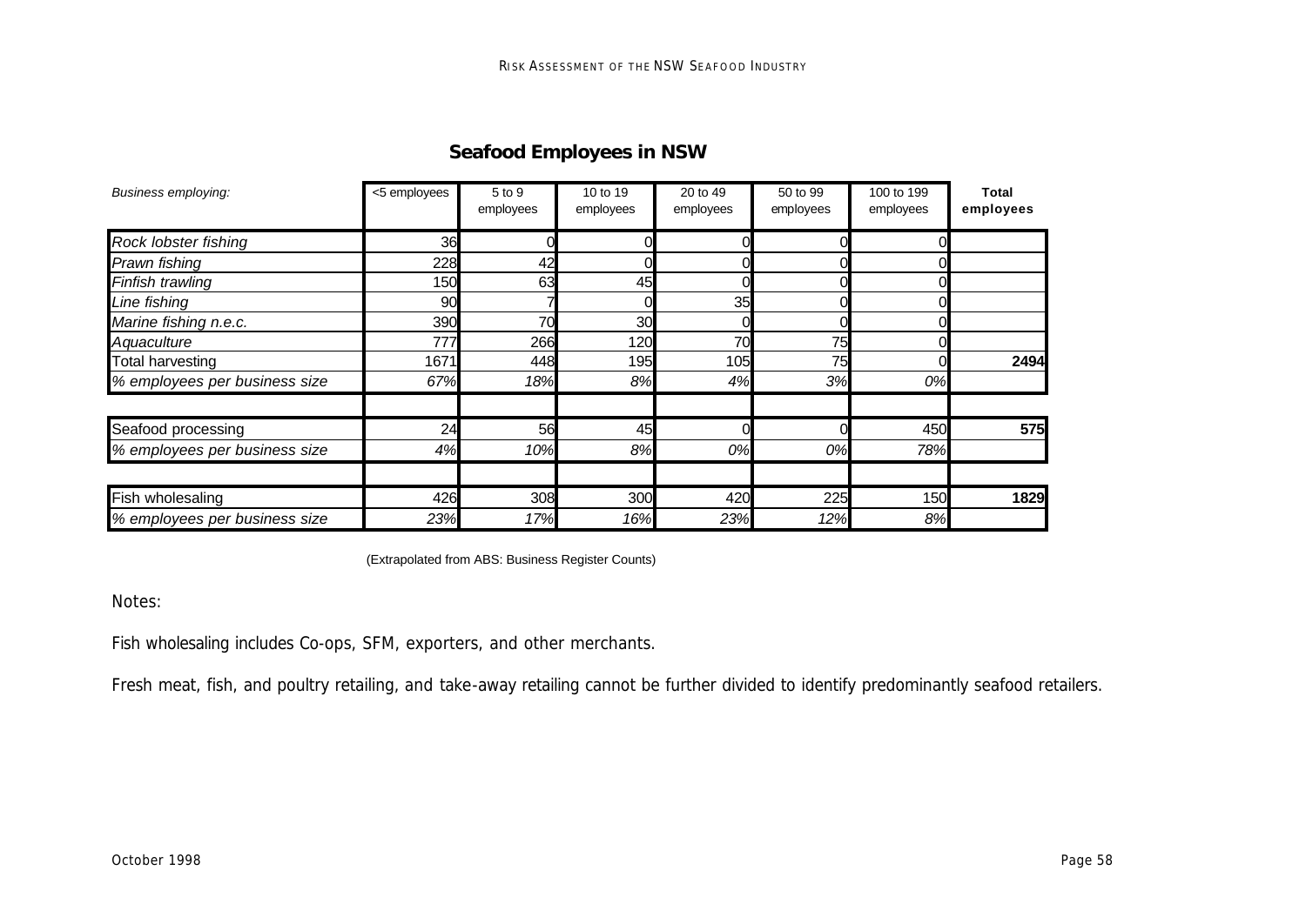## Seafood Employees in NSW

| *Business employing:* | <5 employees | 5 to 9 employees | 10 to 19 employees | 20 to 49 employees | 50 to 99 employees | 100 to 199 employees | **Total employees** |
|---|---|---|---|---|---|---|---|
| *Rock lobster fishing* | 36 | 0 | 0 | 0 | 0 | 0 | |
| *Prawn fishing* | 228 | 42 | 0 | 0 | 0 | 0 | |
| *Finfish trawling* | 150 | 63 | 45 | 0 | 0 | 0 | |
| *Line fishing* | 90 | 7 | 0 | 35 | 0 | 0 | |
| *Marine fishing n.e.c.* | 390 | 70 | 30 | 0 | 0 | 0 | |
| *Aquaculture* | 777 | 266 | 120 | 70 | 75 | 0 | |
| Total harvesting | 1671 | 448 | 195 | 105 | 75 | 0 | **2494** |
| *% employees per business size* | *67%* | *18%* | *8%* | *4%* | *3%* | *0%* | |
| | | | | | | | |
| Seafood processing | 24 | 56 | 45 | 0 | 0 | 450 | **575** |
| *% employees per business size* | *4%* | *10%* | *8%* | *0%* | *0%* | *78%* | |
| | | | | | | | |
| Fish wholesaling | 426 | 308 | 300 | 420 | 225 | 150 | **1829** |
| *% employees per business size* | *23%* | *17%* | *16%* | *23%* | *12%* | *8%* | |

(Extrapolated from ABS: Business Register Counts)

Notes:

Fish wholesaling includes Co-ops, SFM, exporters, and other merchants.

Fresh meat, fish, and poultry retailing, and take-away retailing cannot be further divided to identify predominantly seafood retailers.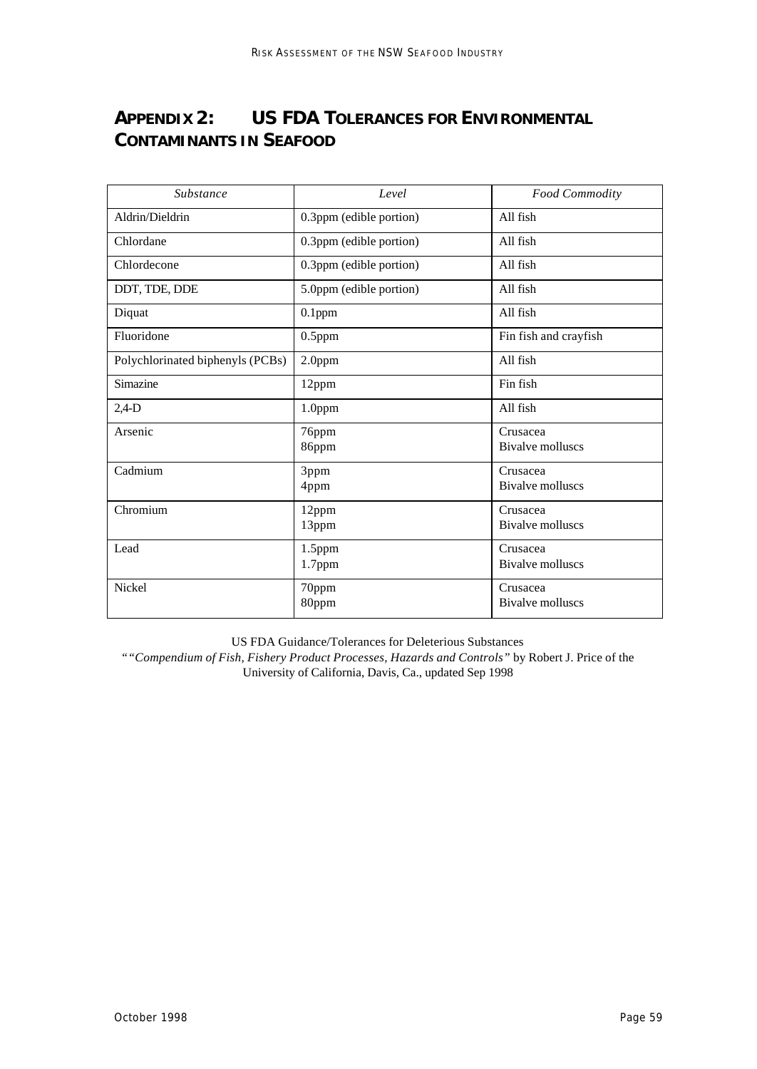# APPENDIX 2: US FDA TOLERANCES FOR ENVIRONMENTAL CONTAMINANTS IN SEAFOOD

| *Substance* | *Level* | *Food Commodity* |
|---|---|---|
| Aldrin/Dieldrin | 0.3ppm (edible portion) | All fish |
| Chlordane | 0.3ppm (edible portion) | All fish |
| Chlordecone | 0.3ppm (edible portion) | All fish |
| DDT, TDE, DDE | 5.0ppm (edible portion) | All fish |
| Diquat | 0.1ppm | All fish |
| Fluoridone | 0.5ppm | Fin fish and crayfish |
| Polychlorinated biphenyls (PCBs) | 2.0ppm | All fish |
| Simazine | 12ppm | Fin fish |
| 2,4-D | 1.0ppm | All fish |
| Arsenic | 76ppm<br>86ppm | Crusacea<br>Bivalve molluscs |
| Cadmium | 3ppm<br>4ppm | Crusacea<br>Bivalve molluscs |
| Chromium | 12ppm<br>13ppm | Crusacea<br>Bivalve molluscs |
| Lead | 1.5ppm<br>1.7ppm | Crusacea<br>Bivalve molluscs |
| Nickel | 70ppm<br>80ppm | Crusacea<br>Bivalve molluscs |

US FDA Guidance/Tolerances for Deleterious Substances
"*"Compendium of Fish, Fishery Product Processes, Hazards and Controls"* by Robert J. Price of the University of California, Davis, Ca., updated Sep 1998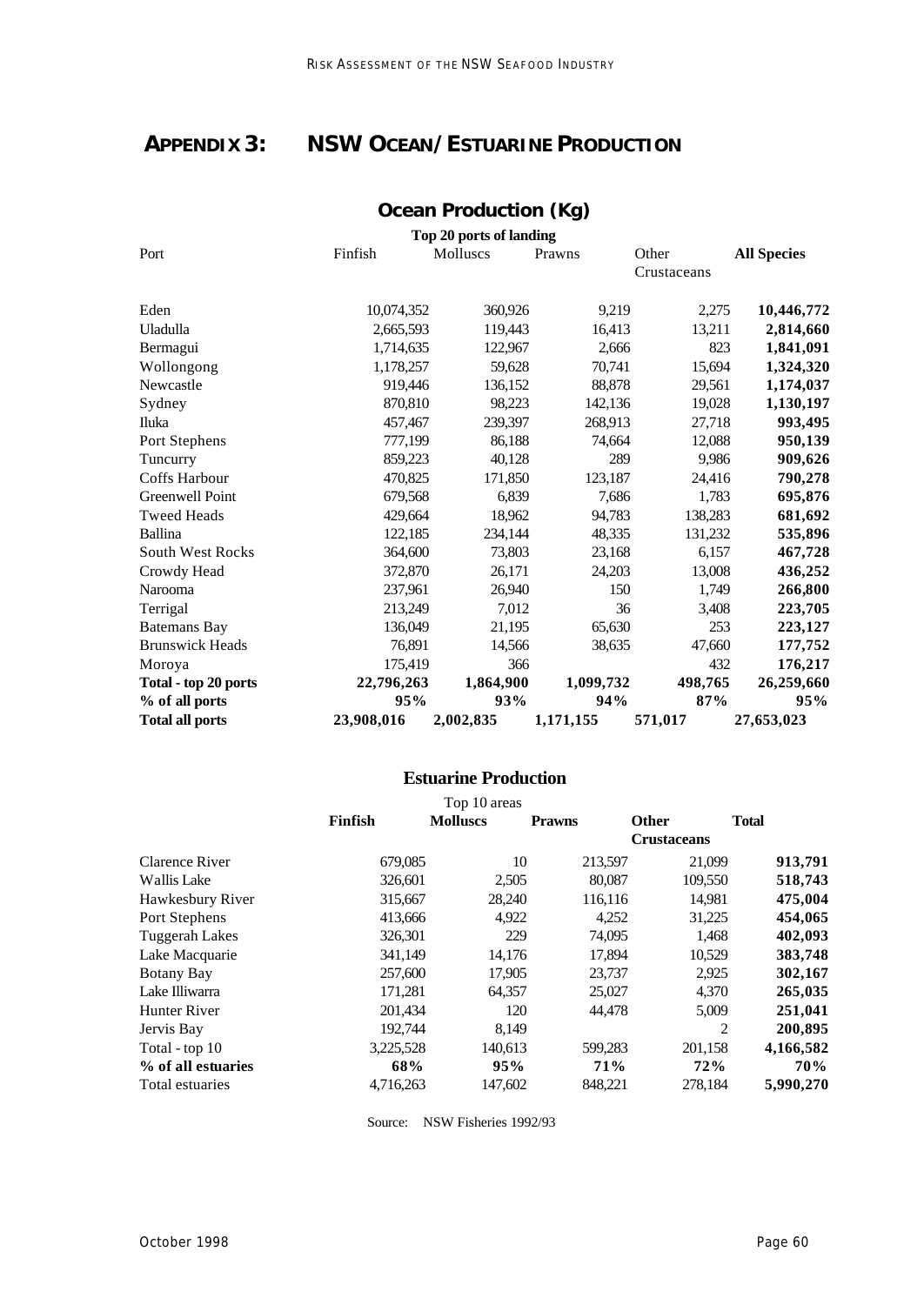# APPENDIX 3: NSW OCEAN/ESTUARINE PRODUCTION

## Ocean Production (Kg)

**Top 20 ports of landing**

| Port | Finfish | Molluscs | Prawns | Other Crustaceans | All Species |
|---|---|---|---|---|---|
| Eden | 10,074,352 | 360,926 | 9,219 | 2,275 | **10,446,772** |
| Uladulla | 2,665,593 | 119,443 | 16,413 | 13,211 | **2,814,660** |
| Bermagui | 1,714,635 | 122,967 | 2,666 | 823 | **1,841,091** |
| Wollongong | 1,178,257 | 59,628 | 70,741 | 15,694 | **1,324,320** |
| Newcastle | 919,446 | 136,152 | 88,878 | 29,561 | **1,174,037** |
| Sydney | 870,810 | 98,223 | 142,136 | 19,028 | **1,130,197** |
| Iluka | 457,467 | 239,397 | 268,913 | 27,718 | **993,495** |
| Port Stephens | 777,199 | 86,188 | 74,664 | 12,088 | **950,139** |
| Tuncurry | 859,223 | 40,128 | 289 | 9,986 | **909,626** |
| Coffs Harbour | 470,825 | 171,850 | 123,187 | 24,416 | **790,278** |
| Greenwell Point | 679,568 | 6,839 | 7,686 | 1,783 | **695,876** |
| Tweed Heads | 429,664 | 18,962 | 94,783 | 138,283 | **681,692** |
| Ballina | 122,185 | 234,144 | 48,335 | 131,232 | **535,896** |
| South West Rocks | 364,600 | 73,803 | 23,168 | 6,157 | **467,728** |
| Crowdy Head | 372,870 | 26,171 | 24,203 | 13,008 | **436,252** |
| Narooma | 237,961 | 26,940 | 150 | 1,749 | **266,800** |
| Terrigal | 213,249 | 7,012 | 36 | 3,408 | **223,705** |
| Batemans Bay | 136,049 | 21,195 | 65,630 | 253 | **223,127** |
| Brunswick Heads | 76,891 | 14,566 | 38,635 | 47,660 | **177,752** |
| Moroya | 175,419 | 366 | | 432 | **176,217** |
| **Total - top 20 ports** | **22,796,263** | **1,864,900** | **1,099,732** | **498,765** | **26,259,660** |
| **% of all ports** | **95%** | **93%** | **94%** | **87%** | **95%** |
| **Total all ports** | **23,908,016** | **2,002,835** | **1,171,155** | **571,017** | **27,653,023** |

## Estuarine Production

Top 10 areas

| | **Finfish** | **Molluscs** | **Prawns** | **Other Crustaceans** | **Total** |
|---|---|---|---|---|---|
| Clarence River | 679,085 | 10 | 213,597 | 21,099 | **913,791** |
| Wallis Lake | 326,601 | 2,505 | 80,087 | 109,550 | **518,743** |
| Hawkesbury River | 315,667 | 28,240 | 116,116 | 14,981 | **475,004** |
| Port Stephens | 413,666 | 4,922 | 4,252 | 31,225 | **454,065** |
| Tuggerah Lakes | 326,301 | 229 | 74,095 | 1,468 | **402,093** |
| Lake Macquarie | 341,149 | 14,176 | 17,894 | 10,529 | **383,748** |
| Botany Bay | 257,600 | 17,905 | 23,737 | 2,925 | **302,167** |
| Lake Illiwarra | 171,281 | 64,357 | 25,027 | 4,370 | **265,035** |
| Hunter River | 201,434 | 120 | 44,478 | 5,009 | **251,041** |
| Jervis Bay | 192,744 | 8,149 | | 2 | **200,895** |
| Total - top 10 | 3,225,528 | 140,613 | 599,283 | 201,158 | **4,166,582** |
| **% of all estuaries** | **68%** | **95%** | **71%** | **72%** | **70%** |
| Total estuaries | 4,716,263 | 147,602 | 848,221 | 278,184 | **5,990,270** |

Source: NSW Fisheries 1992/93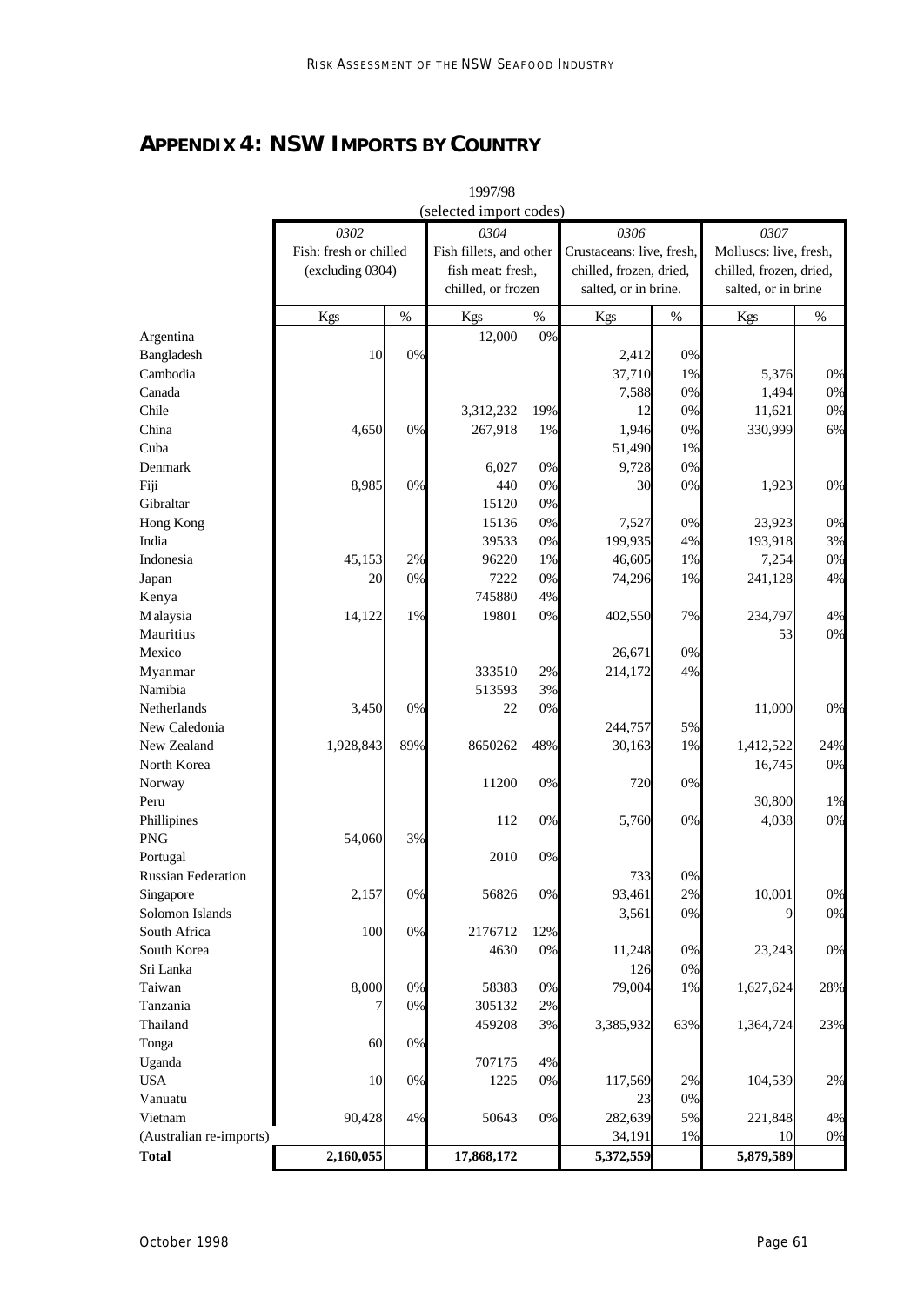## APPENDIX 4: NSW IMPORTS BY COUNTRY

1997/98
(selected import codes)

| | 0302 Fish: fresh or chilled (excluding 0304) | | 0304 Fish fillets, and other fish meat: fresh, chilled, or frozen | | 0306 Crustaceans: live, fresh, chilled, frozen, dried, salted, or in brine. | | 0307 Molluscs: live, fresh, chilled, frozen, dried, salted, or in brine | |
|---|---|---|---|---|---|---|---|---|
| | Kgs | % | Kgs | % | Kgs | % | Kgs | % |
| Argentina | | | 12,000 | 0% | | | | |
| Bangladesh | 10 | 0% | | | 2,412 | 0% | | |
| Cambodia | | | | | 37,710 | 1% | 5,376 | 0% |
| Canada | | | | | 7,588 | 0% | 1,494 | 0% |
| Chile | | | 3,312,232 | 19% | 12 | 0% | 11,621 | 0% |
| China | 4,650 | 0% | 267,918 | 1% | 1,946 | 0% | 330,999 | 6% |
| Cuba | | | | | 51,490 | 1% | | |
| Denmark | | | 6,027 | 0% | 9,728 | 0% | | |
| Fiji | 8,985 | 0% | 440 | 0% | 30 | 0% | 1,923 | 0% |
| Gibraltar | | | 15120 | 0% | | | | |
| Hong Kong | | | 15136 | 0% | 7,527 | 0% | 23,923 | 0% |
| India | | | 39533 | 0% | 199,935 | 4% | 193,918 | 3% |
| Indonesia | 45,153 | 2% | 96220 | 1% | 46,605 | 1% | 7,254 | 0% |
| Japan | 20 | 0% | 7222 | 0% | 74,296 | 1% | 241,128 | 4% |
| Kenya | | | 745880 | 4% | | | | |
| Malaysia | 14,122 | 1% | 19801 | 0% | 402,550 | 7% | 234,797 | 4% |
| Mauritius | | | | | | | 53 | 0% |
| Mexico | | | | | 26,671 | 0% | | |
| Myanmar | | | 333510 | 2% | 214,172 | 4% | | |
| Namibia | | | 513593 | 3% | | | | |
| Netherlands | 3,450 | 0% | 22 | 0% | | | 11,000 | 0% |
| New Caledonia | | | | | 244,757 | 5% | | |
| New Zealand | 1,928,843 | 89% | 8650262 | 48% | 30,163 | 1% | 1,412,522 | 24% |
| North Korea | | | | | | | 16,745 | 0% |
| Norway | | | 11200 | 0% | 720 | 0% | | |
| Peru | | | | | | | 30,800 | 1% |
| Phillipines | | | 112 | 0% | 5,760 | 0% | 4,038 | 0% |
| PNG | 54,060 | 3% | | | | | | |
| Portugal | | | 2010 | 0% | | | | |
| Russian Federation | | | | | 733 | 0% | | |
| Singapore | 2,157 | 0% | 56826 | 0% | 93,461 | 2% | 10,001 | 0% |
| Solomon Islands | | | | | 3,561 | 0% | 9 | 0% |
| South Africa | 100 | 0% | 2176712 | 12% | | | | |
| South Korea | | | 4630 | 0% | 11,248 | 0% | 23,243 | 0% |
| Sri Lanka | | | | | 126 | 0% | | |
| Taiwan | 8,000 | 0% | 58383 | 0% | 79,004 | 1% | 1,627,624 | 28% |
| Tanzania | 7 | 0% | 305132 | 2% | | | | |
| Thailand | | | 459208 | 3% | 3,385,932 | 63% | 1,364,724 | 23% |
| Tonga | 60 | 0% | | | | | | |
| Uganda | | | 707175 | 4% | | | | |
| USA | 10 | 0% | 1225 | 0% | 117,569 | 2% | 104,539 | 2% |
| Vanuatu | | | | | 23 | 0% | | |
| Vietnam | 90,428 | 4% | 50643 | 0% | 282,639 | 5% | 221,848 | 4% |
| (Australian re-imports) | | | | | 34,191 | 1% | 10 | 0% |
| **Total** | **2,160,055** | | **17,868,172** | | **5,372,559** | | **5,879,589** | |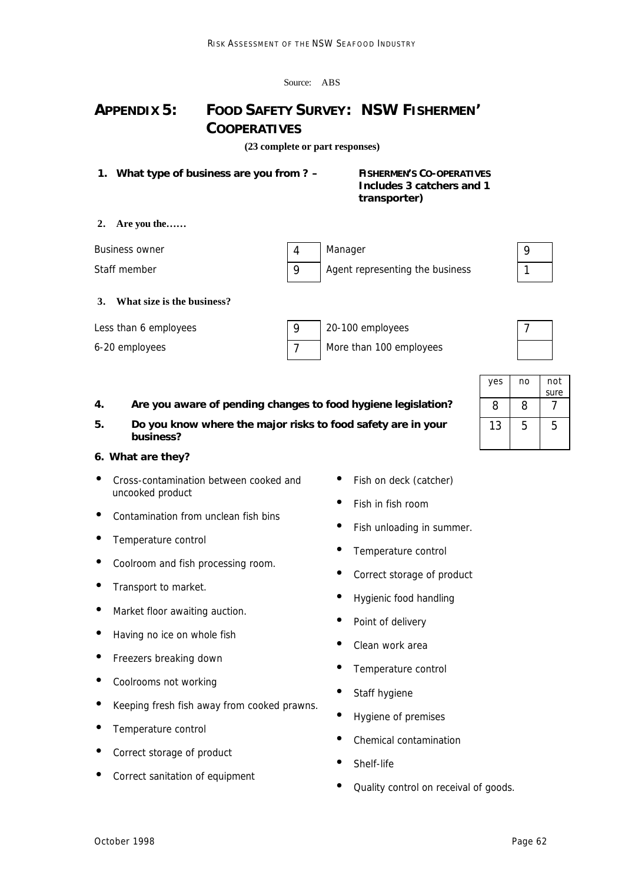Source: ABS

# APPENDIX 5: FOOD SAFETY SURVEY: NSW FISHERMEN' COOPERATIVES

**(23 complete or part responses)**

**1. What type of business are you from ? –** **FISHERMEN'S CO-OPERATIVES Includes 3 catchers and 1 transporter)**

**2. Are you the……**

| | | | |
|---|---|---|---|
| Business owner | 4 | Manager | 9 |
| Staff member | 9 | Agent representing the business | 1 |

**3. What size is the business?**

| | | | |
|---|---|---|---|
| Less than 6 employees | 9 | 20-100 employees | 7 |
| 6-20 employees | 7 | More than 100 employees | |

| | yes | no | not sure |
|---|---|---|---|
| **4. Are you aware of pending changes to food hygiene legislation?** | 8 | 8 | 7 |
| **5. Do you know where the major risks to food safety are in your business?** | 13 | 5 | 5 |

**6. What are they?**

- Cross-contamination between cooked and uncooked product
- Contamination from unclean fish bins
- Temperature control
- Coolroom and fish processing room.
- Transport to market.
- Market floor awaiting auction.
- Having no ice on whole fish
- Freezers breaking down
- Coolrooms not working
- Keeping fresh fish away from cooked prawns.
- Temperature control
- Correct storage of product
- Correct sanitation of equipment
- Fish on deck (catcher)
- Fish in fish room
- Fish unloading in summer.
- Temperature control
- Correct storage of product
- Hygienic food handling
- Point of delivery
- Clean work area
- Temperature control
- Staff hygiene
- Hygiene of premises
- Chemical contamination
- Shelf-life
- Quality control on receival of goods.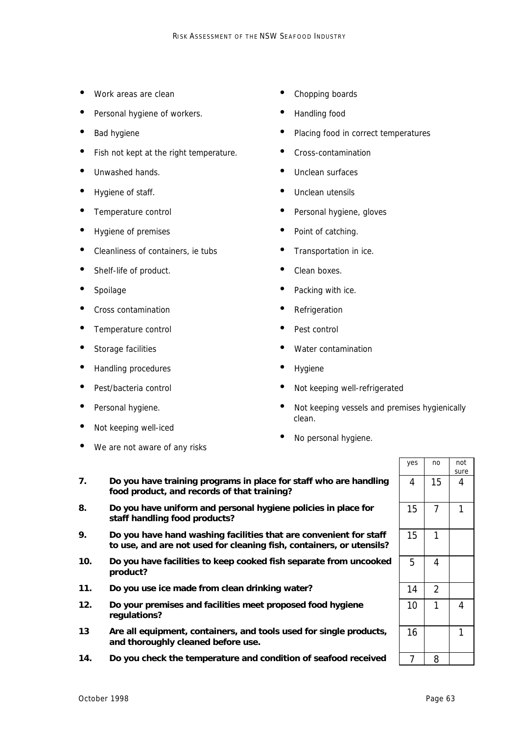- Work areas are clean
- Personal hygiene of workers.
- Bad hygiene
- Fish not kept at the right temperature.
- Unwashed hands.
- Hygiene of staff.
- Temperature control
- Hygiene of premises
- Cleanliness of containers, ie tubs
- Shelf-life of product.
- Spoilage
- Cross contamination
- Temperature control
- Storage facilities
- Handling procedures
- Pest/bacteria control
- Personal hygiene.
- Not keeping well-iced
- We are not aware of any risks
- Chopping boards
- Handling food
- Placing food in correct temperatures
- Cross-contamination
- Unclean surfaces
- Unclean utensils
- Personal hygiene, gloves
- Point of catching.
- Transportation in ice.
- Clean boxes.
- Packing with ice.
- Refrigeration
- Pest control
- Water contamination
- Hygiene
- Not keeping well-refrigerated
- Not keeping vessels and premises hygienically clean.
- No personal hygiene.

| | | yes | no | not sure |
|---|---|---|---|---|
| **7.** | **Do you have training programs in place for staff who are handling food product, and records of that training?** | 4 | 15 | 4 |
| **8.** | **Do you have uniform and personal hygiene policies in place for staff handling food products?** | 15 | 7 | 1 |
| **9.** | **Do you have hand washing facilities that are convenient for staff to use, and are not used for cleaning fish, containers, or utensils?** | 15 | 1 | |
| **10.** | **Do you have facilities to keep cooked fish separate from uncooked product?** | 5 | 4 | |
| **11.** | **Do you use ice made from clean drinking water?** | 14 | 2 | |
| **12.** | **Do your premises and facilities meet proposed food hygiene regulations?** | 10 | 1 | 4 |
| **13** | **Are all equipment, containers, and tools used for single products, and thoroughly cleaned before use.** | 16 | | 1 |
| **14.** | **Do you check the temperature and condition of seafood received** | 7 | 8 | |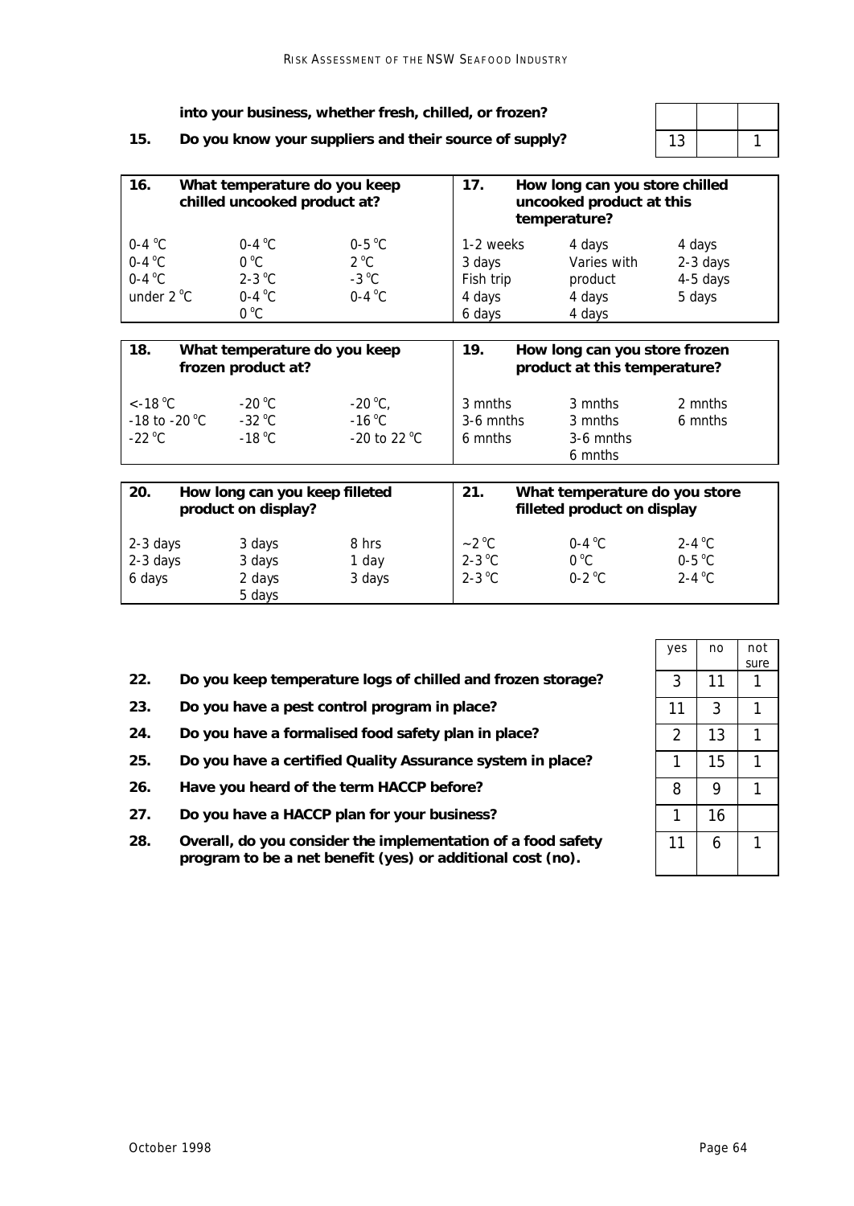into your business, whether fresh, chilled, or frozen?

| | | yes | no | not sure |
|---|---|---|---|---|
| **15.** | **Do you know your suppliers and their source of supply?** | 13 | | 1 |

| **16. What temperature do you keep chilled uncooked product at?** | | | **17. How long can you store chilled uncooked product at this temperature?** | | |
|---|---|---|---|---|---|
| 0-4 °C | 0-4 °C | 0-5 °C | 1-2 weeks | 4 days | 4 days |
| 0-4 °C | 0 °C | 2 °C | 3 days | Varies with | 2-3 days |
| 0-4 °C | 2-3 °C | -3 °C | Fish trip | product | 4-5 days |
| under 2 °C | 0-4 °C | 0-4 °C | 4 days | 4 days | 5 days |
| | 0 °C | | 6 days | 4 days | |

| **18. What temperature do you keep frozen product at?** | | | **19. How long can you store frozen product at this temperature?** | | |
|---|---|---|---|---|---|
| <-18 °C | -20 °C | -20 °C, | 3 mnths | 3 mnths | 2 mnths |
| -18 to -20 °C | -32 °C | -16 °C | 3-6 mnths | 3 mnths | 6 mnths |
| -22 °C | -18 °C | -20 to 22 °C | 6 mnths | 3-6 mnths | |
| | | | | 6 mnths | |

| **20. How long can you keep filleted product on display?** | | | **21. What temperature do you store filleted product on display** | | |
|---|---|---|---|---|---|
| 2-3 days | 3 days | 8 hrs | ~2 °C | 0-4 °C | 2-4 °C |
| 2-3 days | 3 days | 1 day | 2-3 °C | 0 °C | 0-5 °C |
| 6 days | 2 days | 3 days | 2-3 °C | 0-2 °C | 2-4 °C |
| | 5 days | | | | |

| | | yes | no | not sure |
|---|---|---|---|---|
| **22.** | **Do you keep temperature logs of chilled and frozen storage?** | 3 | 11 | 1 |
| **23.** | **Do you have a pest control program in place?** | 11 | 3 | 1 |
| **24.** | **Do you have a formalised food safety plan in place?** | 2 | 13 | 1 |
| **25.** | **Do you have a certified Quality Assurance system in place?** | 1 | 15 | 1 |
| **26.** | **Have you heard of the term HACCP before?** | 8 | 9 | 1 |
| **27.** | **Do you have a HACCP plan for your business?** | 1 | 16 | |
| **28.** | **Overall, do you consider the implementation of a food safety program to be a net benefit (yes) or additional cost (no).** | 11 | 6 | 1 |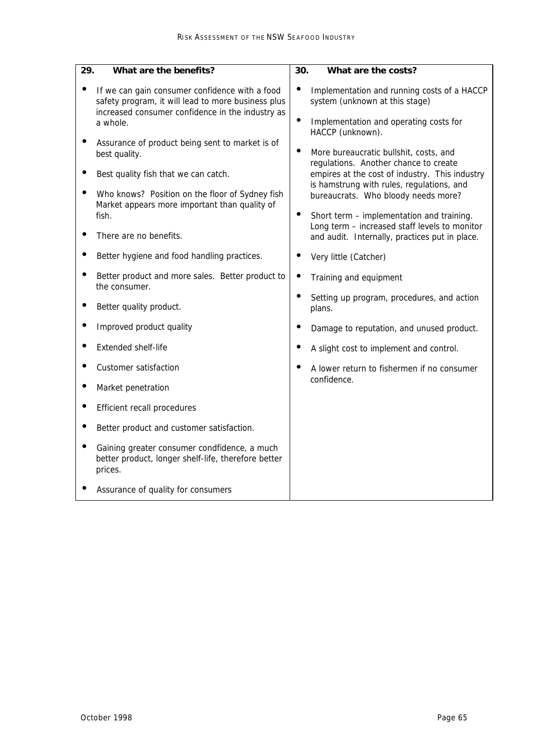| 29. What are the benefits? | 30. What are the costs? |
|---|---|
| • If we can gain consumer confidence with a food safety program, it will lead to more business plus increased consumer confidence in the industry as a whole.<br>• Assurance of product being sent to market is of best quality.<br>• Best quality fish that we can catch.<br>• Who knows? Position on the floor of Sydney fish Market appears more important than quality of fish.<br>• There are no benefits.<br>• Better hygiene and food handling practices.<br>• Better product and more sales. Better product to the consumer.<br>• Better quality product.<br>• Improved product quality<br>• Extended shelf-life<br>• Customer satisfaction<br>• Market penetration<br>• Efficient recall procedures<br>• Better product and customer satisfaction.<br>• Gaining greater consumer condfidence, a much better product, longer shelf-life, therefore better prices.<br>• Assurance of quality for consumers | • Implementation and running costs of a HACCP system (unknown at this stage)<br>• Implementation and operating costs for HACCP (unknown).<br>• More bureaucratic bullshit, costs, and regulations. Another chance to create empires at the cost of industry. This industry is hamstrung with rules, regulations, and bureaucrats. Who bloody needs more?<br>• Short term – implementation and training. Long term – increased staff levels to monitor and audit. Internally, practices put in place.<br>• Very little (Catcher)<br>• Training and equipment<br>• Setting up program, procedures, and action plans.<br>• Damage to reputation, and unused product.<br>• A slight cost to implement and control.<br>• A lower return to fishermen if no consumer confidence. |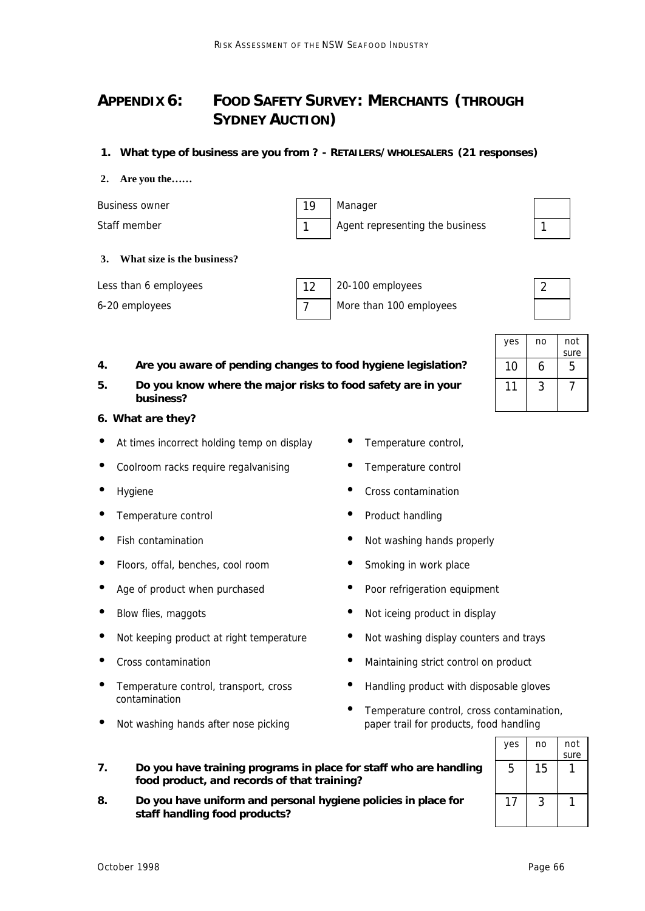# APPENDIX 6: FOOD SAFETY SURVEY: MERCHANTS (THROUGH SYDNEY AUCTION)

1. **What type of business are you from ? - RETAILERS/ WHOLESALERS (21 responses)**

2. **Are you the……**

| | | | |
|---|---|---|---|
| Business owner | 19 | Manager | |
| Staff member | 1 | Agent representing the business | 1 |

3. **What size is the business?**

| | | | |
|---|---|---|---|
| Less than 6 employees | 12 | 20-100 employees | 2 |
| 6-20 employees | 7 | More than 100 employees | |

| | yes | no | not sure |
|---|---|---|---|
| **4. Are you aware of pending changes to food hygiene legislation?** | 10 | 6 | 5 |
| **5. Do you know where the major risks to food safety are in your business?** | 11 | 3 | 7 |

**6. What are they?**

- At times incorrect holding temp on display
- Coolroom racks require regalvanising
- Hygiene
- Temperature control
- Fish contamination
- Floors, offal, benches, cool room
- Age of product when purchased
- Blow flies, maggots
- Not keeping product at right temperature
- Cross contamination
- Temperature control, transport, cross contamination
- Not washing hands after nose picking
- Temperature control,
- Temperature control
- Cross contamination
- Product handling
- Not washing hands properly
- Smoking in work place
- Poor refrigeration equipment
- Not icing product in display
- Not washing display counters and trays
- Maintaining strict control on product
- Handling product with disposable gloves
- Temperature control, cross contamination, paper trail for products, food handling

| | yes | no | not sure |
|---|---|---|---|
| **7. Do you have training programs in place for staff who are handling food product, and records of that training?** | 5 | 15 | 1 |
| **8. Do you have uniform and personal hygiene policies in place for staff handling food products?** | 17 | 3 | 1 |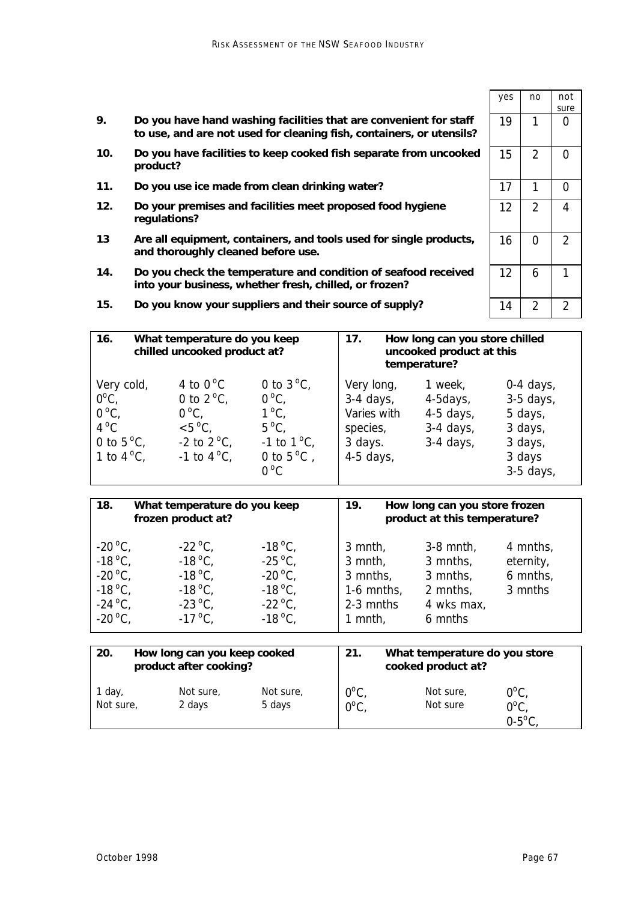| | | yes | no | not sure |
|---|---|---|---|---|
| **9.** | **Do you have hand washing facilities that are convenient for staff to use, and are not used for cleaning fish, containers, or utensils?** | 19 | 1 | 0 |
| **10.** | **Do you have facilities to keep cooked fish separate from uncooked product?** | 15 | 2 | 0 |
| **11.** | **Do you use ice made from clean drinking water?** | 17 | 1 | 0 |
| **12.** | **Do your premises and facilities meet proposed food hygiene regulations?** | 12 | 2 | 4 |
| **13** | **Are all equipment, containers, and tools used for single products, and thoroughly cleaned before use.** | 16 | 0 | 2 |
| **14.** | **Do you check the temperature and condition of seafood received into your business, whether fresh, chilled, or frozen?** | 12 | 6 | 1 |
| **15.** | **Do you know your suppliers and their source of supply?** | 14 | 2 | 2 |

| **16. What temperature do you keep chilled uncooked product at?** | | | **17. How long can you store chilled uncooked product at this temperature?** | | |
|---|---|---|---|---|---|
| Very cold, | 4 to 0 °C | 0 to 3 °C, | Very long, | 1 week, | 0-4 days, |
| 0°C, | 0 to 2 °C, | 0 °C, | 3-4 days, | 4-5days, | 3-5 days, |
| 0 °C, | 0 °C, | 1 °C, | Varies with | 4-5 days, | 5 days, |
| 4 °C | <5 °C, | 5 °C, | species, | 3-4 days, | 3 days, |
| 0 to 5 °C, | -2 to 2 °C, | -1 to 1 °C, | 3 days. | 3-4 days, | 3 days, |
| 1 to 4 °C, | -1 to 4 °C, | 0 to 5 °C , | 4-5 days, | | 3 days |
| | | 0 °C | | | 3-5 days, |

| **18. What temperature do you keep frozen product at?** | | | **19. How long can you store frozen product at this temperature?** | | |
|---|---|---|---|---|---|
| -20 °C, | -22 °C, | -18 °C, | 3 mnth, | 3-8 mnth, | 4 mnths, |
| -18 °C, | -18 °C, | -25 °C, | 3 mnth, | 3 mnths, | eternity, |
| -20 °C, | -18 °C, | -20 °C, | 3 mnths, | 3 mnths, | 6 mnths, |
| -18 °C, | -18 °C, | -18 °C, | 1-6 mnths, | 2 mnths, | 3 mnths |
| -24 °C, | -23 °C, | -22 °C, | 2-3 mnths | 4 wks max, | |
| -20 °C, | -17 °C, | -18 °C, | 1 mnth, | 6 mnths | |

| **20. How long can you keep cooked product after cooking?** | | | **21. What temperature do you store cooked product at?** | | |
|---|---|---|---|---|---|
| 1 day, | Not sure, | Not sure, | 0°C, | Not sure, | 0°C, |
| Not sure, | 2 days | 5 days | 0°C, | Not sure | 0°C, |
| | | | | | 0-5°C, |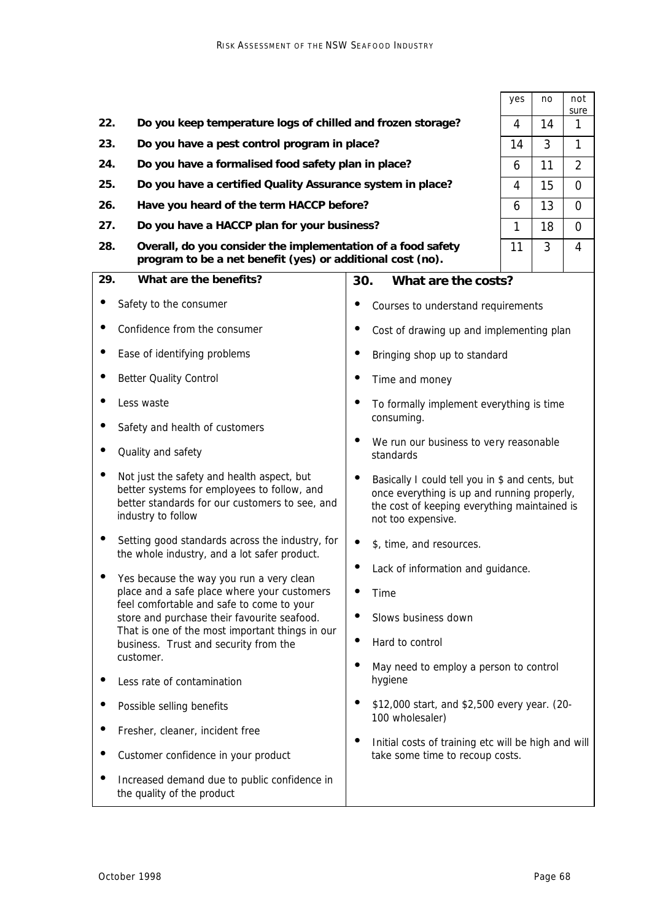| | | yes | no | not sure |
|---|---|---|---|---|
| **22.** | **Do you keep temperature logs of chilled and frozen storage?** | 4 | 14 | 1 |
| **23.** | **Do you have a pest control program in place?** | 14 | 3 | 1 |
| **24.** | **Do you have a formalised food safety plan in place?** | 6 | 11 | 2 |
| **25.** | **Do you have a certified Quality Assurance system in place?** | 4 | 15 | 0 |
| **26.** | **Have you heard of the term HACCP before?** | 6 | 13 | 0 |
| **27.** | **Do you have a HACCP plan for your business?** | 1 | 18 | 0 |
| **28.** | **Overall, do you consider the implementation of a food safety program to be a net benefit (yes) or additional cost (no).** | 11 | 3 | 4 |

**29. What are the benefits?**

- Safety to the consumer
- Confidence from the consumer
- Ease of identifying problems
- Better Quality Control
- Less waste
- Safety and health of customers
- Quality and safety
- Not just the safety and health aspect, but better systems for employees to follow, and better standards for our customers to see, and industry to follow
- Setting good standards across the industry, for the whole industry, and a lot safer product.
- Yes because the way you run a very clean place and a safe place where your customers feel comfortable and safe to come to your store and purchase their favourite seafood. That is one of the most important things in our business. Trust and security from the customer.
- Less rate of contamination
- Possible selling benefits
- Fresher, cleaner, incident free
- Customer confidence in your product
- Increased demand due to public confidence in the quality of the product

**30. What are the costs?**

- Courses to understand requirements
- Cost of drawing up and implementing plan
- Bringing shop up to standard
- Time and money
- To formally implement everything is time consuming.
- We run our business to very reasonable standards
- Basically I could tell you in $ and cents, but once everything is up and running properly, the cost of keeping everything maintained is not too expensive.
- $, time, and resources.
- Lack of information and guidance.
- Time
- Slows business down
- Hard to control
- May need to employ a person to control hygiene
- $12,000 start, and $2,500 every year. (20-100 wholesaler)
- Initial costs of training etc will be high and will take some time to recoup costs.